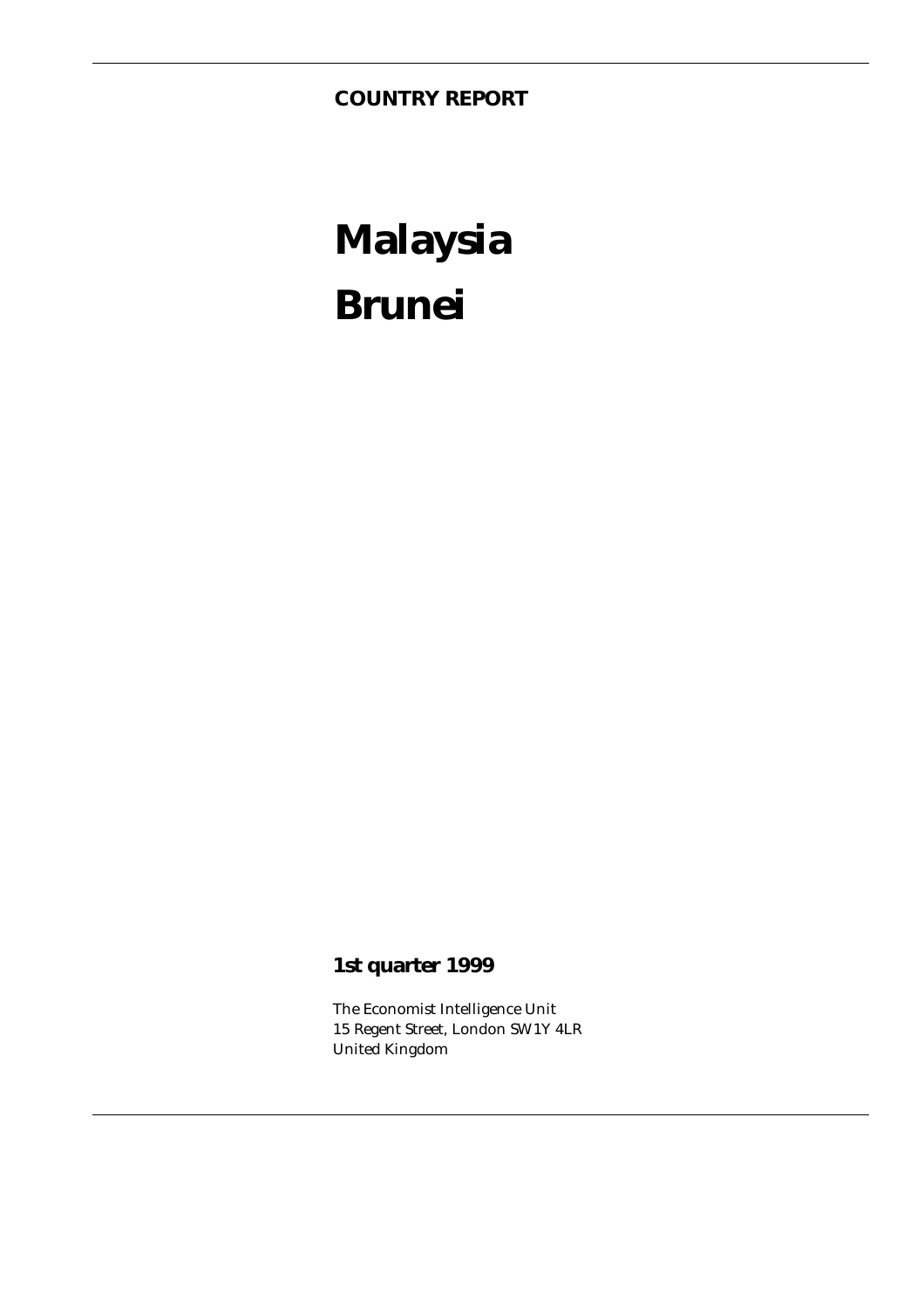**COUNTRY REPORT**

# Malaysia

# Brunei

## 1st quarter 1999

The Economist Intelligence Unit
15 Regent Street, London SW1Y 4LR
United Kingdom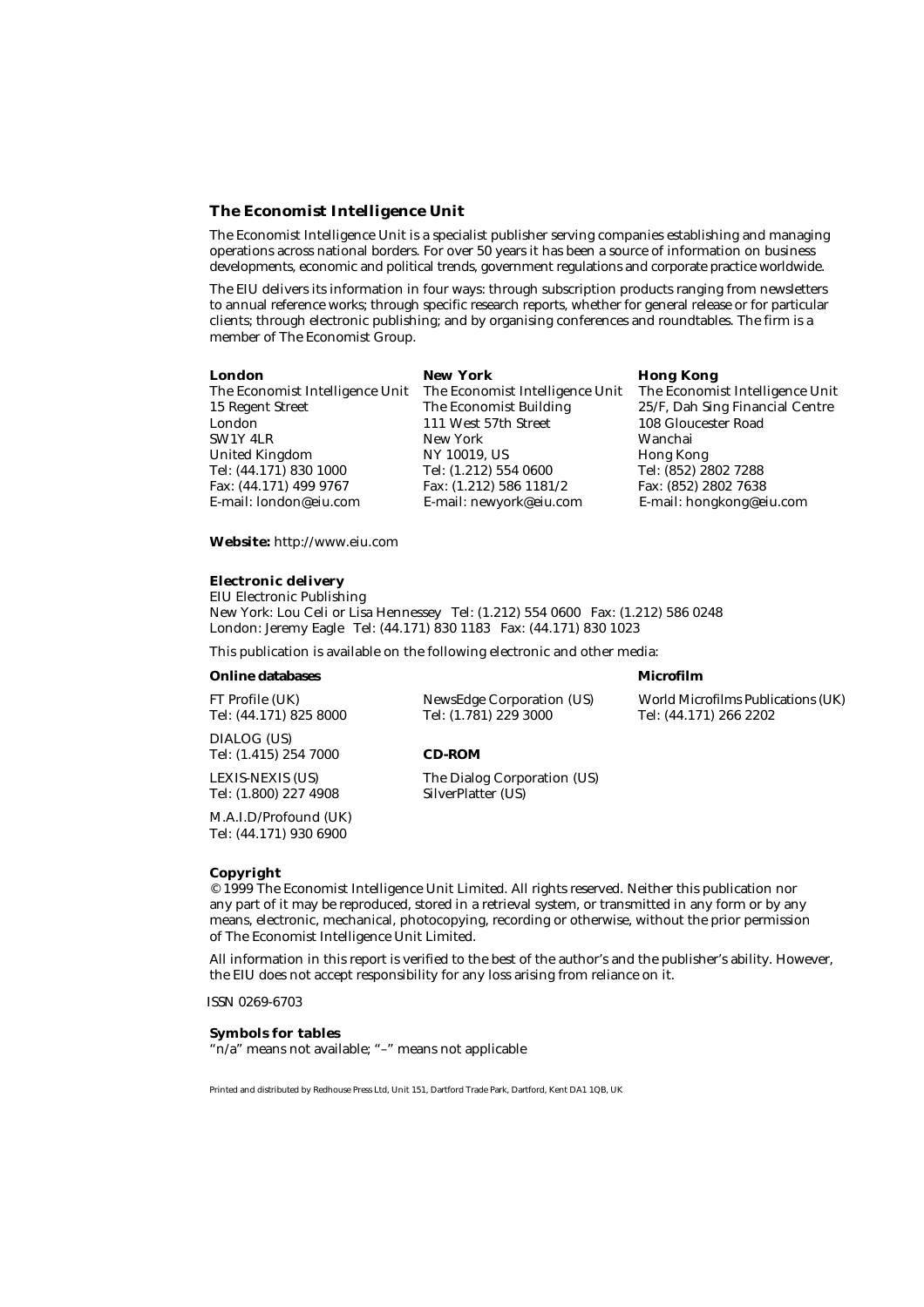## The Economist Intelligence Unit

The Economist Intelligence Unit is a specialist publisher serving companies establishing and managing operations across national borders. For over 50 years it has been a source of information on business developments, economic and political trends, government regulations and corporate practice worldwide.

The EIU delivers its information in four ways: through subscription products ranging from newsletters to annual reference works; through specific research reports, whether for general release or for particular clients; through electronic publishing; and by organising conferences and roundtables. The firm is a member of The Economist Group.

**London**
The Economist Intelligence Unit
15 Regent Street
London
SW1Y 4LR
United Kingdom
Tel: (44.171) 830 1000
Fax: (44.171) 499 9767
E-mail: london@eiu.com

**New York**
The Economist Intelligence Unit
The Economist Building
111 West 57th Street
New York
NY 10019, US
Tel: (1.212) 554 0600
Fax: (1.212) 586 1181/2
E-mail: newyork@eiu.com

**Hong Kong**
The Economist Intelligence Unit
25/F, Dah Sing Financial Centre
108 Gloucester Road
Wanchai
Hong Kong
Tel: (852) 2802 7288
Fax: (852) 2802 7638
E-mail: hongkong@eiu.com

**Website:** http://www.eiu.com

**Electronic delivery**
EIU Electronic Publishing
New York: Lou Celi or Lisa Hennessey Tel: (1.212) 554 0600 Fax: (1.212) 586 0248
London: Jeremy Eagle Tel: (44.171) 830 1183 Fax: (44.171) 830 1023

This publication is available on the following electronic and other media:

**Online databases**

FT Profile (UK)
Tel: (44.171) 825 8000

DIALOG (US)
Tel: (1.415) 254 7000

LEXIS-NEXIS (US)
Tel: (1.800) 227 4908

M.A.I.D/Profound (UK)
Tel: (44.171) 930 6900

NewsEdge Corporation (US)
Tel: (1.781) 229 3000

**CD-ROM**

The Dialog Corporation (US)
SilverPlatter (US)

**Microfilm**

World Microfilms Publications (UK)
Tel: (44.171) 266 2202

**Copyright**
© 1999 The Economist Intelligence Unit Limited. All rights reserved. Neither this publication nor any part of it may be reproduced, stored in a retrieval system, or transmitted in any form or by any means, electronic, mechanical, photocopying, recording or otherwise, without the prior permission of The Economist Intelligence Unit Limited.

All information in this report is verified to the best of the author's and the publisher's ability. However, the EIU does not accept responsibility for any loss arising from reliance on it.

ISSN 0269-6703

**Symbols for tables**
"n/a" means not available; "–" means not applicable

Printed and distributed by Redhouse Press Ltd, Unit 151, Dartford Trade Park, Dartford, Kent DA1 1QB, UK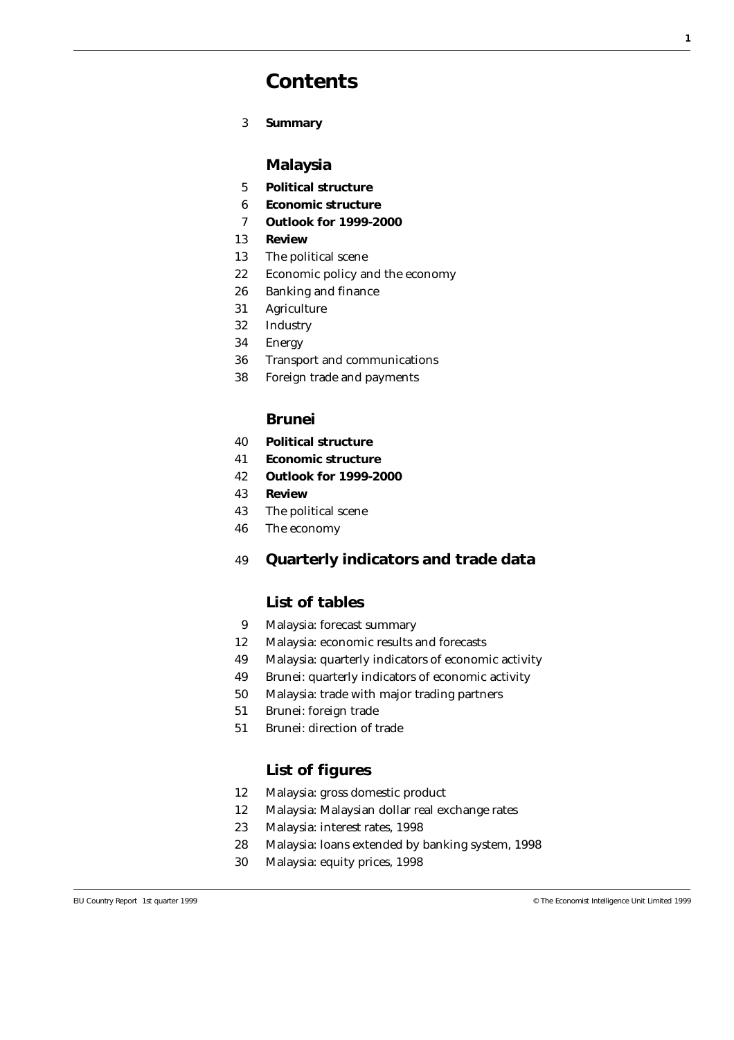# Contents

3 **Summary**

## Malaysia

5 **Political structure**

6 **Economic structure**

7 **Outlook for 1999-2000**

13 **Review**

13 The political scene

22 Economic policy and the economy

26 Banking and finance

31 Agriculture

32 Industry

34 Energy

36 Transport and communications

38 Foreign trade and payments

## Brunei

40 **Political structure**

41 **Economic structure**

42 **Outlook for 1999-2000**

43 **Review**

43 The political scene

46 The economy

## 49 Quarterly indicators and trade data

## List of tables

9 Malaysia: forecast summary

12 Malaysia: economic results and forecasts

49 Malaysia: quarterly indicators of economic activity

49 Brunei: quarterly indicators of economic activity

50 Malaysia: trade with major trading partners

51 Brunei: foreign trade

51 Brunei: direction of trade

## List of figures

12 Malaysia: gross domestic product

12 Malaysia: Malaysian dollar real exchange rates

23 Malaysia: interest rates, 1998

28 Malaysia: loans extended by banking system, 1998

30 Malaysia: equity prices, 1998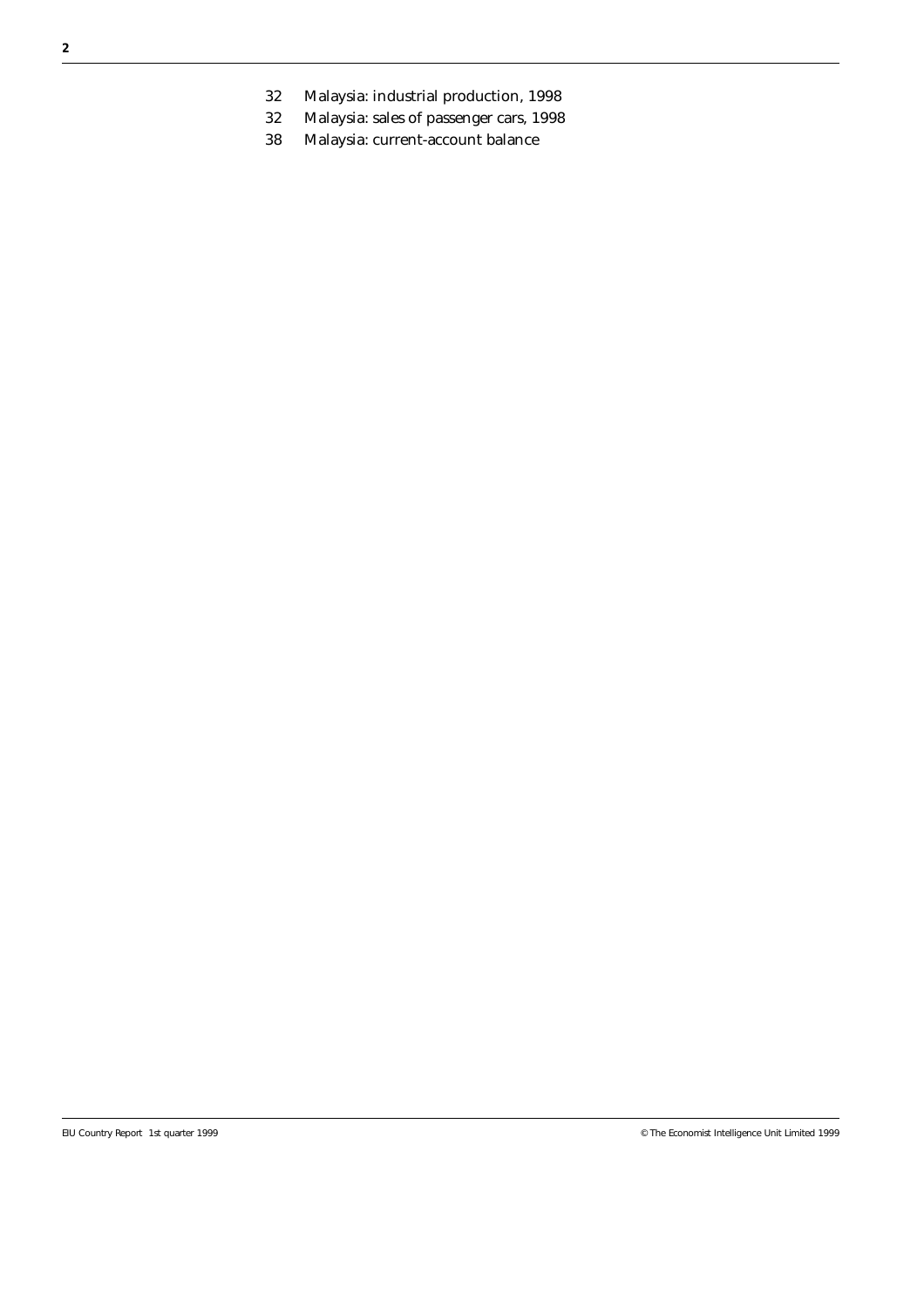32 Malaysia: industrial production, 1998

32 Malaysia: sales of passenger cars, 1998

38 Malaysia: current-account balance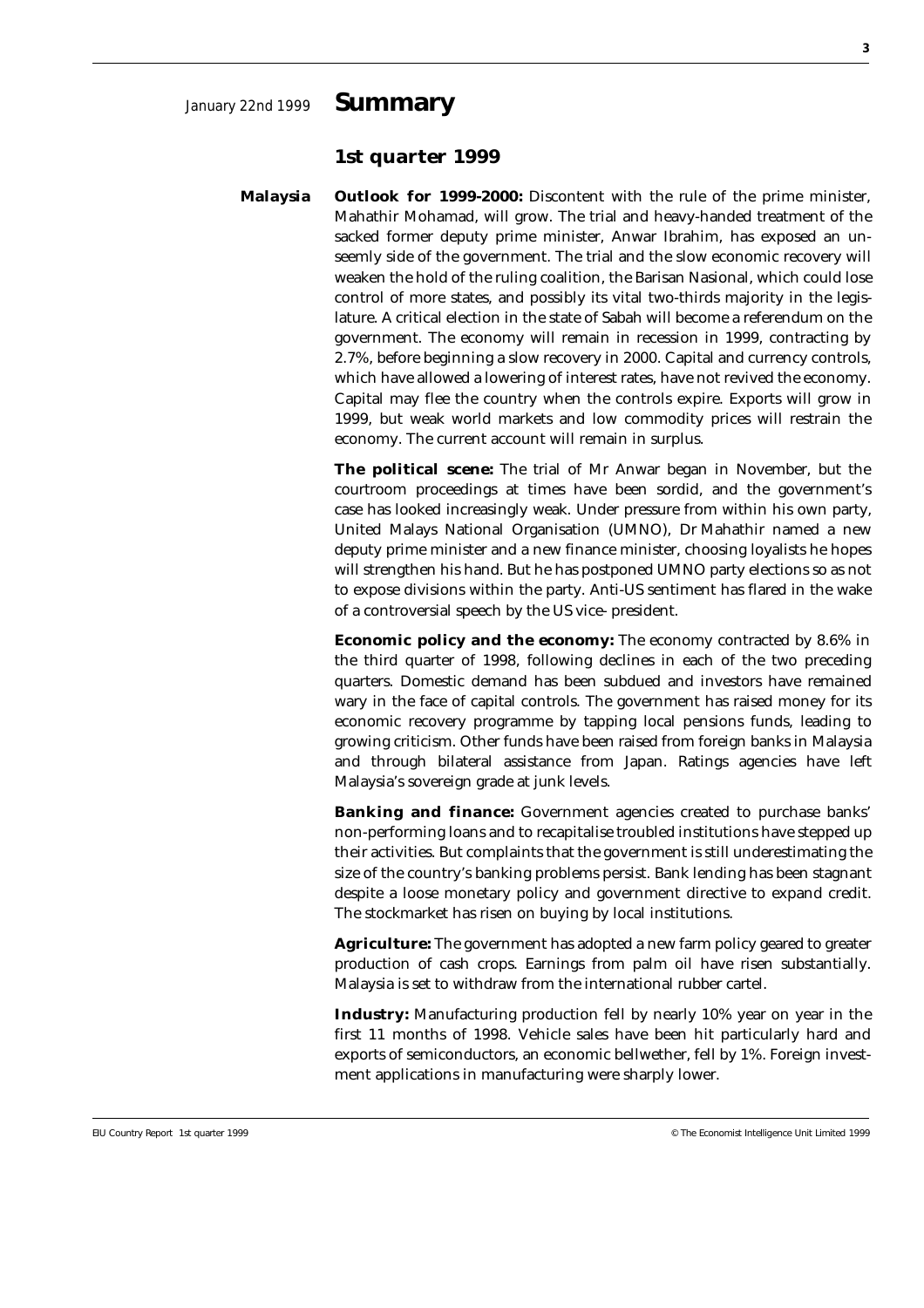January 22nd 1999

# Summary

## 1st quarter 1999

**Malaysia**

**Outlook for 1999-2000:** Discontent with the rule of the prime minister, Mahathir Mohamad, will grow. The trial and heavy-handed treatment of the sacked former deputy prime minister, Anwar Ibrahim, has exposed an unseemly side of the government. The trial and the slow economic recovery will weaken the hold of the ruling coalition, the Barisan Nasional, which could lose control of more states, and possibly its vital two-thirds majority in the legislature. A critical election in the state of Sabah will become a referendum on the government. The economy will remain in recession in 1999, contracting by 2.7%, before beginning a slow recovery in 2000. Capital and currency controls, which have allowed a lowering of interest rates, have not revived the economy. Capital may flee the country when the controls expire. Exports will grow in 1999, but weak world markets and low commodity prices will restrain the economy. The current account will remain in surplus.

**The political scene:** The trial of Mr Anwar began in November, but the courtroom proceedings at times have been sordid, and the government's case has looked increasingly weak. Under pressure from within his own party, United Malays National Organisation (UMNO), Dr Mahathir named a new deputy prime minister and a new finance minister, choosing loyalists he hopes will strengthen his hand. But he has postponed UMNO party elections so as not to expose divisions within the party. Anti-US sentiment has flared in the wake of a controversial speech by the US vice- president.

**Economic policy and the economy:** The economy contracted by 8.6% in the third quarter of 1998, following declines in each of the two preceding quarters. Domestic demand has been subdued and investors have remained wary in the face of capital controls. The government has raised money for its economic recovery programme by tapping local pensions funds, leading to growing criticism. Other funds have been raised from foreign banks in Malaysia and through bilateral assistance from Japan. Ratings agencies have left Malaysia's sovereign grade at junk levels.

**Banking and finance:** Government agencies created to purchase banks' non-performing loans and to recapitalise troubled institutions have stepped up their activities. But complaints that the government is still underestimating the size of the country's banking problems persist. Bank lending has been stagnant despite a loose monetary policy and government directive to expand credit. The stockmarket has risen on buying by local institutions.

**Agriculture:** The government has adopted a new farm policy geared to greater production of cash crops. Earnings from palm oil have risen substantially. Malaysia is set to withdraw from the international rubber cartel.

**Industry:** Manufacturing production fell by nearly 10% year on year in the first 11 months of 1998. Vehicle sales have been hit particularly hard and exports of semiconductors, an economic bellwether, fell by 1%. Foreign investment applications in manufacturing were sharply lower.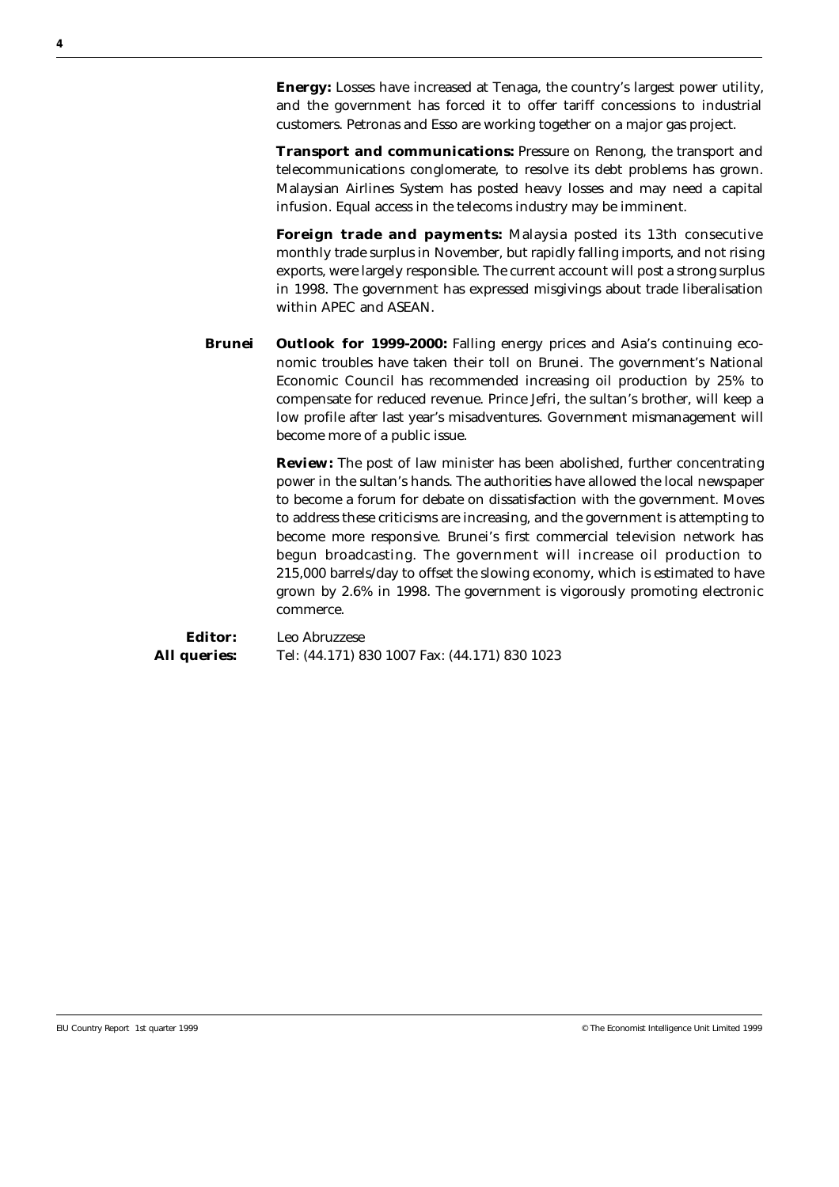**Energy:** Losses have increased at Tenaga, the country's largest power utility, and the government has forced it to offer tariff concessions to industrial customers. Petronas and Esso are working together on a major gas project.

**Transport and communications:** Pressure on Renong, the transport and telecommunications conglomerate, to resolve its debt problems has grown. Malaysian Airlines System has posted heavy losses and may need a capital infusion. Equal access in the telecoms industry may be imminent.

**Foreign trade and payments:** Malaysia posted its 13th consecutive monthly trade surplus in November, but rapidly falling imports, and not rising exports, were largely responsible. The current account will post a strong surplus in 1998. The government has expressed misgivings about trade liberalisation within APEC and ASEAN.

## Brunei

**Outlook for 1999-2000:** Falling energy prices and Asia's continuing economic troubles have taken their toll on Brunei. The government's National Economic Council has recommended increasing oil production by 25% to compensate for reduced revenue. Prince Jefri, the sultan's brother, will keep a low profile after last year's misadventures. Government mismanagement will become more of a public issue.

**Review:** The post of law minister has been abolished, further concentrating power in the sultan's hands. The authorities have allowed the local newspaper to become a forum for debate on dissatisfaction with the government. Moves to address these criticisms are increasing, and the government is attempting to become more responsive. Brunei's first commercial television network has begun broadcasting. The government will increase oil production to 215,000 barrels/day to offset the slowing economy, which is estimated to have grown by 2.6% in 1998. The government is vigorously promoting electronic commerce.

**Editor:** Leo Abruzzese

**All queries:** Tel: (44.171) 830 1007 Fax: (44.171) 830 1023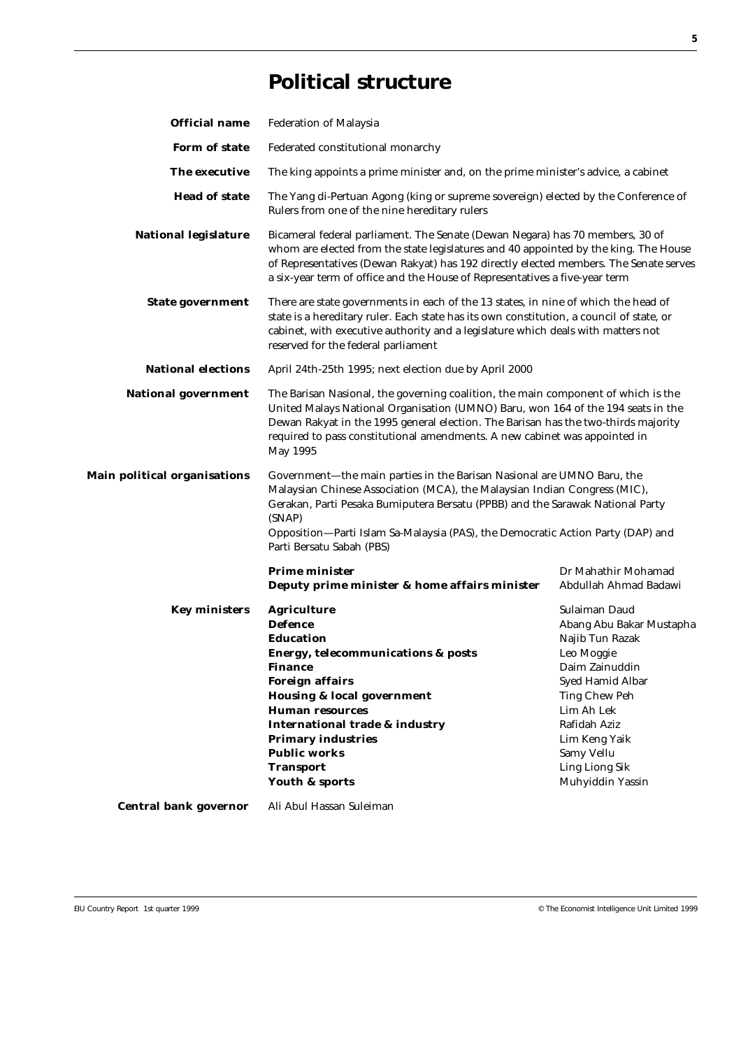# Political structure

**Official name** Federation of Malaysia

**Form of state** Federated constitutional monarchy

**The executive** The king appoints a prime minister and, on the prime minister's advice, a cabinet

**Head of state** The Yang di-Pertuan Agong (king or supreme sovereign) elected by the Conference of Rulers from one of the nine hereditary rulers

**National legislature** Bicameral federal parliament. The Senate (Dewan Negara) has 70 members, 30 of whom are elected from the state legislatures and 40 appointed by the king. The House of Representatives (Dewan Rakyat) has 192 directly elected members. The Senate serves a six-year term of office and the House of Representatives a five-year term

**State government** There are state governments in each of the 13 states, in nine of which the head of state is a hereditary ruler. Each state has its own constitution, a council of state, or cabinet, with executive authority and a legislature which deals with matters not reserved for the federal parliament

**National elections** April 24th-25th 1995; next election due by April 2000

**National government** The Barisan Nasional, the governing coalition, the main component of which is the United Malays National Organisation (UMNO) Baru, won 164 of the 194 seats in the Dewan Rakyat in the 1995 general election. The Barisan has the two-thirds majority required to pass constitutional amendments. A new cabinet was appointed in May 1995

**Main political organisations** Government—the main parties in the Barisan Nasional are UMNO Baru, the Malaysian Chinese Association (MCA), the Malaysian Indian Congress (MIC), Gerakan, Parti Pesaka Bumiputera Bersatu (PPBB) and the Sarawak National Party (SNAP)
Opposition—Parti Islam Sa-Malaysia (PAS), the Democratic Action Party (DAP) and Parti Bersatu Sabah (PBS)

| | |
|---|---|
| **Prime minister** | Dr Mahathir Mohamad |
| **Deputy prime minister & home affairs minister** | Abdullah Ahmad Badawi |

**Key ministers**

| | |
|---|---|
| **Agriculture** | Sulaiman Daud |
| **Defence** | Abang Abu Bakar Mustapha |
| **Education** | Najib Tun Razak |
| **Energy, telecommunications & posts** | Leo Moggie |
| **Finance** | Daim Zainuddin |
| **Foreign affairs** | Syed Hamid Albar |
| **Housing & local government** | Ting Chew Peh |
| **Human resources** | Lim Ah Lek |
| **International trade & industry** | Rafidah Aziz |
| **Primary industries** | Lim Keng Yaik |
| **Public works** | Samy Vellu |
| **Transport** | Ling Liong Sik |
| **Youth & sports** | Muhyiddin Yassin |

**Central bank governor** Ali Abul Hassan Suleiman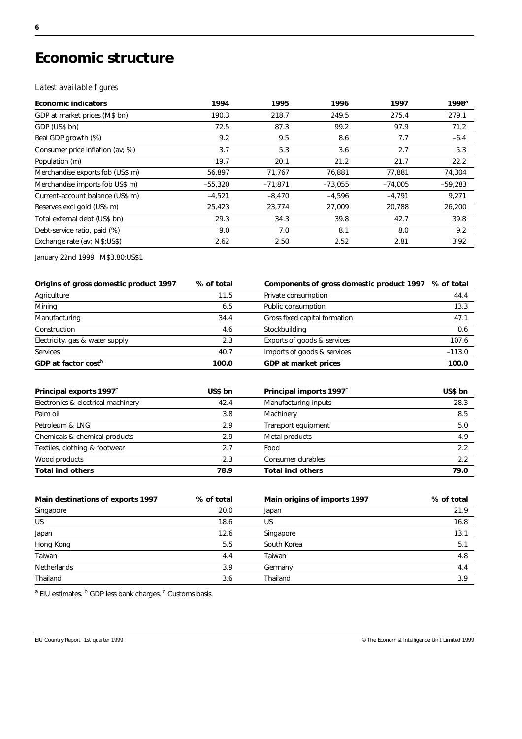# Economic structure

*Latest available figures*

| Economic indicators | 1994 | 1995 | 1996 | 1997 | 1998[a] |
|---|---|---|---|---|---|
| GDP at market prices (M$ bn) | 190.3 | 218.7 | 249.5 | 275.4 | 279.1 |
| GDP (US$ bn) | 72.5 | 87.3 | 99.2 | 97.9 | 71.2 |
| Real GDP growth (%) | 9.2 | 9.5 | 8.6 | 7.7 | –6.4 |
| Consumer price inflation (av; %) | 3.7 | 5.3 | 3.6 | 2.7 | 5.3 |
| Population (m) | 19.7 | 20.1 | 21.2 | 21.7 | 22.2 |
| Merchandise exports fob (US$ m) | 56,897 | 71,767 | 76,881 | 77,881 | 74,304 |
| Merchandise imports fob US$ m) | –55,320 | –71,871 | –73,055 | –74,005 | –59,283 |
| Current-account balance (US$ m) | –4,521 | –8,470 | –4,596 | –4,791 | 9,271 |
| Reserves excl gold (US$ m) | 25,423 | 23,774 | 27,009 | 20,788 | 26,200 |
| Total external debt (US$ bn) | 29.3 | 34.3 | 39.8 | 42.7 | 39.8 |
| Debt-service ratio, paid (%) | 9.0 | 7.0 | 8.1 | 8.0 | 9.2 |
| Exchange rate (av; M$:US$) | 2.62 | 2.50 | 2.52 | 2.81 | 3.92 |

January 22nd 1999 M$3.80:US$1

| Origins of gross domestic product 1997 | % of total |
|---|---|
| Agriculture | 11.5 |
| Mining | 6.5 |
| Manufacturing | 34.4 |
| Construction | 4.6 |
| Electricity, gas & water supply | 2.3 |
| Services | 40.7 |
| **GDP at factor cost[b]** | **100.0** |

| Components of gross domestic product 1997 | % of total |
|---|---|
| Private consumption | 44.4 |
| Public consumption | 13.3 |
| Gross fixed capital formation | 47.1 |
| Stockbuilding | 0.6 |
| Exports of goods & services | 107.6 |
| Imports of goods & services | –113.0 |
| **GDP at market prices** | **100.0** |

| Principal exports 1997[c] | US$ bn |
|---|---|
| Electronics & electrical machinery | 42.4 |
| Palm oil | 3.8 |
| Petroleum & LNG | 2.9 |
| Chemicals & chemical products | 2.9 |
| Textiles, clothing & footwear | 2.7 |
| Wood products | 2.3 |
| **Total incl others** | **78.9** |

| Principal imports 1997[c] | US$ bn |
|---|---|
| Manufacturing inputs | 28.3 |
| Machinery | 8.5 |
| Transport equipment | 5.0 |
| Metal products | 4.9 |
| Food | 2.2 |
| Consumer durables | 2.2 |
| **Total incl others** | **79.0** |

| Main destinations of exports 1997 | % of total |
|---|---|
| Singapore | 20.0 |
| US | 18.6 |
| Japan | 12.6 |
| Hong Kong | 5.5 |
| Taiwan | 4.4 |
| Netherlands | 3.9 |
| Thailand | 3.6 |

| Main origins of imports 1997 | % of total |
|---|---|
| Japan | 21.9 |
| US | 16.8 |
| Singapore | 13.1 |
| South Korea | 5.1 |
| Taiwan | 4.8 |
| Germany | 4.4 |
| Thailand | 3.9 |

[a] EIU estimates. [b] GDP less bank charges. [c] Customs basis.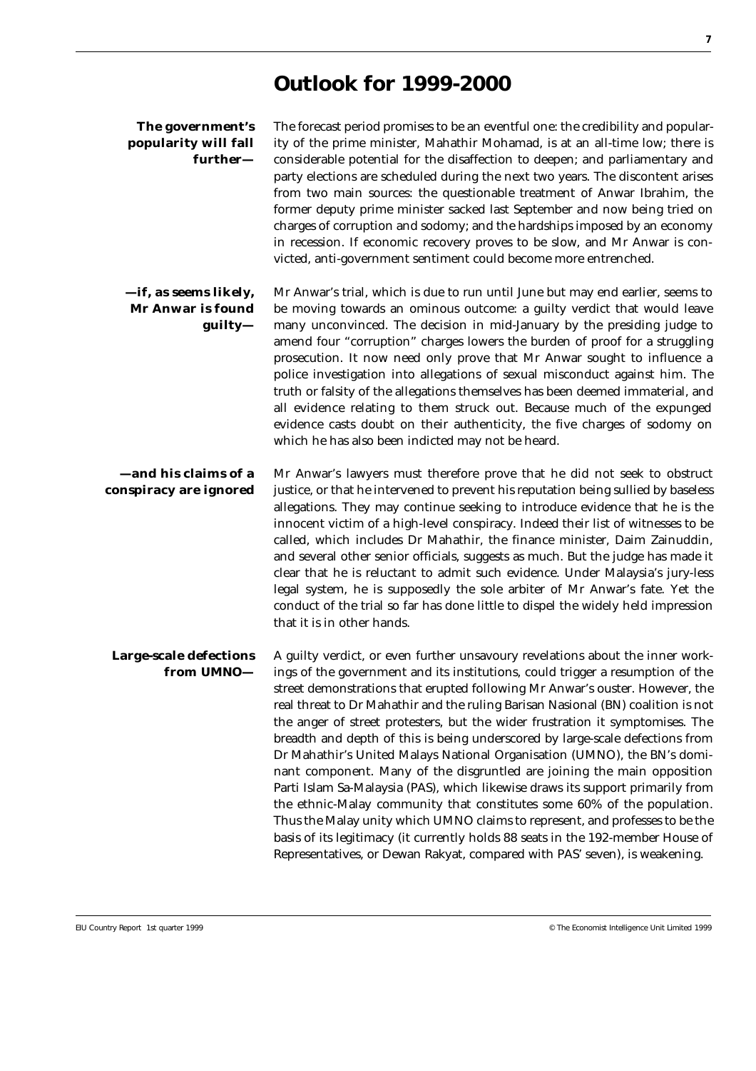# Outlook for 1999-2000

**The government's popularity will fall further—**

The forecast period promises to be an eventful one: the credibility and popularity of the prime minister, Mahathir Mohamad, is at an all-time low; there is considerable potential for the disaffection to deepen; and parliamentary and party elections are scheduled during the next two years. The discontent arises from two main sources: the questionable treatment of Anwar Ibrahim, the former deputy prime minister sacked last September and now being tried on charges of corruption and sodomy; and the hardships imposed by an economy in recession. If economic recovery proves to be slow, and Mr Anwar is convicted, anti-government sentiment could become more entrenched.

**—if, as seems likely, Mr Anwar is found guilty—**

Mr Anwar's trial, which is due to run until June but may end earlier, seems to be moving towards an ominous outcome: a guilty verdict that would leave many unconvinced. The decision in mid-January by the presiding judge to amend four "corruption" charges lowers the burden of proof for a struggling prosecution. It now need only prove that Mr Anwar sought to influence a police investigation into allegations of sexual misconduct against him. The truth or falsity of the allegations themselves has been deemed immaterial, and all evidence relating to them struck out. Because much of the expunged evidence casts doubt on their authenticity, the five charges of sodomy on which he has also been indicted may not be heard.

**—and his claims of a conspiracy are ignored**

Mr Anwar's lawyers must therefore prove that he did not seek to obstruct justice, or that he intervened to prevent his reputation being sullied by baseless allegations. They may continue seeking to introduce evidence that he is the innocent victim of a high-level conspiracy. Indeed their list of witnesses to be called, which includes Dr Mahathir, the finance minister, Daim Zainuddin, and several other senior officials, suggests as much. But the judge has made it clear that he is reluctant to admit such evidence. Under Malaysia's jury-less legal system, he is supposedly the sole arbiter of Mr Anwar's fate. Yet the conduct of the trial so far has done little to dispel the widely held impression that it is in other hands.

**Large-scale defections from UMNO—**

A guilty verdict, or even further unsavoury revelations about the inner workings of the government and its institutions, could trigger a resumption of the street demonstrations that erupted following Mr Anwar's ouster. However, the real threat to Dr Mahathir and the ruling Barisan Nasional (BN) coalition is not the anger of street protesters, but the wider frustration it symptomises. The breadth and depth of this is being underscored by large-scale defections from Dr Mahathir's United Malays National Organisation (UMNO), the BN's dominant component. Many of the disgruntled are joining the main opposition Parti Islam Sa-Malaysia (PAS), which likewise draws its support primarily from the ethnic-Malay community that constitutes some 60% of the population. Thus the Malay unity which UMNO claims to represent, and professes to be the basis of its legitimacy (it currently holds 88 seats in the 192-member House of Representatives, or Dewan Rakyat, compared with PAS' seven), is weakening.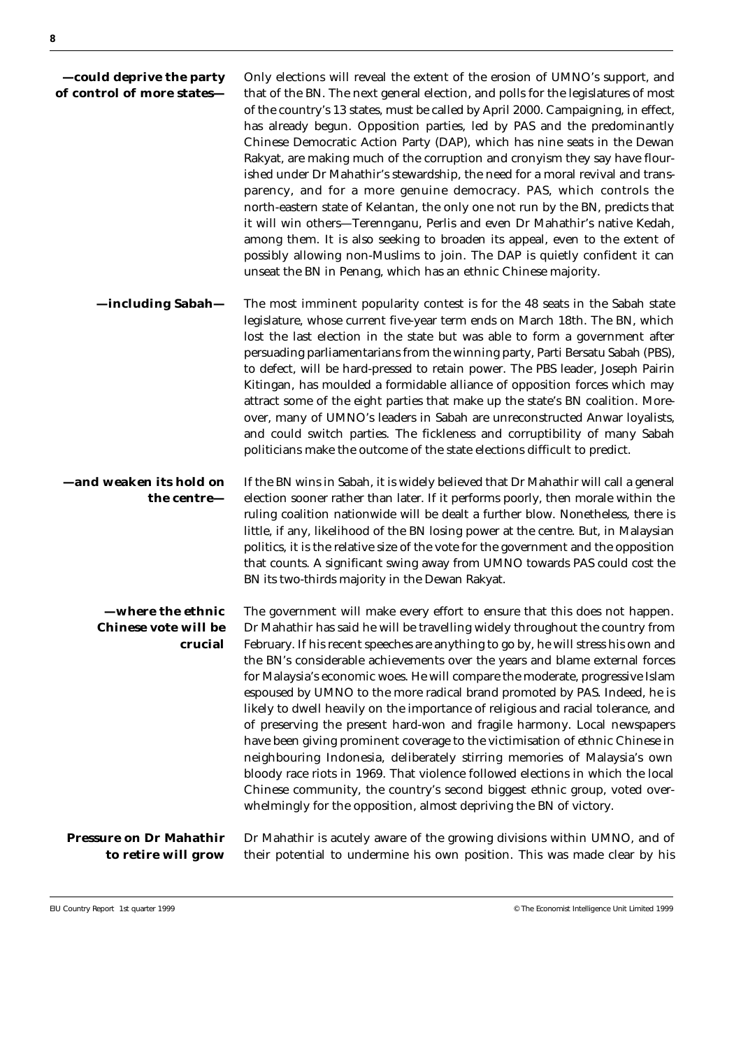**—could deprive the party of control of more states—**

Only elections will reveal the extent of the erosion of UMNO's support, and that of the BN. The next general election, and polls for the legislatures of most of the country's 13 states, must be called by April 2000. Campaigning, in effect, has already begun. Opposition parties, led by PAS and the predominantly Chinese Democratic Action Party (DAP), which has nine seats in the Dewan Rakyat, are making much of the corruption and cronyism they say have flourished under Dr Mahathir's stewardship, the need for a moral revival and transparency, and for a more genuine democracy. PAS, which controls the north-eastern state of Kelantan, the only one not run by the BN, predicts that it will win others—Terennganu, Perlis and even Dr Mahathir's native Kedah, among them. It is also seeking to broaden its appeal, even to the extent of possibly allowing non-Muslims to join. The DAP is quietly confident it can unseat the BN in Penang, which has an ethnic Chinese majority.

**—including Sabah—**

The most imminent popularity contest is for the 48 seats in the Sabah state legislature, whose current five-year term ends on March 18th. The BN, which lost the last election in the state but was able to form a government after persuading parliamentarians from the winning party, Parti Bersatu Sabah (PBS), to defect, will be hard-pressed to retain power. The PBS leader, Joseph Pairin Kitingan, has moulded a formidable alliance of opposition forces which may attract some of the eight parties that make up the state's BN coalition. Moreover, many of UMNO's leaders in Sabah are unreconstructed Anwar loyalists, and could switch parties. The fickleness and corruptibility of many Sabah politicians make the outcome of the state elections difficult to predict.

**—and weaken its hold on the centre—**

If the BN wins in Sabah, it is widely believed that Dr Mahathir will call a general election sooner rather than later. If it performs poorly, then morale within the ruling coalition nationwide will be dealt a further blow. Nonetheless, there is little, if any, likelihood of the BN losing power at the centre. But, in Malaysian politics, it is the relative size of the vote for the government and the opposition that counts. A significant swing away from UMNO towards PAS could cost the BN its two-thirds majority in the Dewan Rakyat.

**—where the ethnic Chinese vote will be crucial**

The government will make every effort to ensure that this does not happen. Dr Mahathir has said he will be travelling widely throughout the country from February. If his recent speeches are anything to go by, he will stress his own and the BN's considerable achievements over the years and blame external forces for Malaysia's economic woes. He will compare the moderate, progressive Islam espoused by UMNO to the more radical brand promoted by PAS. Indeed, he is likely to dwell heavily on the importance of religious and racial tolerance, and of preserving the present hard-won and fragile harmony. Local newspapers have been giving prominent coverage to the victimisation of ethnic Chinese in neighbouring Indonesia, deliberately stirring memories of Malaysia's own bloody race riots in 1969. That violence followed elections in which the local Chinese community, the country's second biggest ethnic group, voted overwhelmingly for the opposition, almost depriving the BN of victory.

**Pressure on Dr Mahathir to retire will grow**

Dr Mahathir is acutely aware of the growing divisions within UMNO, and of their potential to undermine his own position. This was made clear by his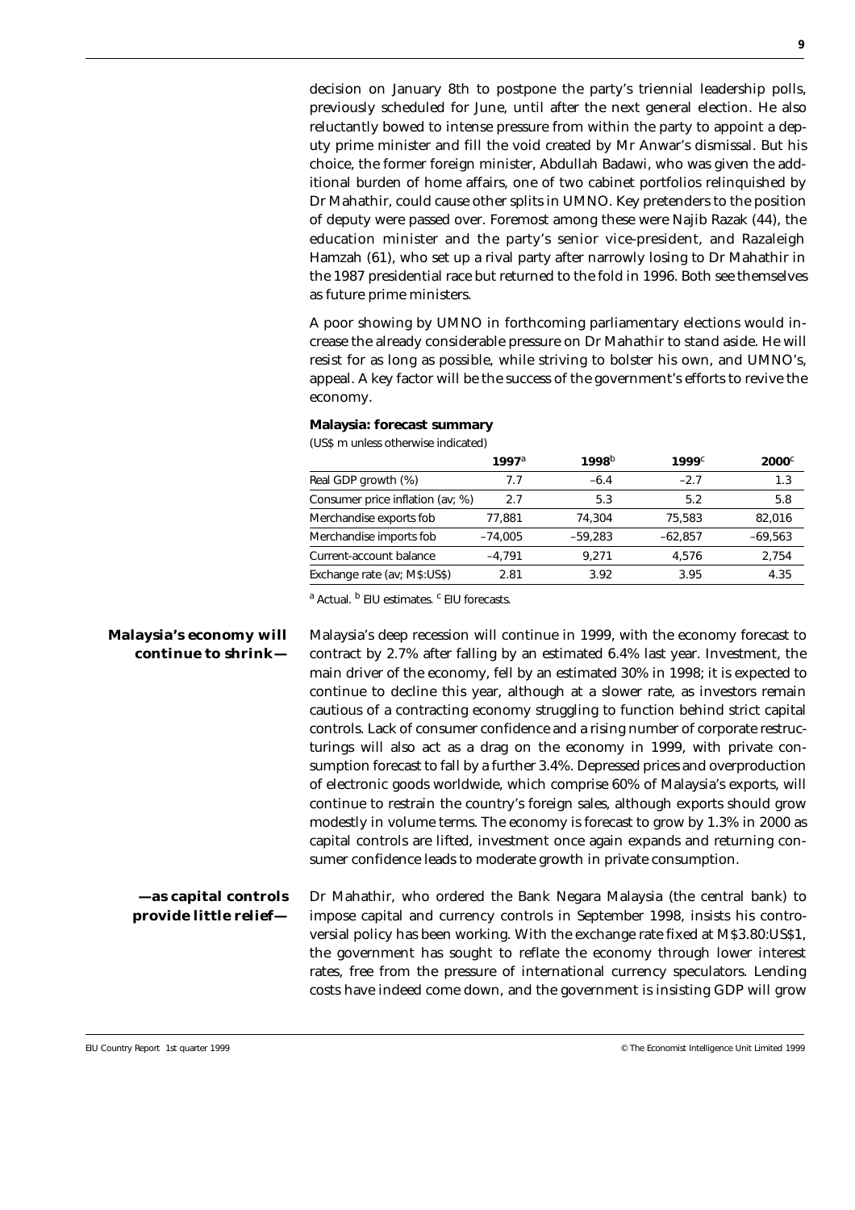decision on January 8th to postpone the party's triennial leadership polls, previously scheduled for June, until after the next general election. He also reluctantly bowed to intense pressure from within the party to appoint a deputy prime minister and fill the void created by Mr Anwar's dismissal. But his choice, the former foreign minister, Abdullah Badawi, who was given the additional burden of home affairs, one of two cabinet portfolios relinquished by Dr Mahathir, could cause other splits in UMNO. Key pretenders to the position of deputy were passed over. Foremost among these were Najib Razak (44), the education minister and the party's senior vice-president, and Razaleigh Hamzah (61), who set up a rival party after narrowly losing to Dr Mahathir in the 1987 presidential race but returned to the fold in 1996. Both see themselves as future prime ministers.

A poor showing by UMNO in forthcoming parliamentary elections would increase the already considerable pressure on Dr Mahathir to stand aside. He will resist for as long as possible, while striving to bolster his own, and UMNO's, appeal. A key factor will be the success of the government's efforts to revive the economy.

**Malaysia: forecast summary**

(US$ m unless otherwise indicated)

| | 1997[a] | 1998[b] | 1999[c] | 2000[c] |
|---|---|---|---|---|
| Real GDP growth (%) | 7.7 | –6.4 | –2.7 | 1.3 |
| Consumer price inflation (av; %) | 2.7 | 5.3 | 5.2 | 5.8 |
| Merchandise exports fob | 77,881 | 74,304 | 75,583 | 82,016 |
| Merchandise imports fob | –74,005 | –59,283 | –62,857 | –69,563 |
| Current-account balance | –4,791 | 9,271 | 4,576 | 2,754 |
| Exchange rate (av; M$:US$) | 2.81 | 3.92 | 3.95 | 4.35 |

[a] Actual. [b] EIU estimates. [c] EIU forecasts.

**Malaysia's economy will continue to shrink—**

Malaysia's deep recession will continue in 1999, with the economy forecast to contract by 2.7% after falling by an estimated 6.4% last year. Investment, the main driver of the economy, fell by an estimated 30% in 1998; it is expected to continue to decline this year, although at a slower rate, as investors remain cautious of a contracting economy struggling to function behind strict capital controls. Lack of consumer confidence and a rising number of corporate restructurings will also act as a drag on the economy in 1999, with private consumption forecast to fall by a further 3.4%. Depressed prices and overproduction of electronic goods worldwide, which comprise 60% of Malaysia's exports, will continue to restrain the country's foreign sales, although exports should grow modestly in volume terms. The economy is forecast to grow by 1.3% in 2000 as capital controls are lifted, investment once again expands and returning consumer confidence leads to moderate growth in private consumption.

**—as capital controls provide little relief—**

Dr Mahathir, who ordered the Bank Negara Malaysia (the central bank) to impose capital and currency controls in September 1998, insists his controversial policy has been working. With the exchange rate fixed at M$3.80:US$1, the government has sought to reflate the economy through lower interest rates, free from the pressure of international currency speculators. Lending costs have indeed come down, and the government is insisting GDP will grow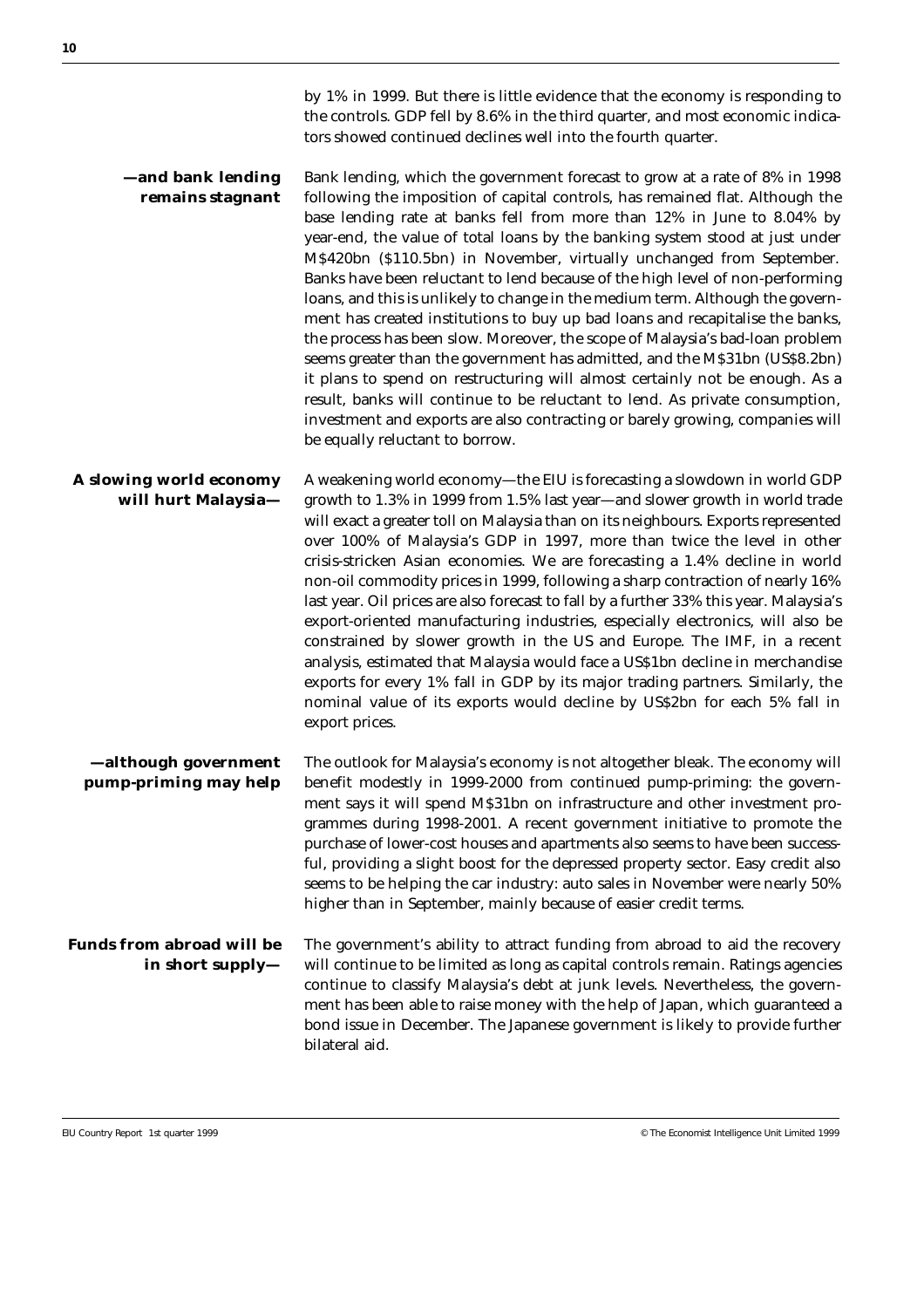by 1% in 1999. But there is little evidence that the economy is responding to the controls. GDP fell by 8.6% in the third quarter, and most economic indicators showed continued declines well into the fourth quarter.

**—and bank lending remains stagnant**

Bank lending, which the government forecast to grow at a rate of 8% in 1998 following the imposition of capital controls, has remained flat. Although the base lending rate at banks fell from more than 12% in June to 8.04% by year-end, the value of total loans by the banking system stood at just under M$420bn ($110.5bn) in November, virtually unchanged from September. Banks have been reluctant to lend because of the high level of non-performing loans, and this is unlikely to change in the medium term. Although the government has created institutions to buy up bad loans and recapitalise the banks, the process has been slow. Moreover, the scope of Malaysia's bad-loan problem seems greater than the government has admitted, and the M$31bn (US$8.2bn) it plans to spend on restructuring will almost certainly not be enough. As a result, banks will continue to be reluctant to lend. As private consumption, investment and exports are also contracting or barely growing, companies will be equally reluctant to borrow.

**A slowing world economy will hurt Malaysia—**

A weakening world economy—the EIU is forecasting a slowdown in world GDP growth to 1.3% in 1999 from 1.5% last year—and slower growth in world trade will exact a greater toll on Malaysia than on its neighbours. Exports represented over 100% of Malaysia's GDP in 1997, more than twice the level in other crisis-stricken Asian economies. We are forecasting a 1.4% decline in world non-oil commodity prices in 1999, following a sharp contraction of nearly 16% last year. Oil prices are also forecast to fall by a further 33% this year. Malaysia's export-oriented manufacturing industries, especially electronics, will also be constrained by slower growth in the US and Europe. The IMF, in a recent analysis, estimated that Malaysia would face a US$1bn decline in merchandise exports for every 1% fall in GDP by its major trading partners. Similarly, the nominal value of its exports would decline by US$2bn for each 5% fall in export prices.

**—although government pump-priming may help**

The outlook for Malaysia's economy is not altogether bleak. The economy will benefit modestly in 1999-2000 from continued pump-priming: the government says it will spend M$31bn on infrastructure and other investment programmes during 1998-2001. A recent government initiative to promote the purchase of lower-cost houses and apartments also seems to have been successful, providing a slight boost for the depressed property sector. Easy credit also seems to be helping the car industry: auto sales in November were nearly 50% higher than in September, mainly because of easier credit terms.

**Funds from abroad will be in short supply—**

The government's ability to attract funding from abroad to aid the recovery will continue to be limited as long as capital controls remain. Ratings agencies continue to classify Malaysia's debt at junk levels. Nevertheless, the government has been able to raise money with the help of Japan, which guaranteed a bond issue in December. The Japanese government is likely to provide further bilateral aid.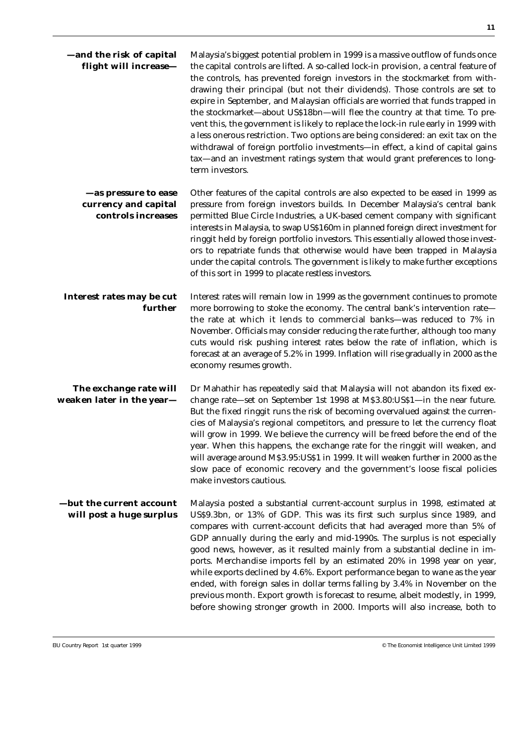**—and the risk of capital flight will increase—**

Malaysia's biggest potential problem in 1999 is a massive outflow of funds once the capital controls are lifted. A so-called lock-in provision, a central feature of the controls, has prevented foreign investors in the stockmarket from withdrawing their principal (but not their dividends). Those controls are set to expire in September, and Malaysian officials are worried that funds trapped in the stockmarket—about US$18bn—will flee the country at that time. To prevent this, the government is likely to replace the lock-in rule early in 1999 with a less onerous restriction. Two options are being considered: an exit tax on the withdrawal of foreign portfolio investments—in effect, a kind of capital gains tax—and an investment ratings system that would grant preferences to long-term investors.

**—as pressure to ease currency and capital controls increases**

Other features of the capital controls are also expected to be eased in 1999 as pressure from foreign investors builds. In December Malaysia's central bank permitted Blue Circle Industries, a UK-based cement company with significant interests in Malaysia, to swap US$160m in planned foreign direct investment for ringgit held by foreign portfolio investors. This essentially allowed those investors to repatriate funds that otherwise would have been trapped in Malaysia under the capital controls. The government is likely to make further exceptions of this sort in 1999 to placate restless investors.

**Interest rates may be cut further**

Interest rates will remain low in 1999 as the government continues to promote more borrowing to stoke the economy. The central bank's intervention rate—the rate at which it lends to commercial banks—was reduced to 7% in November. Officials may consider reducing the rate further, although too many cuts would risk pushing interest rates below the rate of inflation, which is forecast at an average of 5.2% in 1999. Inflation will rise gradually in 2000 as the economy resumes growth.

**The exchange rate will weaken later in the year—**

Dr Mahathir has repeatedly said that Malaysia will not abandon its fixed exchange rate—set on September 1st 1998 at M$3.80:US$1—in the near future. But the fixed ringgit runs the risk of becoming overvalued against the currencies of Malaysia's regional competitors, and pressure to let the currency float will grow in 1999. We believe the currency will be freed before the end of the year. When this happens, the exchange rate for the ringgit will weaken, and will average around M$3.95:US$1 in 1999. It will weaken further in 2000 as the slow pace of economic recovery and the government's loose fiscal policies make investors cautious.

**—but the current account will post a huge surplus**

Malaysia posted a substantial current-account surplus in 1998, estimated at US$9.3bn, or 13% of GDP. This was its first such surplus since 1989, and compares with current-account deficits that had averaged more than 5% of GDP annually during the early and mid-1990s. The surplus is not especially good news, however, as it resulted mainly from a substantial decline in imports. Merchandise imports fell by an estimated 20% in 1998 year on year, while exports declined by 4.6%. Export performance began to wane as the year ended, with foreign sales in dollar terms falling by 3.4% in November on the previous month. Export growth is forecast to resume, albeit modestly, in 1999, before showing stronger growth in 2000. Imports will also increase, both to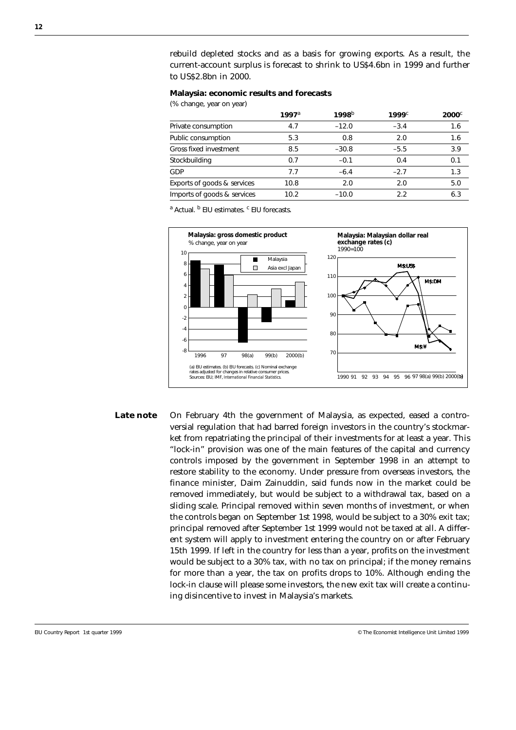rebuild depleted stocks and as a basis for growing exports. As a result, the current-account surplus is forecast to shrink to US$4.6bn in 1999 and further to US$2.8bn in 2000.

**Malaysia: economic results and forecasts**

(% change, year on year)

| | 1997[a] | 1998[b] | 1999[c] | 2000[c] |
|---|---|---|---|---|
| Private consumption | 4.7 | –12.0 | –3.4 | 1.6 |
| Public consumption | 5.3 | 0.8 | 2.0 | 1.6 |
| Gross fixed investment | 8.5 | –30.8 | –5.5 | 3.9 |
| Stockbuilding | 0.7 | –0.1 | 0.4 | 0.1 |
| GDP | 7.7 | –6.4 | –2.7 | 1.3 |
| Exports of goods & services | 10.8 | 2.0 | 2.0 | 5.0 |
| Imports of goods & services | 10.2 | –10.0 | 2.2 | 6.3 |

[a] Actual. [b] EIU estimates. [c] EIU forecasts.

**Malaysia: gross domestic product**
% change, year on year

**Malaysia: Malaysian dollar real exchange rates (c)**
1990=100

(a) EIU estimates. (b) EIU forecasts. (c) Nominal exchange rates adjusted for changes in relative consumer prices.
Sources: EIU; IMF, *International Financial Statistics*.

**Late note**

On February 4th the government of Malaysia, as expected, eased a controversial regulation that had barred foreign investors in the country's stockmarket from repatriating the principal of their investments for at least a year. This "lock-in" provision was one of the main features of the capital and currency controls imposed by the government in September 1998 in an attempt to restore stability to the economy. Under pressure from overseas investors, the finance minister, Daim Zainuddin, said funds now in the market could be removed immediately, but would be subject to a withdrawal tax, based on a sliding scale. Principal removed within seven months of investment, or when the controls began on September 1st 1998, would be subject to a 30% exit tax; principal removed after September 1st 1999 would not be taxed at all. A different system will apply to investment entering the country on or after February 15th 1999. If left in the country for less than a year, profits on the investment would be subject to a 30% tax, with no tax on principal; if the money remains for more than a year, the tax on profits drops to 10%. Although ending the lock-in clause will please some investors, the new exit tax will create a continuing disincentive to invest in Malaysia's markets.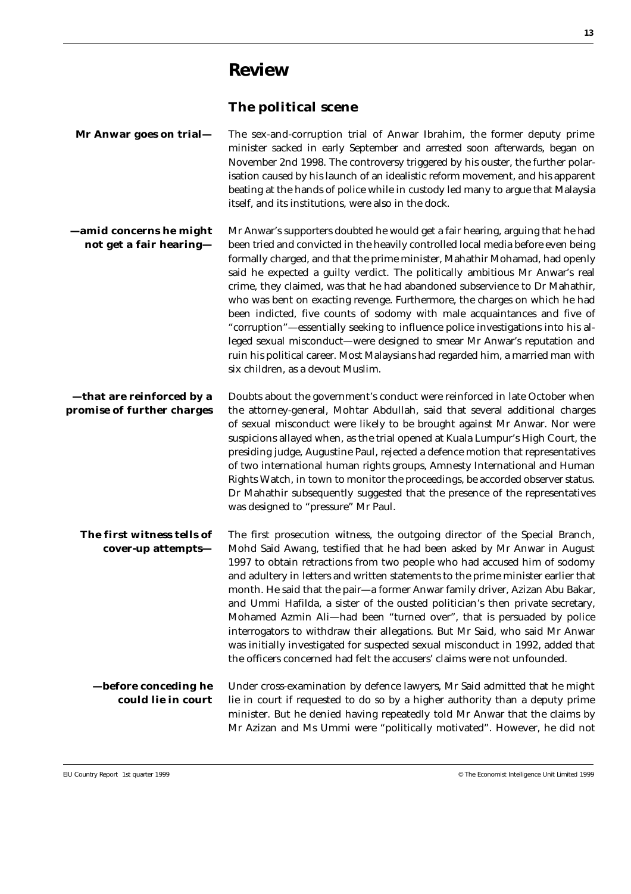# Review

## The political scene

**Mr Anwar goes on trial—**

The sex-and-corruption trial of Anwar Ibrahim, the former deputy prime minister sacked in early September and arrested soon afterwards, began on November 2nd 1998. The controversy triggered by his ouster, the further polarisation caused by his launch of an idealistic reform movement, and his apparent beating at the hands of police while in custody led many to argue that Malaysia itself, and its institutions, were also in the dock.

**—amid concerns he might not get a fair hearing—**

Mr Anwar's supporters doubted he would get a fair hearing, arguing that he had been tried and convicted in the heavily controlled local media before even being formally charged, and that the prime minister, Mahathir Mohamad, had openly said he expected a guilty verdict. The politically ambitious Mr Anwar's real crime, they claimed, was that he had abandoned subservience to Dr Mahathir, who was bent on exacting revenge. Furthermore, the charges on which he had been indicted, five counts of sodomy with male acquaintances and five of "corruption"—essentially seeking to influence police investigations into his alleged sexual misconduct—were designed to smear Mr Anwar's reputation and ruin his political career. Most Malaysians had regarded him, a married man with six children, as a devout Muslim.

**—that are reinforced by a promise of further charges**

Doubts about the government's conduct were reinforced in late October when the attorney-general, Mohtar Abdullah, said that several additional charges of sexual misconduct were likely to be brought against Mr Anwar. Nor were suspicions allayed when, as the trial opened at Kuala Lumpur's High Court, the presiding judge, Augustine Paul, rejected a defence motion that representatives of two international human rights groups, Amnesty International and Human Rights Watch, in town to monitor the proceedings, be accorded observer status. Dr Mahathir subsequently suggested that the presence of the representatives was designed to "pressure" Mr Paul.

**The first witness tells of cover-up attempts—**

The first prosecution witness, the outgoing director of the Special Branch, Mohd Said Awang, testified that he had been asked by Mr Anwar in August 1997 to obtain retractions from two people who had accused him of sodomy and adultery in letters and written statements to the prime minister earlier that month. He said that the pair—a former Anwar family driver, Azizan Abu Bakar, and Ummi Hafilda, a sister of the ousted politician's then private secretary, Mohamed Azmin Ali—had been "turned over", that is persuaded by police interrogators to withdraw their allegations. But Mr Said, who said Mr Anwar was initially investigated for suspected sexual misconduct in 1992, added that the officers concerned had felt the accusers' claims were not unfounded.

**—before conceding he could lie in court**

Under cross-examination by defence lawyers, Mr Said admitted that he might lie in court if requested to do so by a higher authority than a deputy prime minister. But he denied having repeatedly told Mr Anwar that the claims by Mr Azizan and Ms Ummi were "politically motivated". However, he did not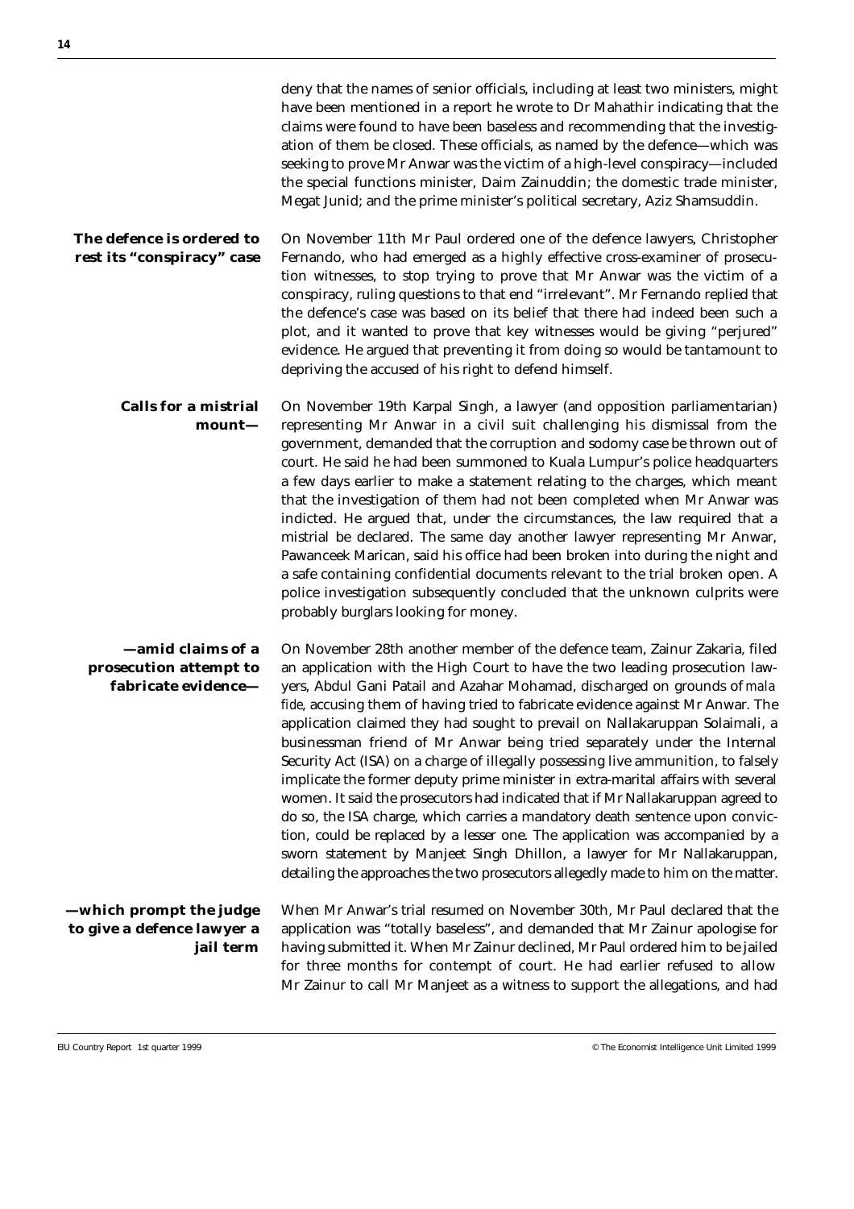deny that the names of senior officials, including at least two ministers, might have been mentioned in a report he wrote to Dr Mahathir indicating that the claims were found to have been baseless and recommending that the investigation of them be closed. These officials, as named by the defence—which was seeking to prove Mr Anwar was the victim of a high-level conspiracy—included the special functions minister, Daim Zainuddin; the domestic trade minister, Megat Junid; and the prime minister's political secretary, Aziz Shamsuddin.

**The defence is ordered to rest its "conspiracy" case**

On November 11th Mr Paul ordered one of the defence lawyers, Christopher Fernando, who had emerged as a highly effective cross-examiner of prosecution witnesses, to stop trying to prove that Mr Anwar was the victim of a conspiracy, ruling questions to that end "irrelevant". Mr Fernando replied that the defence's case was based on its belief that there had indeed been such a plot, and it wanted to prove that key witnesses would be giving "perjured" evidence. He argued that preventing it from doing so would be tantamount to depriving the accused of his right to defend himself.

**Calls for a mistrial mount—**

On November 19th Karpal Singh, a lawyer (and opposition parliamentarian) representing Mr Anwar in a civil suit challenging his dismissal from the government, demanded that the corruption and sodomy case be thrown out of court. He said he had been summoned to Kuala Lumpur's police headquarters a few days earlier to make a statement relating to the charges, which meant that the investigation of them had not been completed when Mr Anwar was indicted. He argued that, under the circumstances, the law required that a mistrial be declared. The same day another lawyer representing Mr Anwar, Pawanceek Marican, said his office had been broken into during the night and a safe containing confidential documents relevant to the trial broken open. A police investigation subsequently concluded that the unknown culprits were probably burglars looking for money.

**—amid claims of a prosecution attempt to fabricate evidence—**

On November 28th another member of the defence team, Zainur Zakaria, filed an application with the High Court to have the two leading prosecution lawyers, Abdul Gani Patail and Azahar Mohamad, discharged on grounds of *mala fide*, accusing them of having tried to fabricate evidence against Mr Anwar. The application claimed they had sought to prevail on Nallakaruppan Solaimali, a businessman friend of Mr Anwar being tried separately under the Internal Security Act (ISA) on a charge of illegally possessing live ammunition, to falsely implicate the former deputy prime minister in extra-marital affairs with several women. It said the prosecutors had indicated that if Mr Nallakaruppan agreed to do so, the ISA charge, which carries a mandatory death sentence upon conviction, could be replaced by a lesser one. The application was accompanied by a sworn statement by Manjeet Singh Dhillon, a lawyer for Mr Nallakaruppan, detailing the approaches the two prosecutors allegedly made to him on the matter.

**—which prompt the judge to give a defence lawyer a jail term**

When Mr Anwar's trial resumed on November 30th, Mr Paul declared that the application was "totally baseless", and demanded that Mr Zainur apologise for having submitted it. When Mr Zainur declined, Mr Paul ordered him to be jailed for three months for contempt of court. He had earlier refused to allow Mr Zainur to call Mr Manjeet as a witness to support the allegations, and had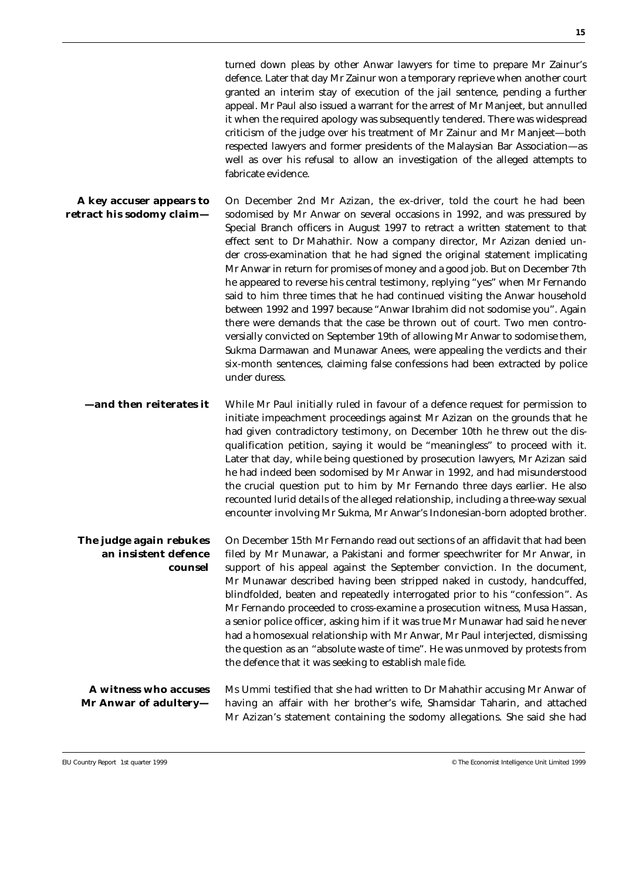turned down pleas by other Anwar lawyers for time to prepare Mr Zainur's defence. Later that day Mr Zainur won a temporary reprieve when another court granted an interim stay of execution of the jail sentence, pending a further appeal. Mr Paul also issued a warrant for the arrest of Mr Manjeet, but annulled it when the required apology was subsequently tendered. There was widespread criticism of the judge over his treatment of Mr Zainur and Mr Manjeet—both respected lawyers and former presidents of the Malaysian Bar Association—as well as over his refusal to allow an investigation of the alleged attempts to fabricate evidence.

**A key accuser appears to retract his sodomy claim—**

On December 2nd Mr Azizan, the ex-driver, told the court he had been sodomised by Mr Anwar on several occasions in 1992, and was pressured by Special Branch officers in August 1997 to retract a written statement to that effect sent to Dr Mahathir. Now a company director, Mr Azizan denied under cross-examination that he had signed the original statement implicating Mr Anwar in return for promises of money and a good job. But on December 7th he appeared to reverse his central testimony, replying "yes" when Mr Fernando said to him three times that he had continued visiting the Anwar household between 1992 and 1997 because "Anwar Ibrahim did not sodomise you". Again there were demands that the case be thrown out of court. Two men controversially convicted on September 19th of allowing Mr Anwar to sodomise them, Sukma Darmawan and Munawar Anees, were appealing the verdicts and their six-month sentences, claiming false confessions had been extracted by police under duress.

**—and then reiterates it**

While Mr Paul initially ruled in favour of a defence request for permission to initiate impeachment proceedings against Mr Azizan on the grounds that he had given contradictory testimony, on December 10th he threw out the disqualification petition, saying it would be "meaningless" to proceed with it. Later that day, while being questioned by prosecution lawyers, Mr Azizan said he had indeed been sodomised by Mr Anwar in 1992, and had misunderstood the crucial question put to him by Mr Fernando three days earlier. He also recounted lurid details of the alleged relationship, including a three-way sexual encounter involving Mr Sukma, Mr Anwar's Indonesian-born adopted brother.

**The judge again rebukes an insistent defence counsel**

On December 15th Mr Fernando read out sections of an affidavit that had been filed by Mr Munawar, a Pakistani and former speechwriter for Mr Anwar, in support of his appeal against the September conviction. In the document, Mr Munawar described having been stripped naked in custody, handcuffed, blindfolded, beaten and repeatedly interrogated prior to his "confession". As Mr Fernando proceeded to cross-examine a prosecution witness, Musa Hassan, a senior police officer, asking him if it was true Mr Munawar had said he never had a homosexual relationship with Mr Anwar, Mr Paul interjected, dismissing the question as an "absolute waste of time". He was unmoved by protests from the defence that it was seeking to establish *male fide*.

**A witness who accuses Mr Anwar of adultery—**

Ms Ummi testified that she had written to Dr Mahathir accusing Mr Anwar of having an affair with her brother's wife, Shamsidar Taharin, and attached Mr Azizan's statement containing the sodomy allegations. She said she had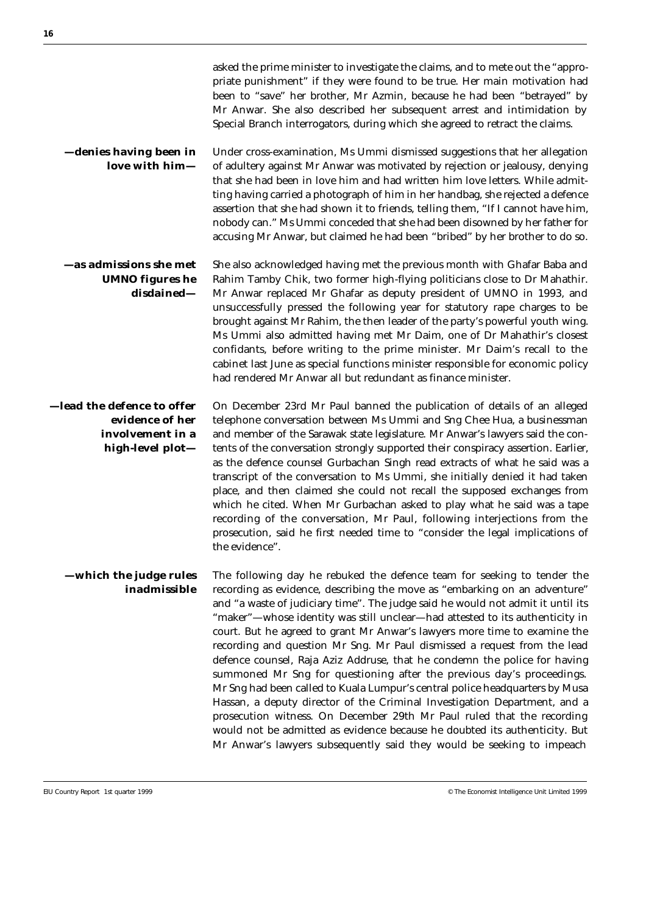asked the prime minister to investigate the claims, and to mete out the "appropriate punishment" if they were found to be true. Her main motivation had been to "save" her brother, Mr Azmin, because he had been "betrayed" by Mr Anwar. She also described her subsequent arrest and intimidation by Special Branch interrogators, during which she agreed to retract the claims.

**—denies having been in love with him—**

Under cross-examination, Ms Ummi dismissed suggestions that her allegation of adultery against Mr Anwar was motivated by rejection or jealousy, denying that she had been in love him and had written him love letters. While admitting having carried a photograph of him in her handbag, she rejected a defence assertion that she had shown it to friends, telling them, "If I cannot have him, nobody can." Ms Ummi conceded that she had been disowned by her father for accusing Mr Anwar, but claimed he had been "bribed" by her brother to do so.

**—as admissions she met UMNO figures he disdained—**

She also acknowledged having met the previous month with Ghafar Baba and Rahim Tamby Chik, two former high-flying politicians close to Dr Mahathir. Mr Anwar replaced Mr Ghafar as deputy president of UMNO in 1993, and unsuccessfully pressed the following year for statutory rape charges to be brought against Mr Rahim, the then leader of the party's powerful youth wing. Ms Ummi also admitted having met Mr Daim, one of Dr Mahathir's closest confidants, before writing to the prime minister. Mr Daim's recall to the cabinet last June as special functions minister responsible for economic policy had rendered Mr Anwar all but redundant as finance minister.

**—lead the defence to offer evidence of her involvement in a high-level plot—**

On December 23rd Mr Paul banned the publication of details of an alleged telephone conversation between Ms Ummi and Sng Chee Hua, a businessman and member of the Sarawak state legislature. Mr Anwar's lawyers said the contents of the conversation strongly supported their conspiracy assertion. Earlier, as the defence counsel Gurbachan Singh read extracts of what he said was a transcript of the conversation to Ms Ummi, she initially denied it had taken place, and then claimed she could not recall the supposed exchanges from which he cited. When Mr Gurbachan asked to play what he said was a tape recording of the conversation, Mr Paul, following interjections from the prosecution, said he first needed time to "consider the legal implications of the evidence".

**—which the judge rules inadmissible**

The following day he rebuked the defence team for seeking to tender the recording as evidence, describing the move as "embarking on an adventure" and "a waste of judiciary time". The judge said he would not admit it until its "maker"—whose identity was still unclear—had attested to its authenticity in court. But he agreed to grant Mr Anwar's lawyers more time to examine the recording and question Mr Sng. Mr Paul dismissed a request from the lead defence counsel, Raja Aziz Addruse, that he condemn the police for having summoned Mr Sng for questioning after the previous day's proceedings. Mr Sng had been called to Kuala Lumpur's central police headquarters by Musa Hassan, a deputy director of the Criminal Investigation Department, and a prosecution witness. On December 29th Mr Paul ruled that the recording would not be admitted as evidence because he doubted its authenticity. But Mr Anwar's lawyers subsequently said they would be seeking to impeach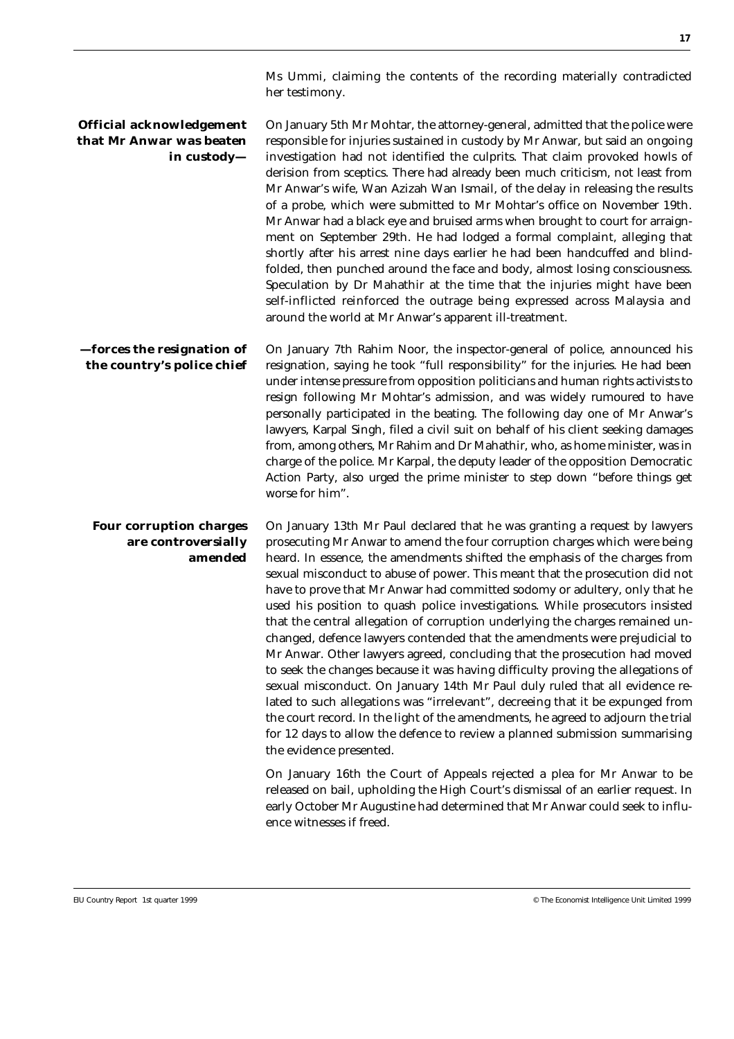Ms Ummi, claiming the contents of the recording materially contradicted her testimony.

**Official acknowledgement that Mr Anwar was beaten in custody—**

On January 5th Mr Mohtar, the attorney-general, admitted that the police were responsible for injuries sustained in custody by Mr Anwar, but said an ongoing investigation had not identified the culprits. That claim provoked howls of derision from sceptics. There had already been much criticism, not least from Mr Anwar's wife, Wan Azizah Wan Ismail, of the delay in releasing the results of a probe, which were submitted to Mr Mohtar's office on November 19th. Mr Anwar had a black eye and bruised arms when brought to court for arraignment on September 29th. He had lodged a formal complaint, alleging that shortly after his arrest nine days earlier he had been handcuffed and blindfolded, then punched around the face and body, almost losing consciousness. Speculation by Dr Mahathir at the time that the injuries might have been self-inflicted reinforced the outrage being expressed across Malaysia and around the world at Mr Anwar's apparent ill-treatment.

**—forces the resignation of the country's police chief**

On January 7th Rahim Noor, the inspector-general of police, announced his resignation, saying he took "full responsibility" for the injuries. He had been under intense pressure from opposition politicians and human rights activists to resign following Mr Mohtar's admission, and was widely rumoured to have personally participated in the beating. The following day one of Mr Anwar's lawyers, Karpal Singh, filed a civil suit on behalf of his client seeking damages from, among others, Mr Rahim and Dr Mahathir, who, as home minister, was in charge of the police. Mr Karpal, the deputy leader of the opposition Democratic Action Party, also urged the prime minister to step down "before things get worse for him".

**Four corruption charges are controversially amended**

On January 13th Mr Paul declared that he was granting a request by lawyers prosecuting Mr Anwar to amend the four corruption charges which were being heard. In essence, the amendments shifted the emphasis of the charges from sexual misconduct to abuse of power. This meant that the prosecution did not have to prove that Mr Anwar had committed sodomy or adultery, only that he used his position to quash police investigations. While prosecutors insisted that the central allegation of corruption underlying the charges remained unchanged, defence lawyers contended that the amendments were prejudicial to Mr Anwar. Other lawyers agreed, concluding that the prosecution had moved to seek the changes because it was having difficulty proving the allegations of sexual misconduct. On January 14th Mr Paul duly ruled that all evidence related to such allegations was "irrelevant", decreeing that it be expunged from the court record. In the light of the amendments, he agreed to adjourn the trial for 12 days to allow the defence to review a planned submission summarising the evidence presented.

On January 16th the Court of Appeals rejected a plea for Mr Anwar to be released on bail, upholding the High Court's dismissal of an earlier request. In early October Mr Augustine had determined that Mr Anwar could seek to influence witnesses if freed.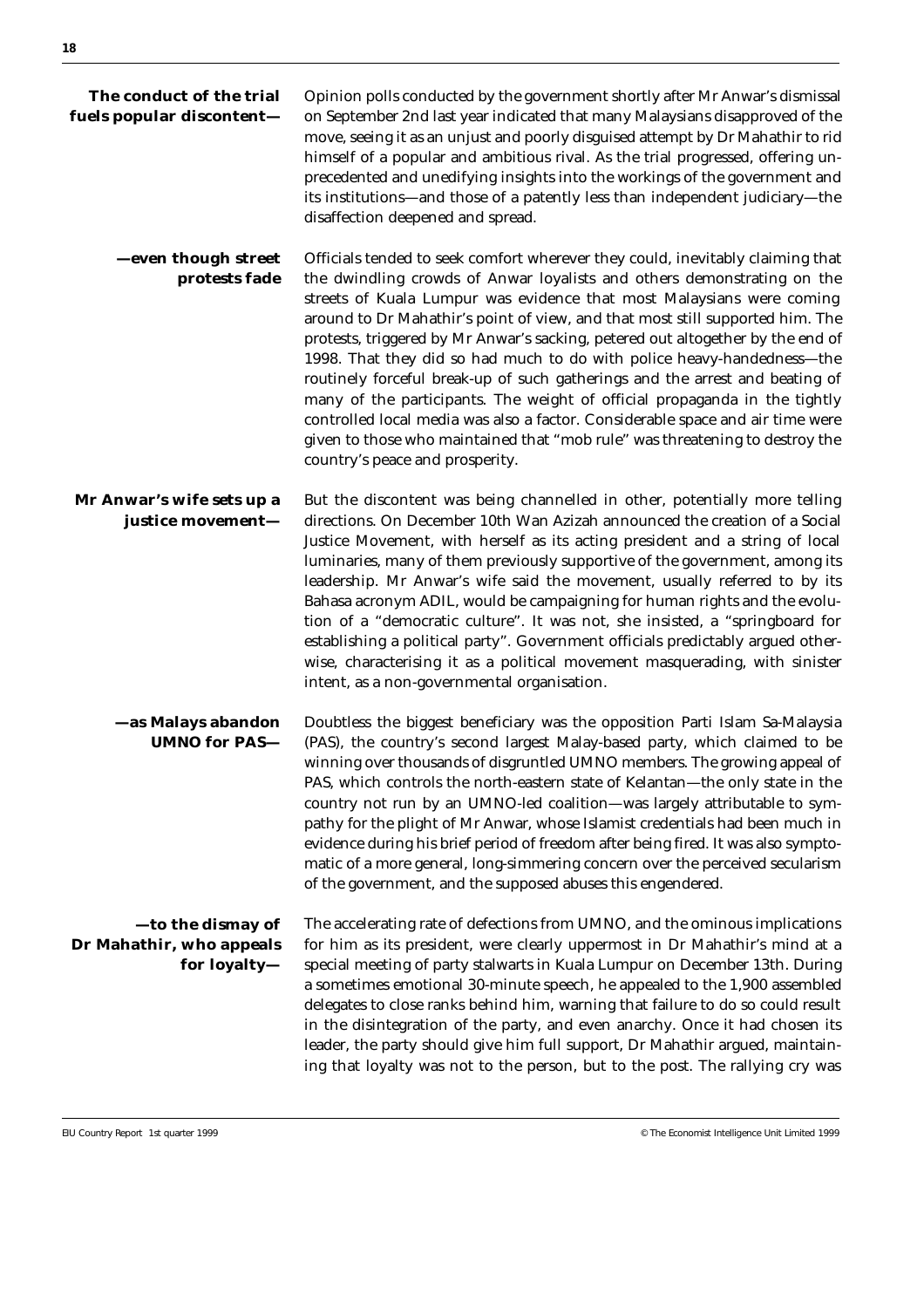**The conduct of the trial fuels popular discontent—**

Opinion polls conducted by the government shortly after Mr Anwar's dismissal on September 2nd last year indicated that many Malaysians disapproved of the move, seeing it as an unjust and poorly disguised attempt by Dr Mahathir to rid himself of a popular and ambitious rival. As the trial progressed, offering unprecedented and unedifying insights into the workings of the government and its institutions—and those of a patently less than independent judiciary—the disaffection deepened and spread.

**—even though street protests fade**

Officials tended to seek comfort wherever they could, inevitably claiming that the dwindling crowds of Anwar loyalists and others demonstrating on the streets of Kuala Lumpur was evidence that most Malaysians were coming around to Dr Mahathir's point of view, and that most still supported him. The protests, triggered by Mr Anwar's sacking, petered out altogether by the end of 1998. That they did so had much to do with police heavy-handedness—the routinely forceful break-up of such gatherings and the arrest and beating of many of the participants. The weight of official propaganda in the tightly controlled local media was also a factor. Considerable space and air time were given to those who maintained that "mob rule" was threatening to destroy the country's peace and prosperity.

**Mr Anwar's wife sets up a justice movement—**

But the discontent was being channelled in other, potentially more telling directions. On December 10th Wan Azizah announced the creation of a Social Justice Movement, with herself as its acting president and a string of local luminaries, many of them previously supportive of the government, among its leadership. Mr Anwar's wife said the movement, usually referred to by its Bahasa acronym ADIL, would be campaigning for human rights and the evolution of a "democratic culture". It was not, she insisted, a "springboard for establishing a political party". Government officials predictably argued otherwise, characterising it as a political movement masquerading, with sinister intent, as a non-governmental organisation.

**—as Malays abandon UMNO for PAS—**

Doubtless the biggest beneficiary was the opposition Parti Islam Sa-Malaysia (PAS), the country's second largest Malay-based party, which claimed to be winning over thousands of disgruntled UMNO members. The growing appeal of PAS, which controls the north-eastern state of Kelantan—the only state in the country not run by an UMNO-led coalition—was largely attributable to sympathy for the plight of Mr Anwar, whose Islamist credentials had been much in evidence during his brief period of freedom after being fired. It was also symptomatic of a more general, long-simmering concern over the perceived secularism of the government, and the supposed abuses this engendered.

**—to the dismay of Dr Mahathir, who appeals for loyalty—**

The accelerating rate of defections from UMNO, and the ominous implications for him as its president, were clearly uppermost in Dr Mahathir's mind at a special meeting of party stalwarts in Kuala Lumpur on December 13th. During a sometimes emotional 30-minute speech, he appealed to the 1,900 assembled delegates to close ranks behind him, warning that failure to do so could result in the disintegration of the party, and even anarchy. Once it had chosen its leader, the party should give him full support, Dr Mahathir argued, maintaining that loyalty was not to the person, but to the post. The rallying cry was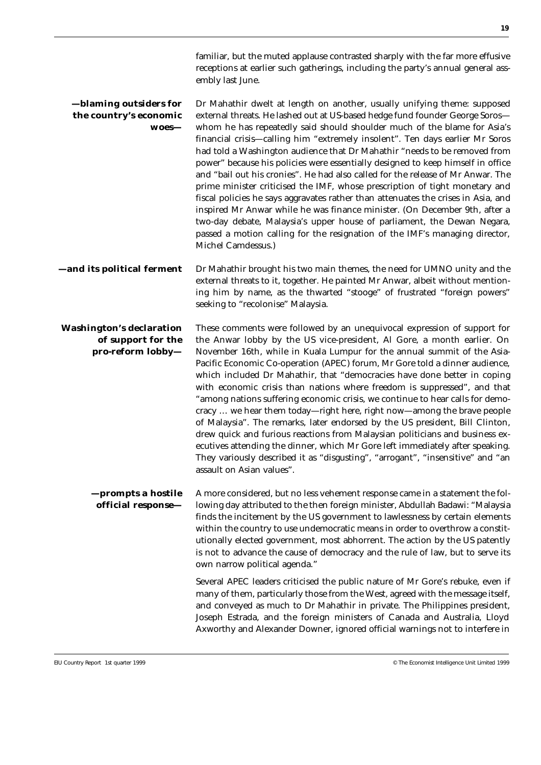familiar, but the muted applause contrasted sharply with the far more effusive receptions at earlier such gatherings, including the party's annual general assembly last June.

**—blaming outsiders for the country's economic woes—**

Dr Mahathir dwelt at length on another, usually unifying theme: supposed external threats. He lashed out at US-based hedge fund founder George Soros—whom he has repeatedly said should shoulder much of the blame for Asia's financial crisis—calling him "extremely insolent". Ten days earlier Mr Soros had told a Washington audience that Dr Mahathir "needs to be removed from power" because his policies were essentially designed to keep himself in office and "bail out his cronies". He had also called for the release of Mr Anwar. The prime minister criticised the IMF, whose prescription of tight monetary and fiscal policies he says aggravates rather than attenuates the crises in Asia, and inspired Mr Anwar while he was finance minister. (On December 9th, after a two-day debate, Malaysia's upper house of parliament, the Dewan Negara, passed a motion calling for the resignation of the IMF's managing director, Michel Camdessus.)

**—and its political ferment**

Dr Mahathir brought his two main themes, the need for UMNO unity and the external threats to it, together. He painted Mr Anwar, albeit without mentioning him by name, as the thwarted "stooge" of frustrated "foreign powers" seeking to "recolonise" Malaysia.

**Washington's declaration of support for the pro-reform lobby—**

These comments were followed by an unequivocal expression of support for the Anwar lobby by the US vice-president, Al Gore, a month earlier. On November 16th, while in Kuala Lumpur for the annual summit of the Asia-Pacific Economic Co-operation (APEC) forum, Mr Gore told a dinner audience, which included Dr Mahathir, that "democracies have done better in coping with economic crisis than nations where freedom is suppressed", and that "among nations suffering economic crisis, we continue to hear calls for democracy … we hear them today—right here, right now—among the brave people of Malaysia". The remarks, later endorsed by the US president, Bill Clinton, drew quick and furious reactions from Malaysian politicians and business executives attending the dinner, which Mr Gore left immediately after speaking. They variously described it as "disgusting", "arrogant", "insensitive" and "an assault on Asian values".

**—prompts a hostile official response—**

A more considered, but no less vehement response came in a statement the following day attributed to the then foreign minister, Abdullah Badawi: "Malaysia finds the incitement by the US government to lawlessness by certain elements within the country to use undemocratic means in order to overthrow a constitutionally elected government, most abhorrent. The action by the US patently is not to advance the cause of democracy and the rule of law, but to serve its own narrow political agenda."

Several APEC leaders criticised the public nature of Mr Gore's rebuke, even if many of them, particularly those from the West, agreed with the message itself, and conveyed as much to Dr Mahathir in private. The Philippines president, Joseph Estrada, and the foreign ministers of Canada and Australia, Lloyd Axworthy and Alexander Downer, ignored official warnings not to interfere in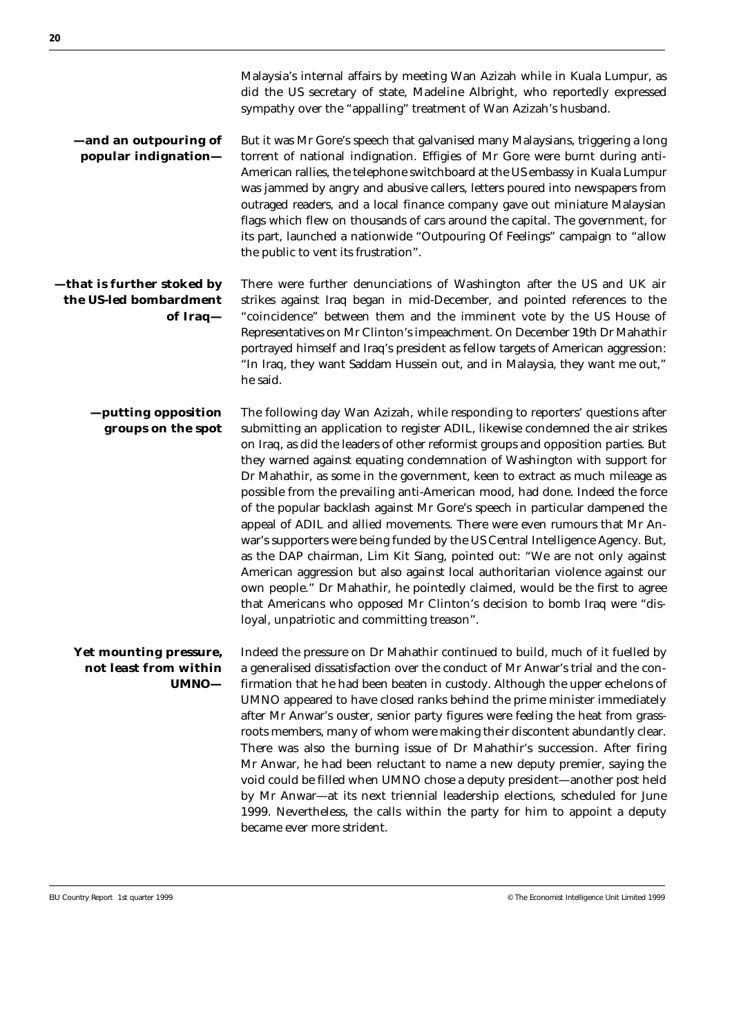Malaysia's internal affairs by meeting Wan Azizah while in Kuala Lumpur, as did the US secretary of state, Madeline Albright, who reportedly expressed sympathy over the "appalling" treatment of Wan Azizah's husband.

**—and an outpouring of popular indignation—**

But it was Mr Gore's speech that galvanised many Malaysians, triggering a long torrent of national indignation. Effigies of Mr Gore were burnt during anti-American rallies, the telephone switchboard at the US embassy in Kuala Lumpur was jammed by angry and abusive callers, letters poured into newspapers from outraged readers, and a local finance company gave out miniature Malaysian flags which flew on thousands of cars around the capital. The government, for its part, launched a nationwide "Outpouring Of Feelings" campaign to "allow the public to vent its frustration".

**—that is further stoked by the US-led bombardment of Iraq—**

There were further denunciations of Washington after the US and UK air strikes against Iraq began in mid-December, and pointed references to the "coincidence" between them and the imminent vote by the US House of Representatives on Mr Clinton's impeachment. On December 19th Dr Mahathir portrayed himself and Iraq's president as fellow targets of American aggression: "In Iraq, they want Saddam Hussein out, and in Malaysia, they want me out," he said.

**—putting opposition groups on the spot**

The following day Wan Azizah, while responding to reporters' questions after submitting an application to register ADIL, likewise condemned the air strikes on Iraq, as did the leaders of other reformist groups and opposition parties. But they warned against equating condemnation of Washington with support for Dr Mahathir, as some in the government, keen to extract as much mileage as possible from the prevailing anti-American mood, had done. Indeed the force of the popular backlash against Mr Gore's speech in particular dampened the appeal of ADIL and allied movements. There were even rumours that Mr Anwar's supporters were being funded by the US Central Intelligence Agency. But, as the DAP chairman, Lim Kit Siang, pointed out: "We are not only against American aggression but also against local authoritarian violence against our own people." Dr Mahathir, he pointedly claimed, would be the first to agree that Americans who opposed Mr Clinton's decision to bomb Iraq were "disloyal, unpatriotic and committing treason".

**Yet mounting pressure, not least from within UMNO—**

Indeed the pressure on Dr Mahathir continued to build, much of it fuelled by a generalised dissatisfaction over the conduct of Mr Anwar's trial and the confirmation that he had been beaten in custody. Although the upper echelons of UMNO appeared to have closed ranks behind the prime minister immediately after Mr Anwar's ouster, senior party figures were feeling the heat from grassroots members, many of whom were making their discontent abundantly clear. There was also the burning issue of Dr Mahathir's succession. After firing Mr Anwar, he had been reluctant to name a new deputy premier, saying the void could be filled when UMNO chose a deputy president—another post held by Mr Anwar—at its next triennial leadership elections, scheduled for June 1999. Nevertheless, the calls within the party for him to appoint a deputy became ever more strident.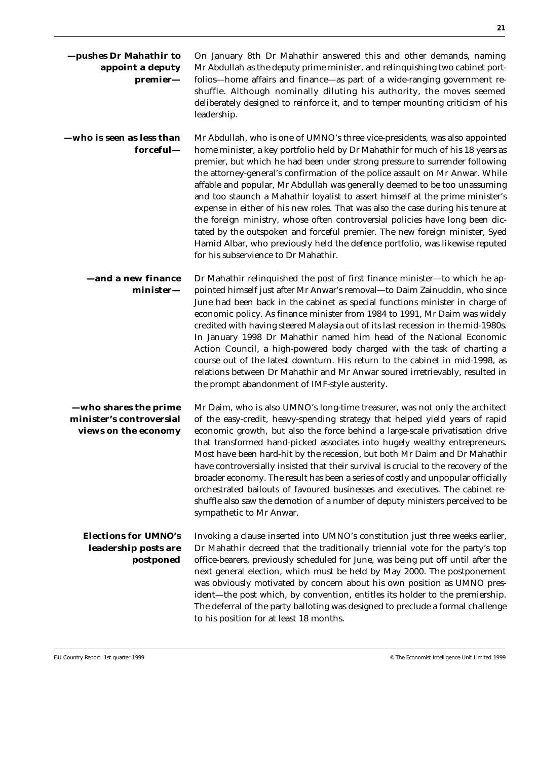**—pushes Dr Mahathir to appoint a deputy premier—**

On January 8th Dr Mahathir answered this and other demands, naming Mr Abdullah as the deputy prime minister, and relinquishing two cabinet portfolios—home affairs and finance—as part of a wide-ranging government reshuffle. Although nominally diluting his authority, the moves seemed deliberately designed to reinforce it, and to temper mounting criticism of his leadership.

**—who is seen as less than forceful—**

Mr Abdullah, who is one of UMNO's three vice-presidents, was also appointed home minister, a key portfolio held by Dr Mahathir for much of his 18 years as premier, but which he had been under strong pressure to surrender following the attorney-general's confirmation of the police assault on Mr Anwar. While affable and popular, Mr Abdullah was generally deemed to be too unassuming and too staunch a Mahathir loyalist to assert himself at the prime minister's expense in either of his new roles. That was also the case during his tenure at the foreign ministry, whose often controversial policies have long been dictated by the outspoken and forceful premier. The new foreign minister, Syed Hamid Albar, who previously held the defence portfolio, was likewise reputed for his subservience to Dr Mahathir.

**—and a new finance minister—**

Dr Mahathir relinquished the post of first finance minister—to which he appointed himself just after Mr Anwar's removal—to Daim Zainuddin, who since June had been back in the cabinet as special functions minister in charge of economic policy. As finance minister from 1984 to 1991, Mr Daim was widely credited with having steered Malaysia out of its last recession in the mid-1980s. In January 1998 Dr Mahathir named him head of the National Economic Action Council, a high-powered body charged with the task of charting a course out of the latest downturn. His return to the cabinet in mid-1998, as relations between Dr Mahathir and Mr Anwar soured irretrievably, resulted in the prompt abandonment of IMF-style austerity.

**—who shares the prime minister's controversial views on the economy**

Mr Daim, who is also UMNO's long-time treasurer, was not only the architect of the easy-credit, heavy-spending strategy that helped yield years of rapid economic growth, but also the force behind a large-scale privatisation drive that transformed hand-picked associates into hugely wealthy entrepreneurs. Most have been hard-hit by the recession, but both Mr Daim and Dr Mahathir have controversially insisted that their survival is crucial to the recovery of the broader economy. The result has been a series of costly and unpopular officially orchestrated bailouts of favoured businesses and executives. The cabinet reshuffle also saw the demotion of a number of deputy ministers perceived to be sympathetic to Mr Anwar.

**Elections for UMNO's leadership posts are postponed**

Invoking a clause inserted into UMNO's constitution just three weeks earlier, Dr Mahathir decreed that the traditionally triennial vote for the party's top office-bearers, previously scheduled for June, was being put off until after the next general election, which must be held by May 2000. The postponement was obviously motivated by concern about his own position as UMNO president—the post which, by convention, entitles its holder to the premiership. The deferral of the party balloting was designed to preclude a formal challenge to his position for at least 18 months.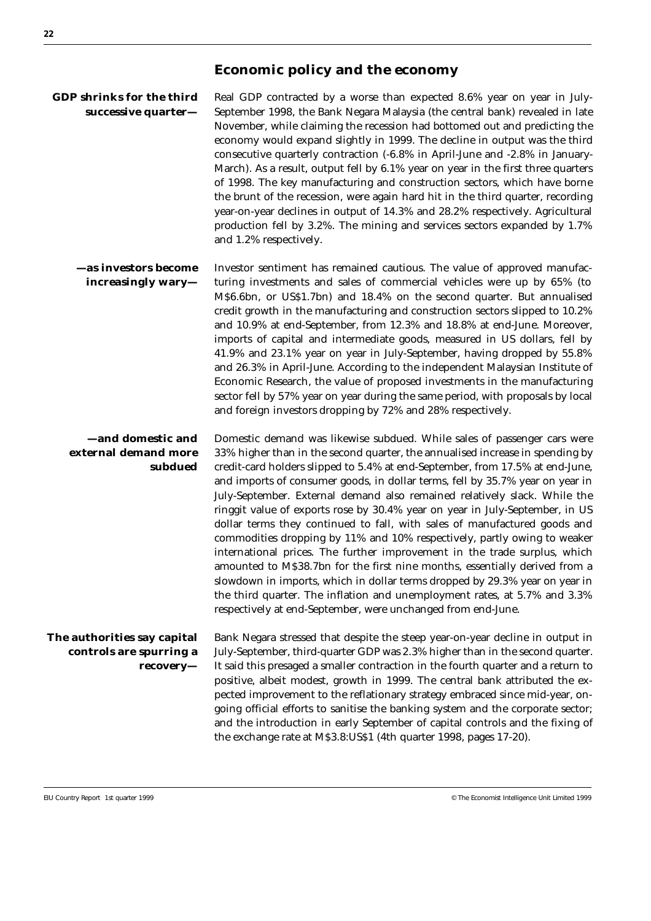## Economic policy and the economy

**GDP shrinks for the third successive quarter—**

Real GDP contracted by a worse than expected 8.6% year on year in July-September 1998, the Bank Negara Malaysia (the central bank) revealed in late November, while claiming the recession had bottomed out and predicting the economy would expand slightly in 1999. The decline in output was the third consecutive quarterly contraction (-6.8% in April-June and -2.8% in January-March). As a result, output fell by 6.1% year on year in the first three quarters of 1998. The key manufacturing and construction sectors, which have borne the brunt of the recession, were again hard hit in the third quarter, recording year-on-year declines in output of 14.3% and 28.2% respectively. Agricultural production fell by 3.2%. The mining and services sectors expanded by 1.7% and 1.2% respectively.

**—as investors become increasingly wary—**

Investor sentiment has remained cautious. The value of approved manufacturing investments and sales of commercial vehicles were up by 65% (to M$6.6bn, or US$1.7bn) and 18.4% on the second quarter. But annualised credit growth in the manufacturing and construction sectors slipped to 10.2% and 10.9% at end-September, from 12.3% and 18.8% at end-June. Moreover, imports of capital and intermediate goods, measured in US dollars, fell by 41.9% and 23.1% year on year in July-September, having dropped by 55.8% and 26.3% in April-June. According to the independent Malaysian Institute of Economic Research, the value of proposed investments in the manufacturing sector fell by 57% year on year during the same period, with proposals by local and foreign investors dropping by 72% and 28% respectively.

**—and domestic and external demand more subdued**

Domestic demand was likewise subdued. While sales of passenger cars were 33% higher than in the second quarter, the annualised increase in spending by credit-card holders slipped to 5.4% at end-September, from 17.5% at end-June, and imports of consumer goods, in dollar terms, fell by 35.7% year on year in July-September. External demand also remained relatively slack. While the ringgit value of exports rose by 30.4% year on year in July-September, in US dollar terms they continued to fall, with sales of manufactured goods and commodities dropping by 11% and 10% respectively, partly owing to weaker international prices. The further improvement in the trade surplus, which amounted to M$38.7bn for the first nine months, essentially derived from a slowdown in imports, which in dollar terms dropped by 29.3% year on year in the third quarter. The inflation and unemployment rates, at 5.7% and 3.3% respectively at end-September, were unchanged from end-June.

**The authorities say capital controls are spurring a recovery—**

Bank Negara stressed that despite the steep year-on-year decline in output in July-September, third-quarter GDP was 2.3% higher than in the second quarter. It said this presaged a smaller contraction in the fourth quarter and a return to positive, albeit modest, growth in 1999. The central bank attributed the expected improvement to the reflationary strategy embraced since mid-year, ongoing official efforts to sanitise the banking system and the corporate sector; and the introduction in early September of capital controls and the fixing of the exchange rate at M$3.8:US$1 (4th quarter 1998, pages 17-20).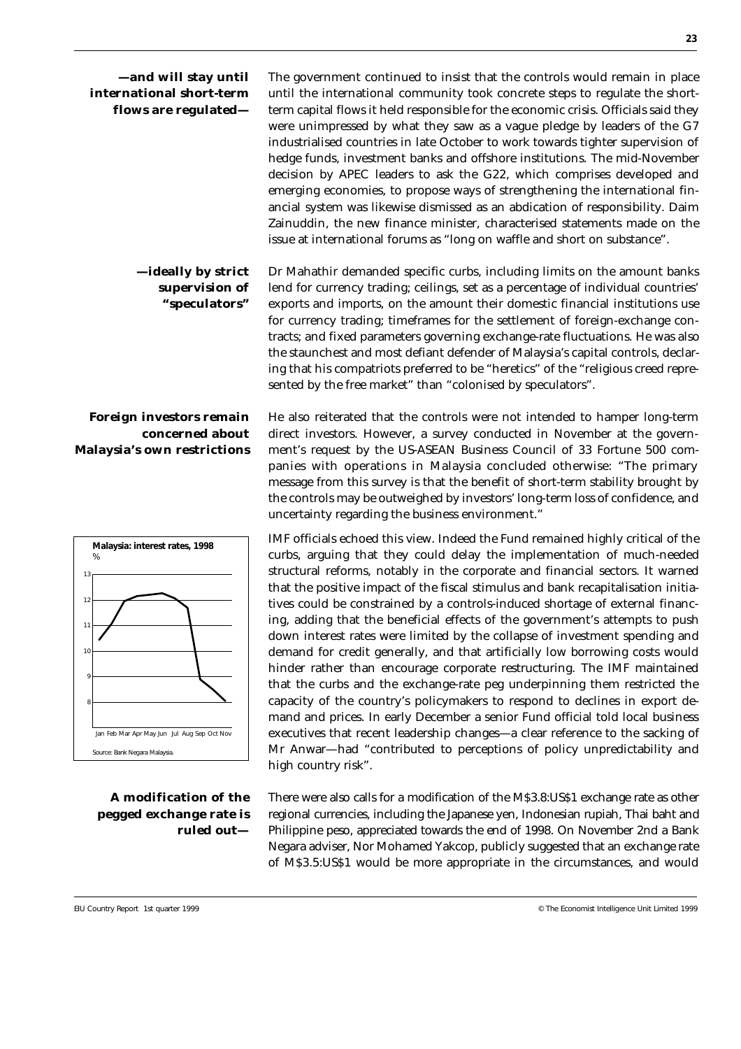**—and will stay until international short-term flows are regulated—**

The government continued to insist that the controls would remain in place until the international community took concrete steps to regulate the short-term capital flows it held responsible for the economic crisis. Officials said they were unimpressed by what they saw as a vague pledge by leaders of the G7 industrialised countries in late October to work towards tighter supervision of hedge funds, investment banks and offshore institutions. The mid-November decision by APEC leaders to ask the G22, which comprises developed and emerging economies, to propose ways of strengthening the international financial system was likewise dismissed as an abdication of responsibility. Daim Zainuddin, the new finance minister, characterised statements made on the issue at international forums as "long on waffle and short on substance".

**—ideally by strict supervision of "speculators"**

Dr Mahathir demanded specific curbs, including limits on the amount banks lend for currency trading; ceilings, set as a percentage of individual countries' exports and imports, on the amount their domestic financial institutions use for currency trading; timeframes for the settlement of foreign-exchange contracts; and fixed parameters governing exchange-rate fluctuations. He was also the staunchest and most defiant defender of Malaysia's capital controls, declaring that his compatriots preferred to be "heretics" of the "religious creed represented by the free market" than "colonised by speculators".

**Foreign investors remain concerned about Malaysia's own restrictions**

He also reiterated that the controls were not intended to hamper long-term direct investors. However, a survey conducted in November at the government's request by the US-ASEAN Business Council of 33 Fortune 500 companies with operations in Malaysia concluded otherwise: "The primary message from this survey is that the benefit of short-term stability brought by the controls may be outweighed by investors' long-term loss of confidence, and uncertainty regarding the business environment."

**Malaysia: interest rates, 1998**
%

Source: Bank Negara Malaysia.

IMF officials echoed this view. Indeed the Fund remained highly critical of the curbs, arguing that they could delay the implementation of much-needed structural reforms, notably in the corporate and financial sectors. It warned that the positive impact of the fiscal stimulus and bank recapitalisation initiatives could be constrained by a controls-induced shortage of external financing, adding that the beneficial effects of the government's attempts to push down interest rates were limited by the collapse of investment spending and demand for credit generally, and that artificially low borrowing costs would hinder rather than encourage corporate restructuring. The IMF maintained that the curbs and the exchange-rate peg underpinning them restricted the capacity of the country's policymakers to respond to declines in export demand and prices. In early December a senior Fund official told local business executives that recent leadership changes—a clear reference to the sacking of Mr Anwar—had "contributed to perceptions of policy unpredictability and high country risk".

**A modification of the pegged exchange rate is ruled out—**

There were also calls for a modification of the M$3.8:US$1 exchange rate as other regional currencies, including the Japanese yen, Indonesian rupiah, Thai baht and Philippine peso, appreciated towards the end of 1998. On November 2nd a Bank Negara adviser, Nor Mohamed Yakcop, publicly suggested that an exchange rate of M$3.5:US$1 would be more appropriate in the circumstances, and would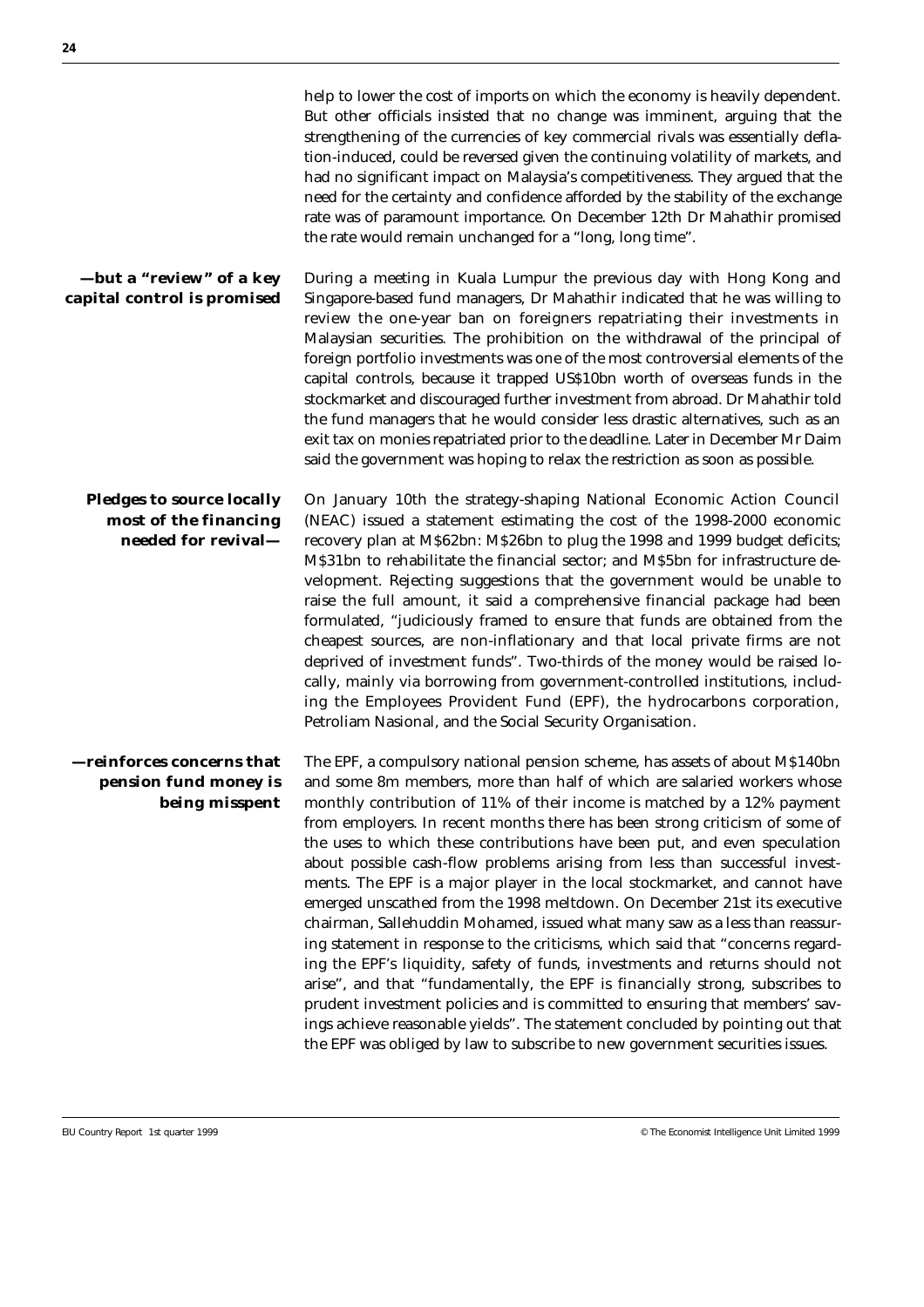help to lower the cost of imports on which the economy is heavily dependent. But other officials insisted that no change was imminent, arguing that the strengthening of the currencies of key commercial rivals was essentially deflation-induced, could be reversed given the continuing volatility of markets, and had no significant impact on Malaysia's competitiveness. They argued that the need for the certainty and confidence afforded by the stability of the exchange rate was of paramount importance. On December 12th Dr Mahathir promised the rate would remain unchanged for a "long, long time".

**—but a "review" of a key capital control is promised**

During a meeting in Kuala Lumpur the previous day with Hong Kong and Singapore-based fund managers, Dr Mahathir indicated that he was willing to review the one-year ban on foreigners repatriating their investments in Malaysian securities. The prohibition on the withdrawal of the principal of foreign portfolio investments was one of the most controversial elements of the capital controls, because it trapped US$10bn worth of overseas funds in the stockmarket and discouraged further investment from abroad. Dr Mahathir told the fund managers that he would consider less drastic alternatives, such as an exit tax on monies repatriated prior to the deadline. Later in December Mr Daim said the government was hoping to relax the restriction as soon as possible.

**Pledges to source locally most of the financing needed for revival—**

On January 10th the strategy-shaping National Economic Action Council (NEAC) issued a statement estimating the cost of the 1998-2000 economic recovery plan at M$62bn: M$26bn to plug the 1998 and 1999 budget deficits; M$31bn to rehabilitate the financial sector; and M$5bn for infrastructure development. Rejecting suggestions that the government would be unable to raise the full amount, it said a comprehensive financial package had been formulated, "judiciously framed to ensure that funds are obtained from the cheapest sources, are non-inflationary and that local private firms are not deprived of investment funds". Two-thirds of the money would be raised locally, mainly via borrowing from government-controlled institutions, including the Employees Provident Fund (EPF), the hydrocarbons corporation, Petroliam Nasional, and the Social Security Organisation.

**—reinforces concerns that pension fund money is being misspent**

The EPF, a compulsory national pension scheme, has assets of about M$140bn and some 8m members, more than half of which are salaried workers whose monthly contribution of 11% of their income is matched by a 12% payment from employers. In recent months there has been strong criticism of some of the uses to which these contributions have been put, and even speculation about possible cash-flow problems arising from less than successful investments. The EPF is a major player in the local stockmarket, and cannot have emerged unscathed from the 1998 meltdown. On December 21st its executive chairman, Sallehuddin Mohamed, issued what many saw as a less than reassuring statement in response to the criticisms, which said that "concerns regarding the EPF's liquidity, safety of funds, investments and returns should not arise", and that "fundamentally, the EPF is financially strong, subscribes to prudent investment policies and is committed to ensuring that members' savings achieve reasonable yields". The statement concluded by pointing out that the EPF was obliged by law to subscribe to new government securities issues.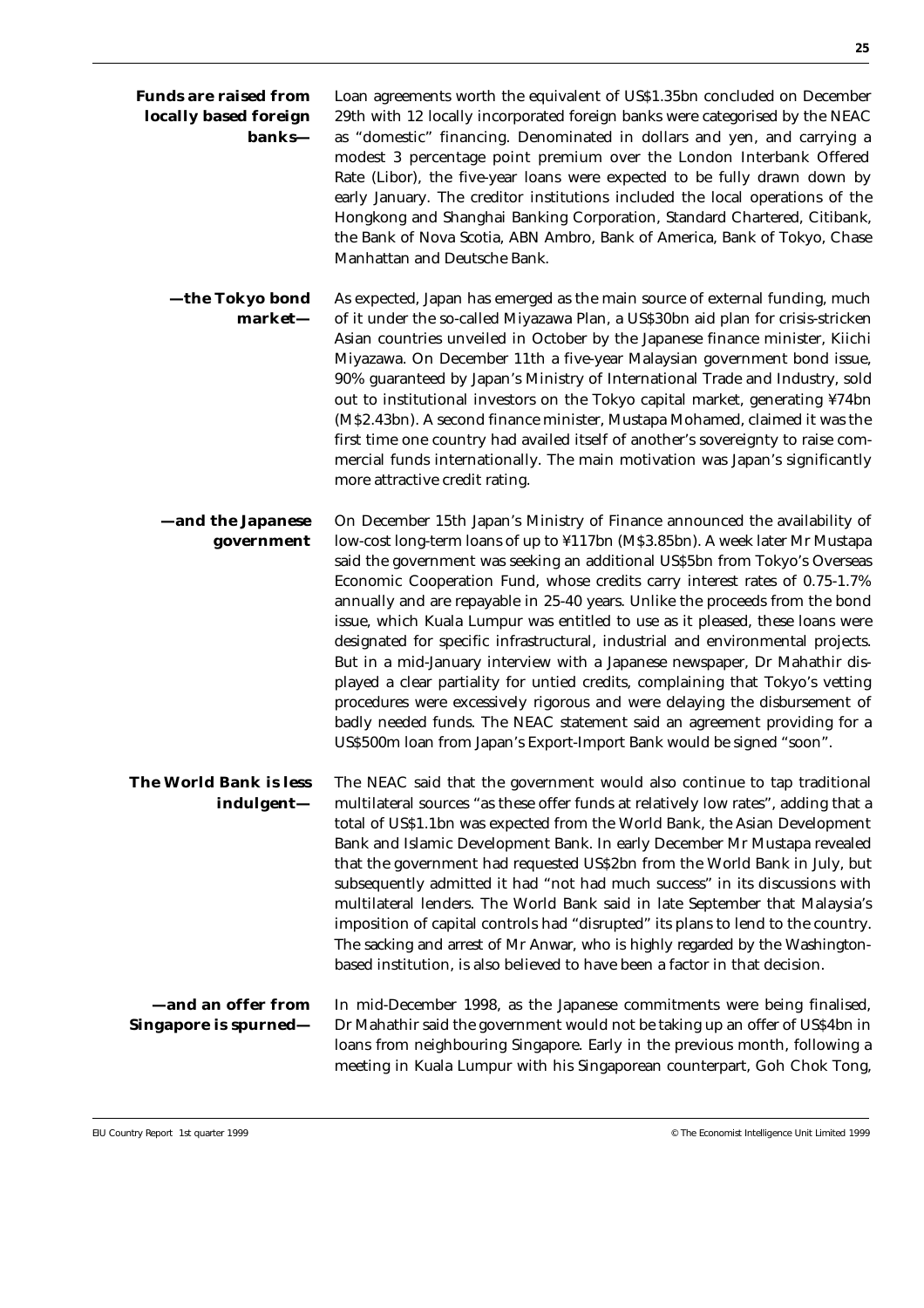**Funds are raised from locally based foreign banks—**

Loan agreements worth the equivalent of US$1.35bn concluded on December 29th with 12 locally incorporated foreign banks were categorised by the NEAC as "domestic" financing. Denominated in dollars and yen, and carrying a modest 3 percentage point premium over the London Interbank Offered Rate (Libor), the five-year loans were expected to be fully drawn down by early January. The creditor institutions included the local operations of the Hongkong and Shanghai Banking Corporation, Standard Chartered, Citibank, the Bank of Nova Scotia, ABN Ambro, Bank of America, Bank of Tokyo, Chase Manhattan and Deutsche Bank.

**—the Tokyo bond market—**

As expected, Japan has emerged as the main source of external funding, much of it under the so-called Miyazawa Plan, a US$30bn aid plan for crisis-stricken Asian countries unveiled in October by the Japanese finance minister, Kiichi Miyazawa. On December 11th a five-year Malaysian government bond issue, 90% guaranteed by Japan's Ministry of International Trade and Industry, sold out to institutional investors on the Tokyo capital market, generating ¥74bn (M$2.43bn). A second finance minister, Mustapa Mohamed, claimed it was the first time one country had availed itself of another's sovereignty to raise commercial funds internationally. The main motivation was Japan's significantly more attractive credit rating.

**—and the Japanese government**

On December 15th Japan's Ministry of Finance announced the availability of low-cost long-term loans of up to ¥117bn (M$3.85bn). A week later Mr Mustapa said the government was seeking an additional US$5bn from Tokyo's Overseas Economic Cooperation Fund, whose credits carry interest rates of 0.75-1.7% annually and are repayable in 25-40 years. Unlike the proceeds from the bond issue, which Kuala Lumpur was entitled to use as it pleased, these loans were designated for specific infrastructural, industrial and environmental projects. But in a mid-January interview with a Japanese newspaper, Dr Mahathir displayed a clear partiality for untied credits, complaining that Tokyo's vetting procedures were excessively rigorous and were delaying the disbursement of badly needed funds. The NEAC statement said an agreement providing for a US$500m loan from Japan's Export-Import Bank would be signed "soon".

**The World Bank is less indulgent—**

The NEAC said that the government would also continue to tap traditional multilateral sources "as these offer funds at relatively low rates", adding that a total of US$1.1bn was expected from the World Bank, the Asian Development Bank and Islamic Development Bank. In early December Mr Mustapa revealed that the government had requested US$2bn from the World Bank in July, but subsequently admitted it had "not had much success" in its discussions with multilateral lenders. The World Bank said in late September that Malaysia's imposition of capital controls had "disrupted" its plans to lend to the country. The sacking and arrest of Mr Anwar, who is highly regarded by the Washington-based institution, is also believed to have been a factor in that decision.

**—and an offer from Singapore is spurned—**

In mid-December 1998, as the Japanese commitments were being finalised, Dr Mahathir said the government would not be taking up an offer of US$4bn in loans from neighbouring Singapore. Early in the previous month, following a meeting in Kuala Lumpur with his Singaporean counterpart, Goh Chok Tong,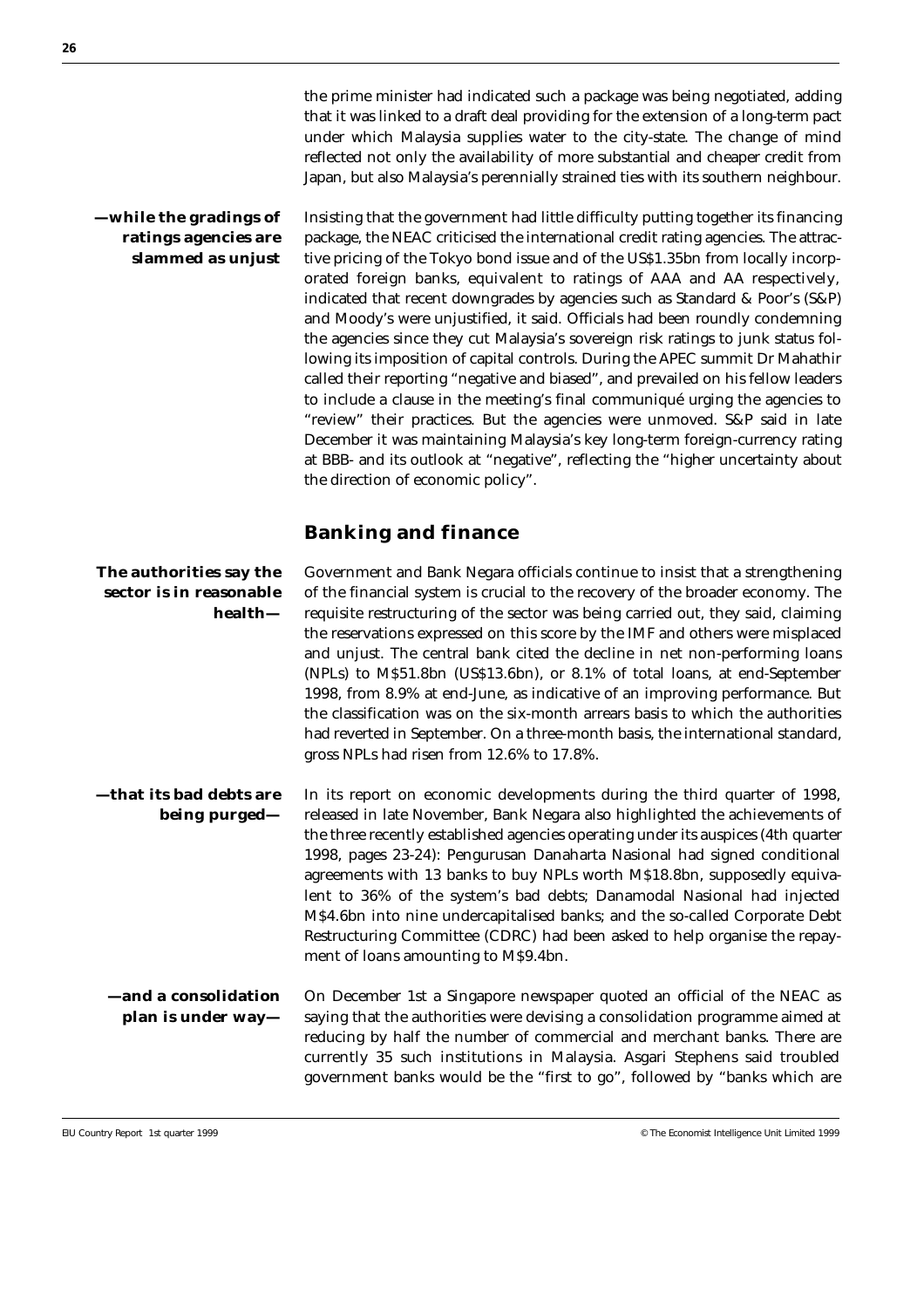the prime minister had indicated such a package was being negotiated, adding that it was linked to a draft deal providing for the extension of a long-term pact under which Malaysia supplies water to the city-state. The change of mind reflected not only the availability of more substantial and cheaper credit from Japan, but also Malaysia's perennially strained ties with its southern neighbour.

**—while the gradings of ratings agencies are slammed as unjust**

Insisting that the government had little difficulty putting together its financing package, the NEAC criticised the international credit rating agencies. The attractive pricing of the Tokyo bond issue and of the US$1.35bn from locally incorporated foreign banks, equivalent to ratings of AAA and AA respectively, indicated that recent downgrades by agencies such as Standard & Poor's (S&P) and Moody's were unjustified, it said. Officials had been roundly condemning the agencies since they cut Malaysia's sovereign risk ratings to junk status following its imposition of capital controls. During the APEC summit Dr Mahathir called their reporting "negative and biased", and prevailed on his fellow leaders to include a clause in the meeting's final communiqué urging the agencies to "review" their practices. But the agencies were unmoved. S&P said in late December it was maintaining Malaysia's key long-term foreign-currency rating at BBB- and its outlook at "negative", reflecting the "higher uncertainty about the direction of economic policy".

## Banking and finance

**The authorities say the sector is in reasonable health—**

Government and Bank Negara officials continue to insist that a strengthening of the financial system is crucial to the recovery of the broader economy. The requisite restructuring of the sector was being carried out, they said, claiming the reservations expressed on this score by the IMF and others were misplaced and unjust. The central bank cited the decline in net non-performing loans (NPLs) to M$51.8bn (US$13.6bn), or 8.1% of total loans, at end-September 1998, from 8.9% at end-June, as indicative of an improving performance. But the classification was on the six-month arrears basis to which the authorities had reverted in September. On a three-month basis, the international standard, gross NPLs had risen from 12.6% to 17.8%.

**—that its bad debts are being purged—**

In its report on economic developments during the third quarter of 1998, released in late November, Bank Negara also highlighted the achievements of the three recently established agencies operating under its auspices (4th quarter 1998, pages 23-24): Pengurusan Danaharta Nasional had signed conditional agreements with 13 banks to buy NPLs worth M$18.8bn, supposedly equivalent to 36% of the system's bad debts; Danamodal Nasional had injected M$4.6bn into nine undercapitalised banks; and the so-called Corporate Debt Restructuring Committee (CDRC) had been asked to help organise the repayment of loans amounting to M$9.4bn.

**—and a consolidation plan is under way—**

On December 1st a Singapore newspaper quoted an official of the NEAC as saying that the authorities were devising a consolidation programme aimed at reducing by half the number of commercial and merchant banks. There are currently 35 such institutions in Malaysia. Asgari Stephens said troubled government banks would be the "first to go", followed by "banks which are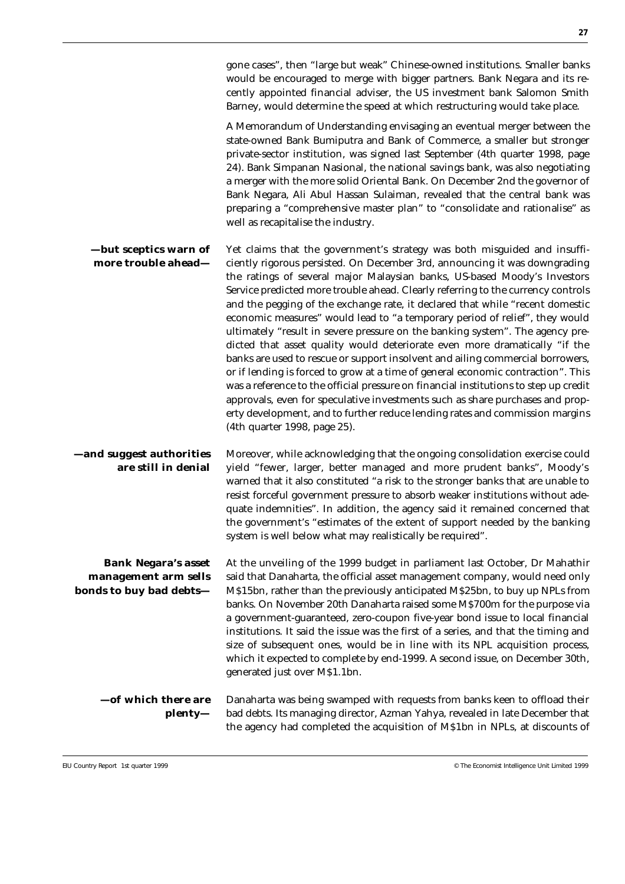gone cases", then "large but weak" Chinese-owned institutions. Smaller banks would be encouraged to merge with bigger partners. Bank Negara and its recently appointed financial adviser, the US investment bank Salomon Smith Barney, would determine the speed at which restructuring would take place.

A Memorandum of Understanding envisaging an eventual merger between the state-owned Bank Bumiputra and Bank of Commerce, a smaller but stronger private-sector institution, was signed last September (4th quarter 1998, page 24). Bank Simpanan Nasional, the national savings bank, was also negotiating a merger with the more solid Oriental Bank. On December 2nd the governor of Bank Negara, Ali Abul Hassan Sulaiman, revealed that the central bank was preparing a "comprehensive master plan" to "consolidate and rationalise" as well as recapitalise the industry.

**—but sceptics warn of more trouble ahead—**

Yet claims that the government's strategy was both misguided and insufficiently rigorous persisted. On December 3rd, announcing it was downgrading the ratings of several major Malaysian banks, US-based Moody's Investors Service predicted more trouble ahead. Clearly referring to the currency controls and the pegging of the exchange rate, it declared that while "recent domestic economic measures" would lead to "a temporary period of relief", they would ultimately "result in severe pressure on the banking system". The agency predicted that asset quality would deteriorate even more dramatically "if the banks are used to rescue or support insolvent and ailing commercial borrowers, or if lending is forced to grow at a time of general economic contraction". This was a reference to the official pressure on financial institutions to step up credit approvals, even for speculative investments such as share purchases and property development, and to further reduce lending rates and commission margins (4th quarter 1998, page 25).

**—and suggest authorities are still in denial**

Moreover, while acknowledging that the ongoing consolidation exercise could yield "fewer, larger, better managed and more prudent banks", Moody's warned that it also constituted "a risk to the stronger banks that are unable to resist forceful government pressure to absorb weaker institutions without adequate indemnities". In addition, the agency said it remained concerned that the government's "estimates of the extent of support needed by the banking system is well below what may realistically be required".

**Bank Negara's asset management arm sells bonds to buy bad debts—**

At the unveiling of the 1999 budget in parliament last October, Dr Mahathir said that Danaharta, the official asset management company, would need only M$15bn, rather than the previously anticipated M$25bn, to buy up NPLs from banks. On November 20th Danaharta raised some M$700m for the purpose via a government-guaranteed, zero-coupon five-year bond issue to local financial institutions. It said the issue was the first of a series, and that the timing and size of subsequent ones, would be in line with its NPL acquisition process, which it expected to complete by end-1999. A second issue, on December 30th, generated just over M$1.1bn.

**—of which there are plenty—**

Danaharta was being swamped with requests from banks keen to offload their bad debts. Its managing director, Azman Yahya, revealed in late December that the agency had completed the acquisition of M$1bn in NPLs, at discounts of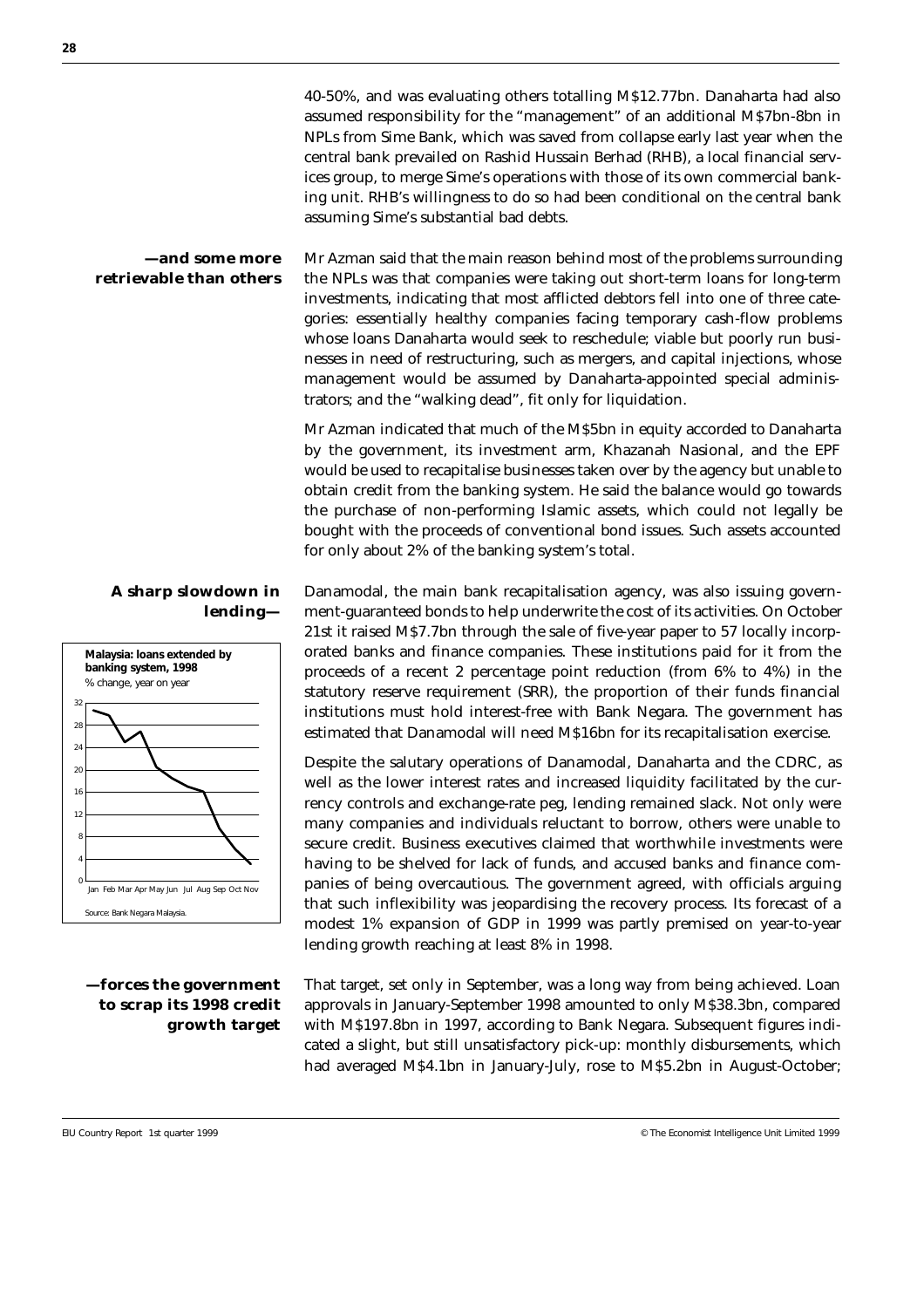40-50%, and was evaluating others totalling M$12.77bn. Danaharta had also assumed responsibility for the "management" of an additional M$7bn-8bn in NPLs from Sime Bank, which was saved from collapse early last year when the central bank prevailed on Rashid Hussain Berhad (RHB), a local financial services group, to merge Sime's operations with those of its own commercial banking unit. RHB's willingness to do so had been conditional on the central bank assuming Sime's substantial bad debts.

**—and some more retrievable than others**

Mr Azman said that the main reason behind most of the problems surrounding the NPLs was that companies were taking out short-term loans for long-term investments, indicating that most afflicted debtors fell into one of three categories: essentially healthy companies facing temporary cash-flow problems whose loans Danaharta would seek to reschedule; viable but poorly run businesses in need of restructuring, such as mergers, and capital injections, whose management would be assumed by Danaharta-appointed special administrators; and the "walking dead", fit only for liquidation.

Mr Azman indicated that much of the M$5bn in equity accorded to Danaharta by the government, its investment arm, Khazanah Nasional, and the EPF would be used to recapitalise businesses taken over by the agency but unable to obtain credit from the banking system. He said the balance would go towards the purchase of non-performing Islamic assets, which could not legally be bought with the proceeds of conventional bond issues. Such assets accounted for only about 2% of the banking system's total.

**A sharp slowdown in lending—**

**Malaysia: loans extended by banking system, 1998**
% change, year on year

Source: Bank Negara Malaysia.

Danamodal, the main bank recapitalisation agency, was also issuing government-guaranteed bonds to help underwrite the cost of its activities. On October 21st it raised M$7.7bn through the sale of five-year paper to 57 locally incorporated banks and finance companies. These institutions paid for it from the proceeds of a recent 2 percentage point reduction (from 6% to 4%) in the statutory reserve requirement (SRR), the proportion of their funds financial institutions must hold interest-free with Bank Negara. The government has estimated that Danamodal will need M$16bn for its recapitalisation exercise.

Despite the salutary operations of Danamodal, Danaharta and the CDRC, as well as the lower interest rates and increased liquidity facilitated by the currency controls and exchange-rate peg, lending remained slack. Not only were many companies and individuals reluctant to borrow, others were unable to secure credit. Business executives claimed that worthwhile investments were having to be shelved for lack of funds, and accused banks and finance companies of being overcautious. The government agreed, with officials arguing that such inflexibility was jeopardising the recovery process. Its forecast of a modest 1% expansion of GDP in 1999 was partly premised on year-to-year lending growth reaching at least 8% in 1998.

**—forces the government to scrap its 1998 credit growth target**

That target, set only in September, was a long way from being achieved. Loan approvals in January-September 1998 amounted to only M$38.3bn, compared with M$197.8bn in 1997, according to Bank Negara. Subsequent figures indicated a slight, but still unsatisfactory pick-up: monthly disbursements, which had averaged M$4.1bn in January-July, rose to M$5.2bn in August-October;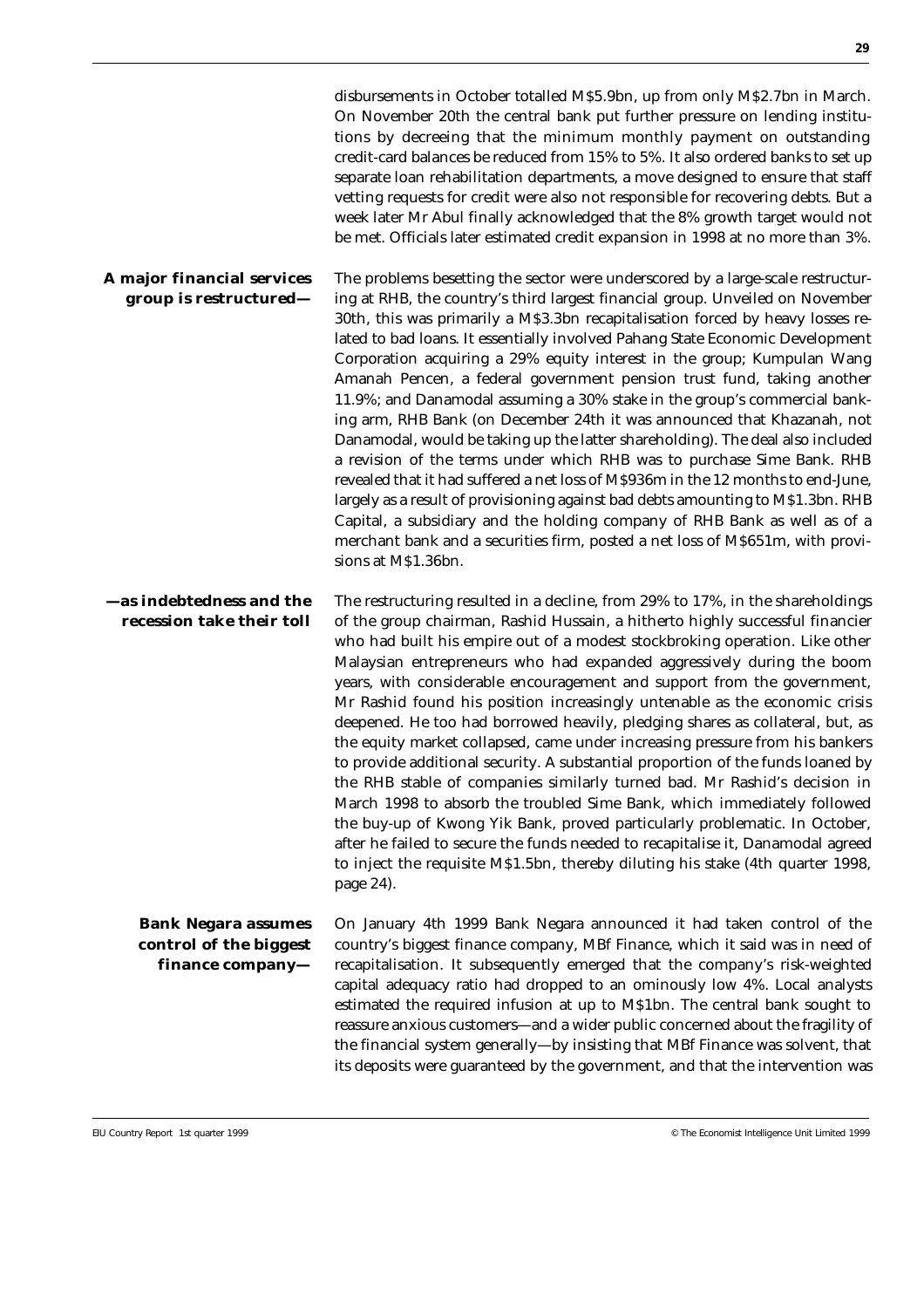disbursements in October totalled M$5.9bn, up from only M$2.7bn in March. On November 20th the central bank put further pressure on lending institutions by decreeing that the minimum monthly payment on outstanding credit-card balances be reduced from 15% to 5%. It also ordered banks to set up separate loan rehabilitation departments, a move designed to ensure that staff vetting requests for credit were also not responsible for recovering debts. But a week later Mr Abul finally acknowledged that the 8% growth target would not be met. Officials later estimated credit expansion in 1998 at no more than 3%.

**A major financial services group is restructured—**

The problems besetting the sector were underscored by a large-scale restructuring at RHB, the country's third largest financial group. Unveiled on November 30th, this was primarily a M$3.3bn recapitalisation forced by heavy losses related to bad loans. It essentially involved Pahang State Economic Development Corporation acquiring a 29% equity interest in the group; Kumpulan Wang Amanah Pencen, a federal government pension trust fund, taking another 11.9%; and Danamodal assuming a 30% stake in the group's commercial banking arm, RHB Bank (on December 24th it was announced that Khazanah, not Danamodal, would be taking up the latter shareholding). The deal also included a revision of the terms under which RHB was to purchase Sime Bank. RHB revealed that it had suffered a net loss of M$936m in the 12 months to end-June, largely as a result of provisioning against bad debts amounting to M$1.3bn. RHB Capital, a subsidiary and the holding company of RHB Bank as well as of a merchant bank and a securities firm, posted a net loss of M$651m, with provisions at M$1.36bn.

**—as indebtedness and the recession take their toll**

The restructuring resulted in a decline, from 29% to 17%, in the shareholdings of the group chairman, Rashid Hussain, a hitherto highly successful financier who had built his empire out of a modest stockbroking operation. Like other Malaysian entrepreneurs who had expanded aggressively during the boom years, with considerable encouragement and support from the government, Mr Rashid found his position increasingly untenable as the economic crisis deepened. He too had borrowed heavily, pledging shares as collateral, but, as the equity market collapsed, came under increasing pressure from his bankers to provide additional security. A substantial proportion of the funds loaned by the RHB stable of companies similarly turned bad. Mr Rashid's decision in March 1998 to absorb the troubled Sime Bank, which immediately followed the buy-up of Kwong Yik Bank, proved particularly problematic. In October, after he failed to secure the funds needed to recapitalise it, Danamodal agreed to inject the requisite M$1.5bn, thereby diluting his stake (4th quarter 1998, page 24).

**Bank Negara assumes control of the biggest finance company—**

On January 4th 1999 Bank Negara announced it had taken control of the country's biggest finance company, MBf Finance, which it said was in need of recapitalisation. It subsequently emerged that the company's risk-weighted capital adequacy ratio had dropped to an ominously low 4%. Local analysts estimated the required infusion at up to M$1bn. The central bank sought to reassure anxious customers—and a wider public concerned about the fragility of the financial system generally—by insisting that MBf Finance was solvent, that its deposits were guaranteed by the government, and that the intervention was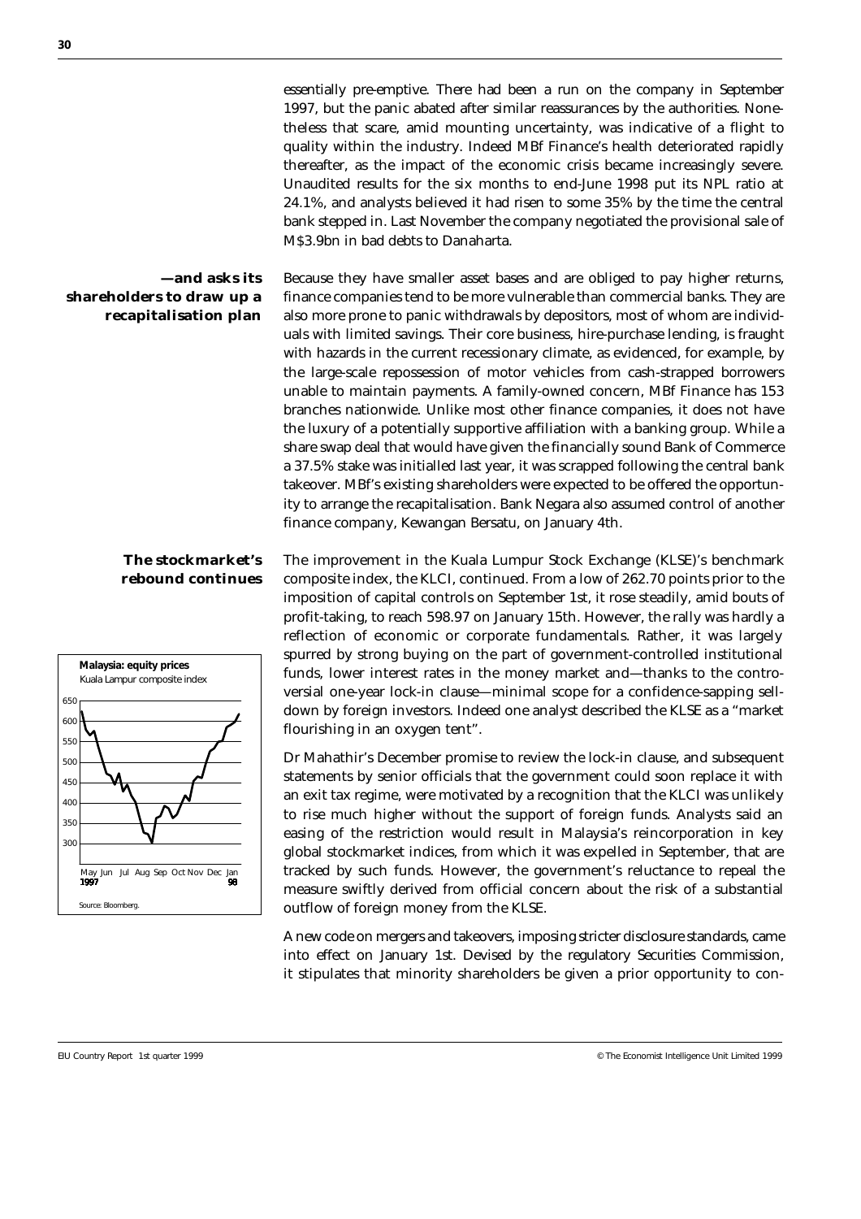essentially pre-emptive. There had been a run on the company in September 1997, but the panic abated after similar reassurances by the authorities. Nonetheless that scare, amid mounting uncertainty, was indicative of a flight to quality within the industry. Indeed MBf Finance's health deteriorated rapidly thereafter, as the impact of the economic crisis became increasingly severe. Unaudited results for the six months to end-June 1998 put its NPL ratio at 24.1%, and analysts believed it had risen to some 35% by the time the central bank stepped in. Last November the company negotiated the provisional sale of M$3.9bn in bad debts to Danaharta.

**—and asks its shareholders to draw up a recapitalisation plan**

Because they have smaller asset bases and are obliged to pay higher returns, finance companies tend to be more vulnerable than commercial banks. They are also more prone to panic withdrawals by depositors, most of whom are individuals with limited savings. Their core business, hire-purchase lending, is fraught with hazards in the current recessionary climate, as evidenced, for example, by the large-scale repossession of motor vehicles from cash-strapped borrowers unable to maintain payments. A family-owned concern, MBf Finance has 153 branches nationwide. Unlike most other finance companies, it does not have the luxury of a potentially supportive affiliation with a banking group. While a share swap deal that would have given the financially sound Bank of Commerce a 37.5% stake was initialled last year, it was scrapped following the central bank takeover. MBf's existing shareholders were expected to be offered the opportunity to arrange the recapitalisation. Bank Negara also assumed control of another finance company, Kewangan Bersatu, on January 4th.

**The stockmarket's rebound continues**

The improvement in the Kuala Lumpur Stock Exchange (KLSE)'s benchmark composite index, the KLCI, continued. From a low of 262.70 points prior to the imposition of capital controls on September 1st, it rose steadily, amid bouts of profit-taking, to reach 598.97 on January 15th. However, the rally was hardly a reflection of economic or corporate fundamentals. Rather, it was largely spurred by strong buying on the part of government-controlled institutional funds, lower interest rates in the money market and—thanks to the controversial one-year lock-in clause—minimal scope for a confidence-sapping selldown by foreign investors. Indeed one analyst described the KLSE as a "market flourishing in an oxygen tent".

**Malaysia: equity prices**
Kuala Lumpur composite index

Source: Bloomberg.

Dr Mahathir's December promise to review the lock-in clause, and subsequent statements by senior officials that the government could soon replace it with an exit tax regime, were motivated by a recognition that the KLCI was unlikely to rise much higher without the support of foreign funds. Analysts said an easing of the restriction would result in Malaysia's reincorporation in key global stockmarket indices, from which it was expelled in September, that are tracked by such funds. However, the government's reluctance to repeal the measure swiftly derived from official concern about the risk of a substantial outflow of foreign money from the KLSE.

A new code on mergers and takeovers, imposing stricter disclosure standards, came into effect on January 1st. Devised by the regulatory Securities Commission, it stipulates that minority shareholders be given a prior opportunity to con-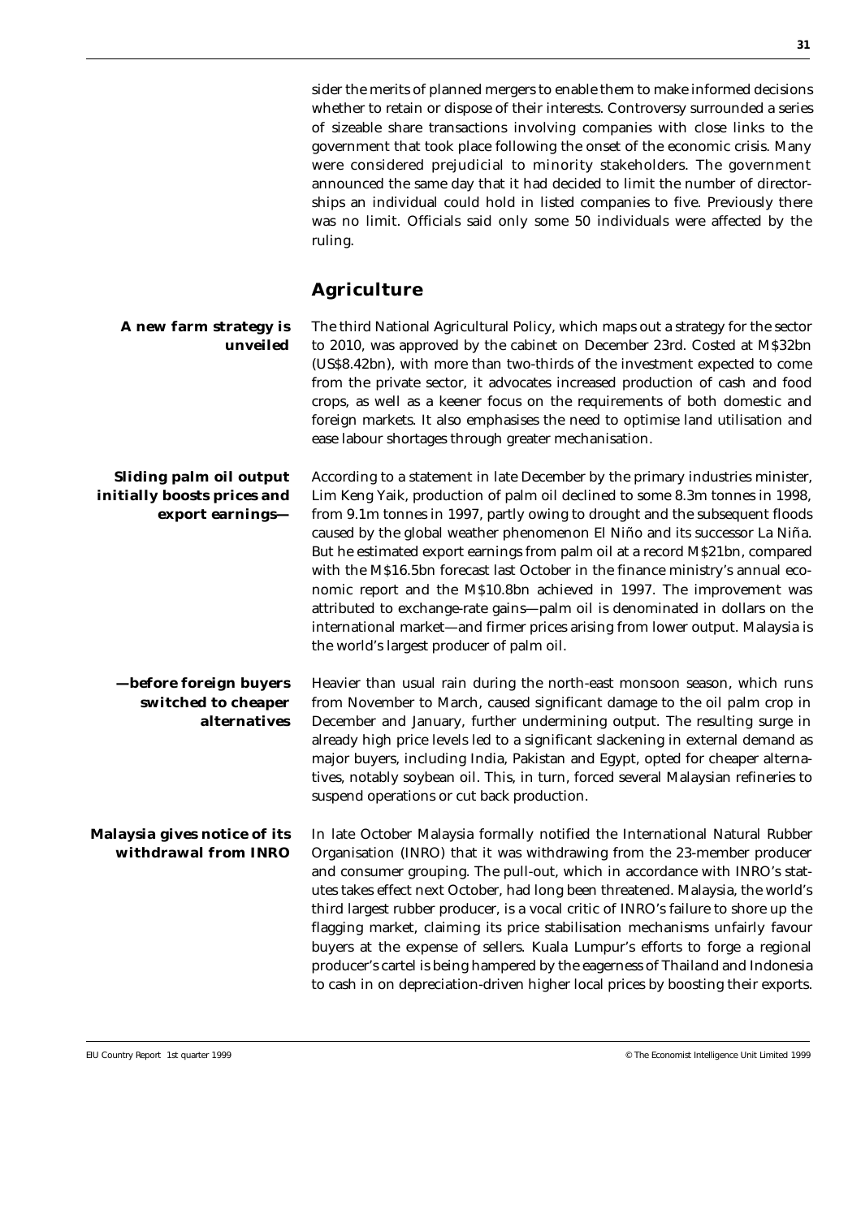sider the merits of planned mergers to enable them to make informed decisions whether to retain or dispose of their interests. Controversy surrounded a series of sizeable share transactions involving companies with close links to the government that took place following the onset of the economic crisis. Many were considered prejudicial to minority stakeholders. The government announced the same day that it had decided to limit the number of directorships an individual could hold in listed companies to five. Previously there was no limit. Officials said only some 50 individuals were affected by the ruling.

## Agriculture

**A new farm strategy is unveiled**

The third National Agricultural Policy, which maps out a strategy for the sector to 2010, was approved by the cabinet on December 23rd. Costed at M$32bn (US$8.42bn), with more than two-thirds of the investment expected to come from the private sector, it advocates increased production of cash and food crops, as well as a keener focus on the requirements of both domestic and foreign markets. It also emphasises the need to optimise land utilisation and ease labour shortages through greater mechanisation.

**Sliding palm oil output initially boosts prices and export earnings—**

According to a statement in late December by the primary industries minister, Lim Keng Yaik, production of palm oil declined to some 8.3m tonnes in 1998, from 9.1m tonnes in 1997, partly owing to drought and the subsequent floods caused by the global weather phenomenon El Niño and its successor La Niña. But he estimated export earnings from palm oil at a record M$21bn, compared with the M$16.5bn forecast last October in the finance ministry's annual economic report and the M$10.8bn achieved in 1997. The improvement was attributed to exchange-rate gains—palm oil is denominated in dollars on the international market—and firmer prices arising from lower output. Malaysia is the world's largest producer of palm oil.

**—before foreign buyers switched to cheaper alternatives**

Heavier than usual rain during the north-east monsoon season, which runs from November to March, caused significant damage to the oil palm crop in December and January, further undermining output. The resulting surge in already high price levels led to a significant slackening in external demand as major buyers, including India, Pakistan and Egypt, opted for cheaper alternatives, notably soybean oil. This, in turn, forced several Malaysian refineries to suspend operations or cut back production.

**Malaysia gives notice of its withdrawal from INRO**

In late October Malaysia formally notified the International Natural Rubber Organisation (INRO) that it was withdrawing from the 23-member producer and consumer grouping. The pull-out, which in accordance with INRO's statutes takes effect next October, had long been threatened. Malaysia, the world's third largest rubber producer, is a vocal critic of INRO's failure to shore up the flagging market, claiming its price stabilisation mechanisms unfairly favour buyers at the expense of sellers. Kuala Lumpur's efforts to forge a regional producer's cartel is being hampered by the eagerness of Thailand and Indonesia to cash in on depreciation-driven higher local prices by boosting their exports.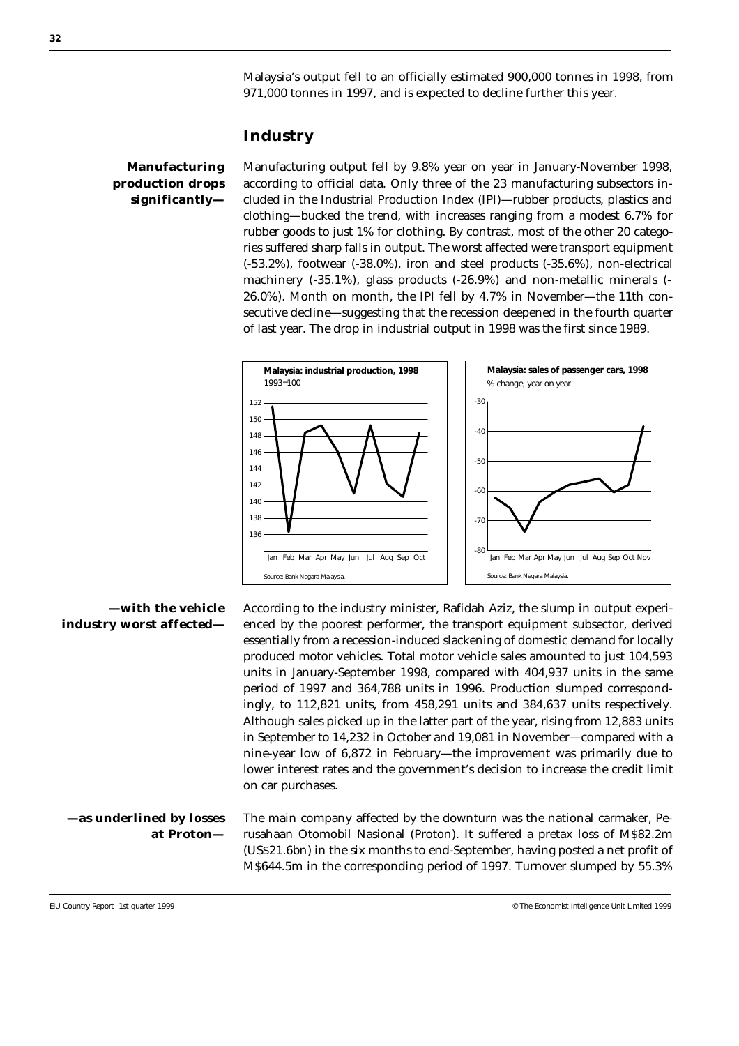Malaysia's output fell to an officially estimated 900,000 tonnes in 1998, from 971,000 tonnes in 1997, and is expected to decline further this year.

## Industry

**Manufacturing production drops significantly—**

Manufacturing output fell by 9.8% year on year in January-November 1998, according to official data. Only three of the 23 manufacturing subsectors included in the Industrial Production Index (IPI)—rubber products, plastics and clothing—bucked the trend, with increases ranging from a modest 6.7% for rubber goods to just 1% for clothing. By contrast, most of the other 20 categories suffered sharp falls in output. The worst affected were transport equipment (-53.2%), footwear (-38.0%), iron and steel products (-35.6%), non-electrical machinery (-35.1%), glass products (-26.9%) and non-metallic minerals (-26.0%). Month on month, the IPI fell by 4.7% in November—the 11th consecutive decline—suggesting that the recession deepened in the fourth quarter of last year. The drop in industrial output in 1998 was the first since 1989.

**Malaysia: industrial production, 1998**
1993=100

Source: Bank Negara Malaysia.

**Malaysia: sales of passenger cars, 1998**
% change, year on year

Source: Bank Negara Malaysia.

**—with the vehicle industry worst affected—**

According to the industry minister, Rafidah Aziz, the slump in output experienced by the poorest performer, the transport equipment subsector, derived essentially from a recession-induced slackening of domestic demand for locally produced motor vehicles. Total motor vehicle sales amounted to just 104,593 units in January-September 1998, compared with 404,937 units in the same period of 1997 and 364,788 units in 1996. Production slumped correspondingly, to 112,821 units, from 458,291 units and 384,637 units respectively. Although sales picked up in the latter part of the year, rising from 12,883 units in September to 14,232 in October and 19,081 in November—compared with a nine-year low of 6,872 in February—the improvement was primarily due to lower interest rates and the government's decision to increase the credit limit on car purchases.

**—as underlined by losses at Proton—**

The main company affected by the downturn was the national carmaker, Perusahaan Otomobil Nasional (Proton). It suffered a pretax loss of M$82.2m (US$21.6bn) in the six months to end-September, having posted a net profit of M$644.5m in the corresponding period of 1997. Turnover slumped by 55.3%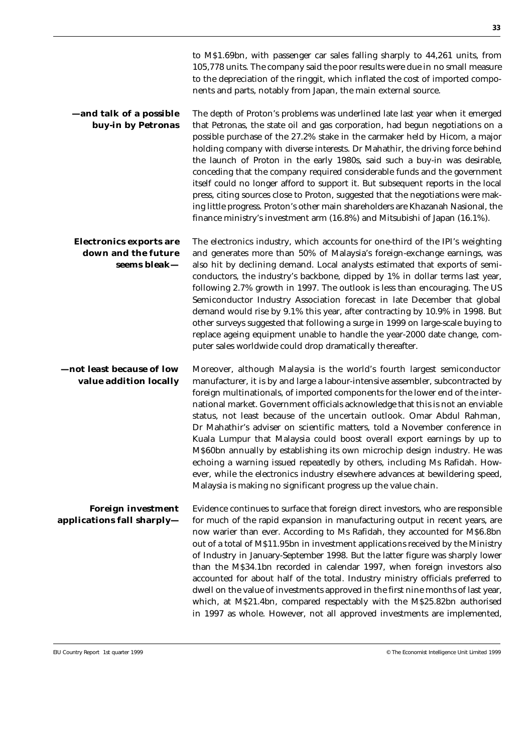to M$1.69bn, with passenger car sales falling sharply to 44,261 units, from 105,778 units. The company said the poor results were due in no small measure to the depreciation of the ringgit, which inflated the cost of imported components and parts, notably from Japan, the main external source.

**—and talk of a possible buy-in by Petronas**

The depth of Proton's problems was underlined late last year when it emerged that Petronas, the state oil and gas corporation, had begun negotiations on a possible purchase of the 27.2% stake in the carmaker held by Hicom, a major holding company with diverse interests. Dr Mahathir, the driving force behind the launch of Proton in the early 1980s, said such a buy-in was desirable, conceding that the company required considerable funds and the government itself could no longer afford to support it. But subsequent reports in the local press, citing sources close to Proton, suggested that the negotiations were making little progress. Proton's other main shareholders are Khazanah Nasional, the finance ministry's investment arm (16.8%) and Mitsubishi of Japan (16.1%).

**Electronics exports are down and the future seems bleak—**

The electronics industry, which accounts for one-third of the IPI's weighting and generates more than 50% of Malaysia's foreign-exchange earnings, was also hit by declining demand. Local analysts estimated that exports of semiconductors, the industry's backbone, dipped by 1% in dollar terms last year, following 2.7% growth in 1997. The outlook is less than encouraging. The US Semiconductor Industry Association forecast in late December that global demand would rise by 9.1% this year, after contracting by 10.9% in 1998. But other surveys suggested that following a surge in 1999 on large-scale buying to replace ageing equipment unable to handle the year-2000 date change, computer sales worldwide could drop dramatically thereafter.

**—not least because of low value addition locally**

Moreover, although Malaysia is the world's fourth largest semiconductor manufacturer, it is by and large a labour-intensive assembler, subcontracted by foreign multinationals, of imported components for the lower end of the international market. Government officials acknowledge that this is not an enviable status, not least because of the uncertain outlook. Omar Abdul Rahman, Dr Mahathir's adviser on scientific matters, told a November conference in Kuala Lumpur that Malaysia could boost overall export earnings by up to M$60bn annually by establishing its own microchip design industry. He was echoing a warning issued repeatedly by others, including Ms Rafidah. However, while the electronics industry elsewhere advances at bewildering speed, Malaysia is making no significant progress up the value chain.

**Foreign investment applications fall sharply—**

Evidence continues to surface that foreign direct investors, who are responsible for much of the rapid expansion in manufacturing output in recent years, are now warier than ever. According to Ms Rafidah, they accounted for M$6.8bn out of a total of M$11.95bn in investment applications received by the Ministry of Industry in January-September 1998. But the latter figure was sharply lower than the M$34.1bn recorded in calendar 1997, when foreign investors also accounted for about half of the total. Industry ministry officials preferred to dwell on the value of investments approved in the first nine months of last year, which, at M$21.4bn, compared respectably with the M$25.82bn authorised in 1997 as whole. However, not all approved investments are implemented,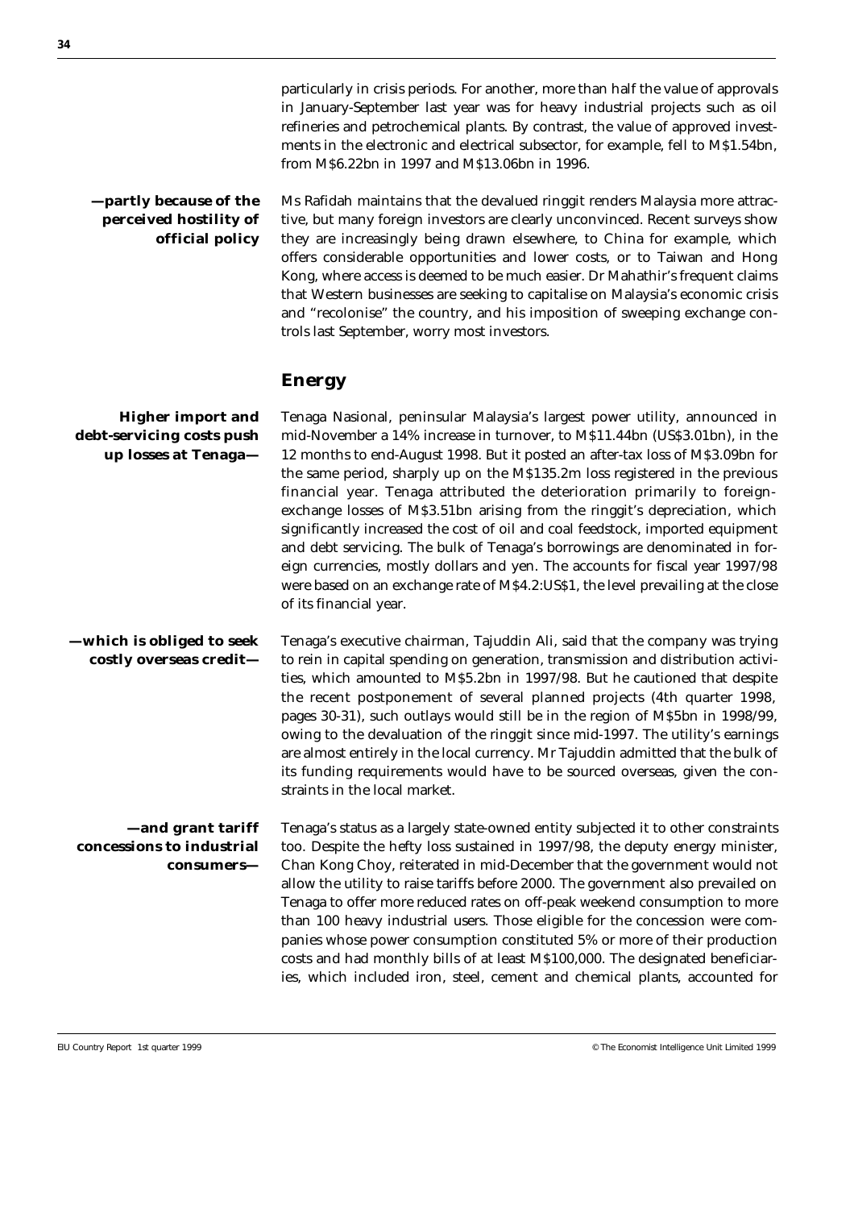particularly in crisis periods. For another, more than half the value of approvals in January-September last year was for heavy industrial projects such as oil refineries and petrochemical plants. By contrast, the value of approved investments in the electronic and electrical subsector, for example, fell to M$1.54bn, from M$6.22bn in 1997 and M$13.06bn in 1996.

**—partly because of the perceived hostility of official policy**

Ms Rafidah maintains that the devalued ringgit renders Malaysia more attractive, but many foreign investors are clearly unconvinced. Recent surveys show they are increasingly being drawn elsewhere, to China for example, which offers considerable opportunities and lower costs, or to Taiwan and Hong Kong, where access is deemed to be much easier. Dr Mahathir's frequent claims that Western businesses are seeking to capitalise on Malaysia's economic crisis and "recolonise" the country, and his imposition of sweeping exchange controls last September, worry most investors.

## Energy

**Higher import and debt-servicing costs push up losses at Tenaga—**

Tenaga Nasional, peninsular Malaysia's largest power utility, announced in mid-November a 14% increase in turnover, to M$11.44bn (US$3.01bn), in the 12 months to end-August 1998. But it posted an after-tax loss of M$3.09bn for the same period, sharply up on the M$135.2m loss registered in the previous financial year. Tenaga attributed the deterioration primarily to foreign-exchange losses of M$3.51bn arising from the ringgit's depreciation, which significantly increased the cost of oil and coal feedstock, imported equipment and debt servicing. The bulk of Tenaga's borrowings are denominated in foreign currencies, mostly dollars and yen. The accounts for fiscal year 1997/98 were based on an exchange rate of M$4.2:US$1, the level prevailing at the close of its financial year.

**—which is obliged to seek costly overseas credit—**

Tenaga's executive chairman, Tajuddin Ali, said that the company was trying to rein in capital spending on generation, transmission and distribution activities, which amounted to M$5.2bn in 1997/98. But he cautioned that despite the recent postponement of several planned projects (4th quarter 1998, pages 30-31), such outlays would still be in the region of M$5bn in 1998/99, owing to the devaluation of the ringgit since mid-1997. The utility's earnings are almost entirely in the local currency. Mr Tajuddin admitted that the bulk of its funding requirements would have to be sourced overseas, given the constraints in the local market.

**—and grant tariff concessions to industrial consumers—**

Tenaga's status as a largely state-owned entity subjected it to other constraints too. Despite the hefty loss sustained in 1997/98, the deputy energy minister, Chan Kong Choy, reiterated in mid-December that the government would not allow the utility to raise tariffs before 2000. The government also prevailed on Tenaga to offer more reduced rates on off-peak weekend consumption to more than 100 heavy industrial users. Those eligible for the concession were companies whose power consumption constituted 5% or more of their production costs and had monthly bills of at least M$100,000. The designated beneficiaries, which included iron, steel, cement and chemical plants, accounted for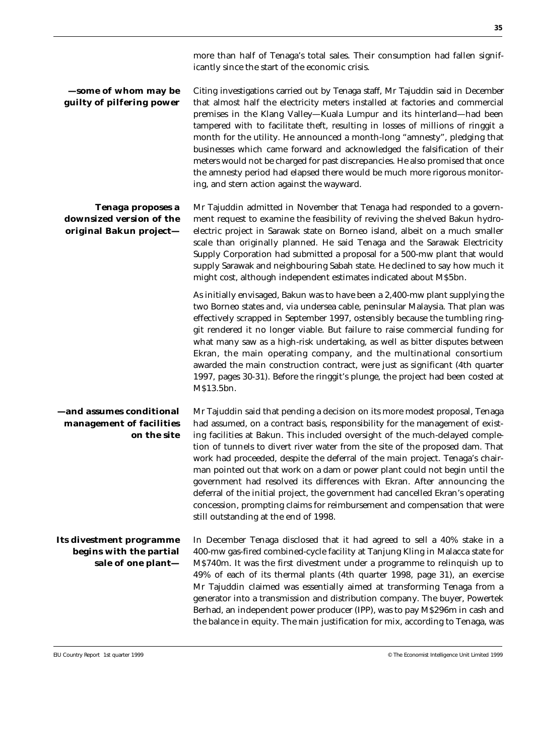more than half of Tenaga's total sales. Their consumption had fallen significantly since the start of the economic crisis.

**—some of whom may be guilty of pilfering power**

Citing investigations carried out by Tenaga staff, Mr Tajuddin said in December that almost half the electricity meters installed at factories and commercial premises in the Klang Valley—Kuala Lumpur and its hinterland—had been tampered with to facilitate theft, resulting in losses of millions of ringgit a month for the utility. He announced a month-long "amnesty", pledging that businesses which came forward and acknowledged the falsification of their meters would not be charged for past discrepancies. He also promised that once the amnesty period had elapsed there would be much more rigorous monitoring, and stern action against the wayward.

**Tenaga proposes a downsized version of the original Bakun project—**

Mr Tajuddin admitted in November that Tenaga had responded to a government request to examine the feasibility of reviving the shelved Bakun hydroelectric project in Sarawak state on Borneo island, albeit on a much smaller scale than originally planned. He said Tenaga and the Sarawak Electricity Supply Corporation had submitted a proposal for a 500-mw plant that would supply Sarawak and neighbouring Sabah state. He declined to say how much it might cost, although independent estimates indicated about M$5bn.

As initially envisaged, Bakun was to have been a 2,400-mw plant supplying the two Borneo states and, via undersea cable, peninsular Malaysia. That plan was effectively scrapped in September 1997, ostensibly because the tumbling ringgit rendered it no longer viable. But failure to raise commercial funding for what many saw as a high-risk undertaking, as well as bitter disputes between Ekran, the main operating company, and the multinational consortium awarded the main construction contract, were just as significant (4th quarter 1997, pages 30-31). Before the ringgit's plunge, the project had been costed at M$13.5bn.

**—and assumes conditional management of facilities on the site**

Mr Tajuddin said that pending a decision on its more modest proposal, Tenaga had assumed, on a contract basis, responsibility for the management of existing facilities at Bakun. This included oversight of the much-delayed completion of tunnels to divert river water from the site of the proposed dam. That work had proceeded, despite the deferral of the main project. Tenaga's chairman pointed out that work on a dam or power plant could not begin until the government had resolved its differences with Ekran. After announcing the deferral of the initial project, the government had cancelled Ekran's operating concession, prompting claims for reimbursement and compensation that were still outstanding at the end of 1998.

**Its divestment programme begins with the partial sale of one plant—**

In December Tenaga disclosed that it had agreed to sell a 40% stake in a 400-mw gas-fired combined-cycle facility at Tanjung Kling in Malacca state for M$740m. It was the first divestment under a programme to relinquish up to 49% of each of its thermal plants (4th quarter 1998, page 31), an exercise Mr Tajuddin claimed was essentially aimed at transforming Tenaga from a generator into a transmission and distribution company. The buyer, Powertek Berhad, an independent power producer (IPP), was to pay M$296m in cash and the balance in equity. The main justification for mix, according to Tenaga, was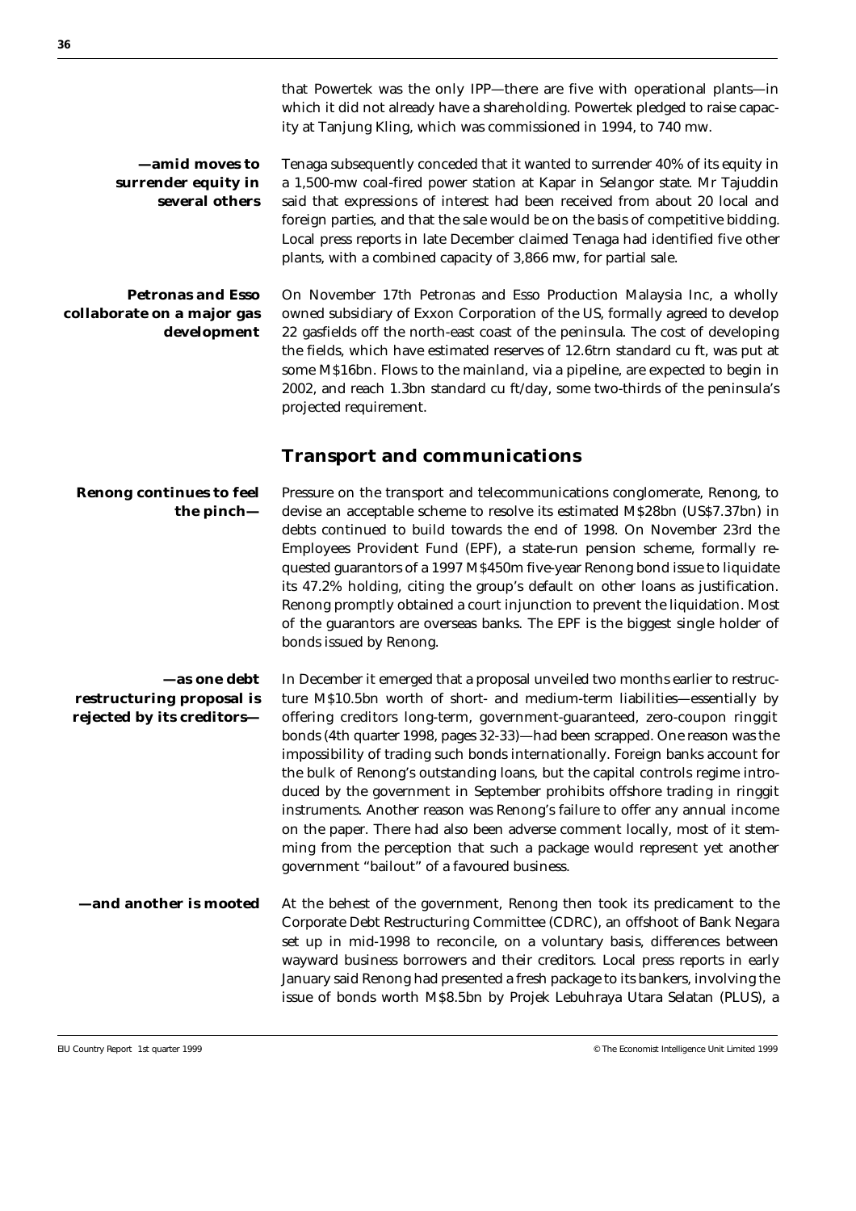that Powertek was the only IPP—there are five with operational plants—in which it did not already have a shareholding. Powertek pledged to raise capacity at Tanjung Kling, which was commissioned in 1994, to 740 mw.

**—amid moves to surrender equity in several others**

Tenaga subsequently conceded that it wanted to surrender 40% of its equity in a 1,500-mw coal-fired power station at Kapar in Selangor state. Mr Tajuddin said that expressions of interest had been received from about 20 local and foreign parties, and that the sale would be on the basis of competitive bidding. Local press reports in late December claimed Tenaga had identified five other plants, with a combined capacity of 3,866 mw, for partial sale.

**Petronas and Esso collaborate on a major gas development**

On November 17th Petronas and Esso Production Malaysia Inc, a wholly owned subsidiary of Exxon Corporation of the US, formally agreed to develop 22 gasfields off the north-east coast of the peninsula. The cost of developing the fields, which have estimated reserves of 12.6trn standard cu ft, was put at some M$16bn. Flows to the mainland, via a pipeline, are expected to begin in 2002, and reach 1.3bn standard cu ft/day, some two-thirds of the peninsula's projected requirement.

## Transport and communications

**Renong continues to feel the pinch—**

Pressure on the transport and telecommunications conglomerate, Renong, to devise an acceptable scheme to resolve its estimated M$28bn (US$7.37bn) in debts continued to build towards the end of 1998. On November 23rd the Employees Provident Fund (EPF), a state-run pension scheme, formally requested guarantors of a 1997 M$450m five-year Renong bond issue to liquidate its 47.2% holding, citing the group's default on other loans as justification. Renong promptly obtained a court injunction to prevent the liquidation. Most of the guarantors are overseas banks. The EPF is the biggest single holder of bonds issued by Renong.

**—as one debt restructuring proposal is rejected by its creditors—**

In December it emerged that a proposal unveiled two months earlier to restructure M$10.5bn worth of short- and medium-term liabilities—essentially by offering creditors long-term, government-guaranteed, zero-coupon ringgit bonds (4th quarter 1998, pages 32-33)—had been scrapped. One reason was the impossibility of trading such bonds internationally. Foreign banks account for the bulk of Renong's outstanding loans, but the capital controls regime introduced by the government in September prohibits offshore trading in ringgit instruments. Another reason was Renong's failure to offer any annual income on the paper. There had also been adverse comment locally, most of it stemming from the perception that such a package would represent yet another government "bailout" of a favoured business.

**—and another is mooted**

At the behest of the government, Renong then took its predicament to the Corporate Debt Restructuring Committee (CDRC), an offshoot of Bank Negara set up in mid-1998 to reconcile, on a voluntary basis, differences between wayward business borrowers and their creditors. Local press reports in early January said Renong had presented a fresh package to its bankers, involving the issue of bonds worth M$8.5bn by Projek Lebuhraya Utara Selatan (PLUS), a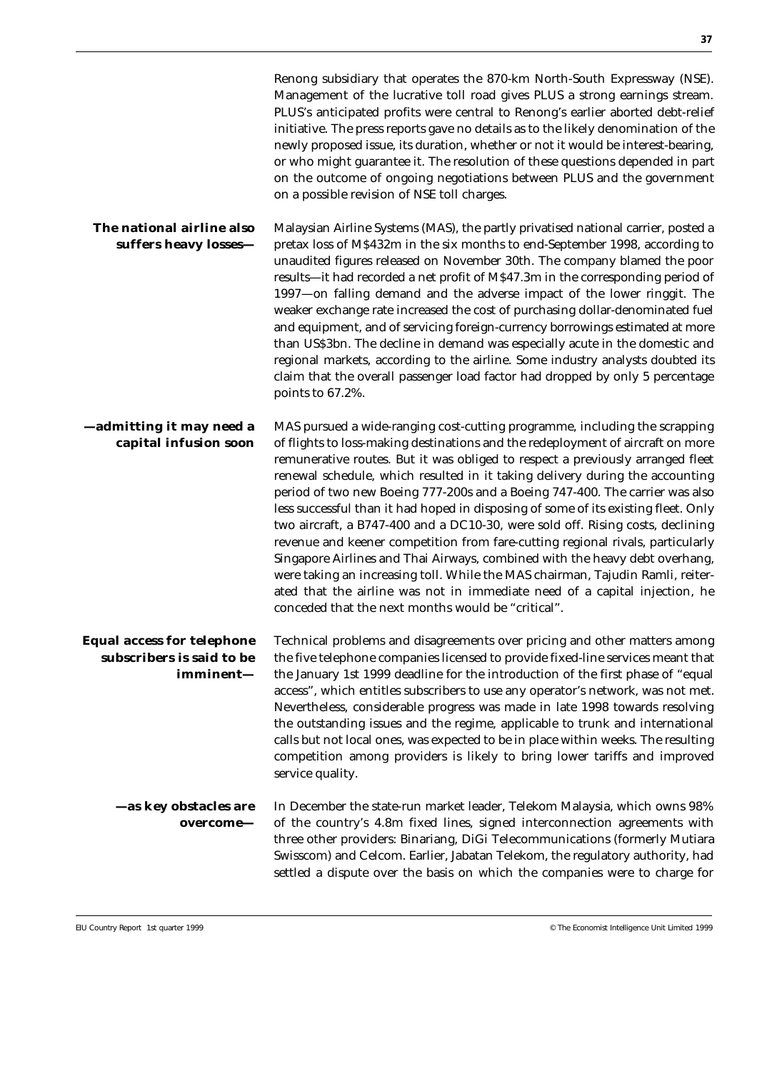Renong subsidiary that operates the 870-km North-South Expressway (NSE). Management of the lucrative toll road gives PLUS a strong earnings stream. PLUS's anticipated profits were central to Renong's earlier aborted debt-relief initiative. The press reports gave no details as to the likely denomination of the newly proposed issue, its duration, whether or not it would be interest-bearing, or who might guarantee it. The resolution of these questions depended in part on the outcome of ongoing negotiations between PLUS and the government on a possible revision of NSE toll charges.

**The national airline also suffers heavy losses—**

Malaysian Airline Systems (MAS), the partly privatised national carrier, posted a pretax loss of M$432m in the six months to end-September 1998, according to unaudited figures released on November 30th. The company blamed the poor results—it had recorded a net profit of M$47.3m in the corresponding period of 1997—on falling demand and the adverse impact of the lower ringgit. The weaker exchange rate increased the cost of purchasing dollar-denominated fuel and equipment, and of servicing foreign-currency borrowings estimated at more than US$3bn. The decline in demand was especially acute in the domestic and regional markets, according to the airline. Some industry analysts doubted its claim that the overall passenger load factor had dropped by only 5 percentage points to 67.2%.

**—admitting it may need a capital infusion soon**

MAS pursued a wide-ranging cost-cutting programme, including the scrapping of flights to loss-making destinations and the redeployment of aircraft on more remunerative routes. But it was obliged to respect a previously arranged fleet renewal schedule, which resulted in it taking delivery during the accounting period of two new Boeing 777-200s and a Boeing 747-400. The carrier was also less successful than it had hoped in disposing of some of its existing fleet. Only two aircraft, a B747-400 and a DC10-30, were sold off. Rising costs, declining revenue and keener competition from fare-cutting regional rivals, particularly Singapore Airlines and Thai Airways, combined with the heavy debt overhang, were taking an increasing toll. While the MAS chairman, Tajudin Ramli, reiterated that the airline was not in immediate need of a capital injection, he conceded that the next months would be "critical".

**Equal access for telephone subscribers is said to be imminent—**

Technical problems and disagreements over pricing and other matters among the five telephone companies licensed to provide fixed-line services meant that the January 1st 1999 deadline for the introduction of the first phase of "equal access", which entitles subscribers to use any operator's network, was not met. Nevertheless, considerable progress was made in late 1998 towards resolving the outstanding issues and the regime, applicable to trunk and international calls but not local ones, was expected to be in place within weeks. The resulting competition among providers is likely to bring lower tariffs and improved service quality.

**—as key obstacles are overcome—**

In December the state-run market leader, Telekom Malaysia, which owns 98% of the country's 4.8m fixed lines, signed interconnection agreements with three other providers: Binariang, DiGi Telecommunications (formerly Mutiara Swisscom) and Celcom. Earlier, Jabatan Telekom, the regulatory authority, had settled a dispute over the basis on which the companies were to charge for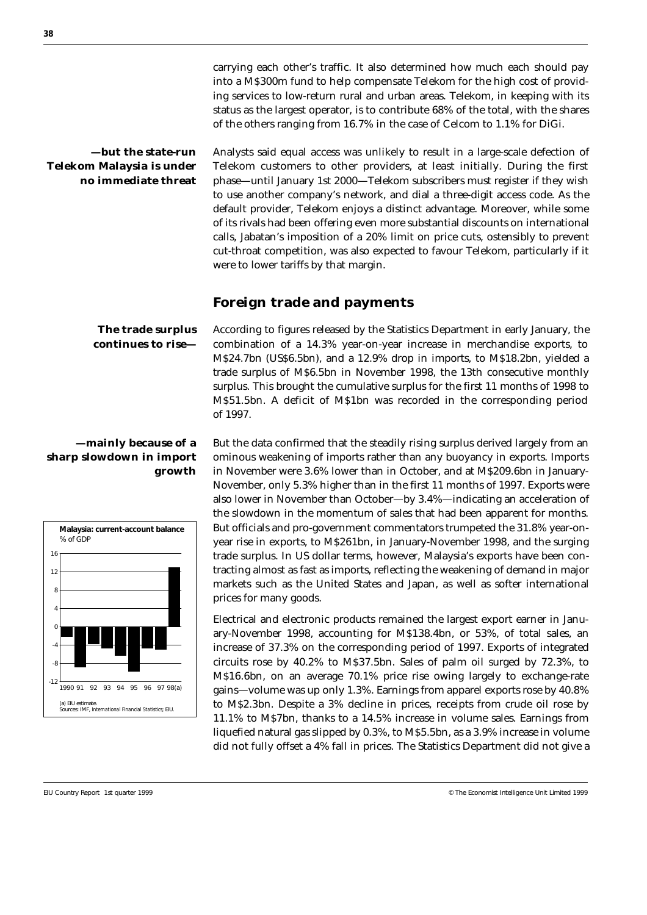carrying each other's traffic. It also determined how much each should pay into a M$300m fund to help compensate Telekom for the high cost of providing services to low-return rural and urban areas. Telekom, in keeping with its status as the largest operator, is to contribute 68% of the total, with the shares of the others ranging from 16.7% in the case of Celcom to 1.1% for DiGi.

**—but the state-run Telekom Malaysia is under no immediate threat**

Analysts said equal access was unlikely to result in a large-scale defection of Telekom customers to other providers, at least initially. During the first phase—until January 1st 2000—Telekom subscribers must register if they wish to use another company's network, and dial a three-digit access code. As the default provider, Telekom enjoys a distinct advantage. Moreover, while some of its rivals had been offering even more substantial discounts on international calls, Jabatan's imposition of a 20% limit on price cuts, ostensibly to prevent cut-throat competition, was also expected to favour Telekom, particularly if it were to lower tariffs by that margin.

## Foreign trade and payments

**The trade surplus continues to rise—**

According to figures released by the Statistics Department in early January, the combination of a 14.3% year-on-year increase in merchandise exports, to M$24.7bn (US$6.5bn), and a 12.9% drop in imports, to M$18.2bn, yielded a trade surplus of M$6.5bn in November 1998, the 13th consecutive monthly surplus. This brought the cumulative surplus for the first 11 months of 1998 to M$51.5bn. A deficit of M$1bn was recorded in the corresponding period of 1997.

**—mainly because of a sharp slowdown in import growth**

But the data confirmed that the steadily rising surplus derived largely from an ominous weakening of imports rather than any buoyancy in exports. Imports in November were 3.6% lower than in October, and at M$209.6bn in January-November, only 5.3% higher than in the first 11 months of 1997. Exports were also lower in November than October—by 3.4%—indicating an acceleration of the slowdown in the momentum of sales that had been apparent for months. But officials and pro-government commentators trumpeted the 31.8% year-on-year rise in exports, to M$261bn, in January-November 1998, and the surging trade surplus. In US dollar terms, however, Malaysia's exports have been contracting almost as fast as imports, reflecting the weakening of demand in major markets such as the United States and Japan, as well as softer international prices for many goods.

**Malaysia: current-account balance**
% of GDP

(a) EIU estimate.
Sources: IMF, *International Financial Statistics*; EIU.

Electrical and electronic products remained the largest export earner in January-November 1998, accounting for M$138.4bn, or 53%, of total sales, an increase of 37.3% on the corresponding period of 1997. Exports of integrated circuits rose by 40.2% to M$37.5bn. Sales of palm oil surged by 72.3%, to M$16.6bn, on an average 70.1% price rise owing largely to exchange-rate gains—volume was up only 1.3%. Earnings from apparel exports rose by 40.8% to M$2.3bn. Despite a 3% decline in prices, receipts from crude oil rose by 11.1% to M$7bn, thanks to a 14.5% increase in volume sales. Earnings from liquefied natural gas slipped by 0.3%, to M$5.5bn, as a 3.9% increase in volume did not fully offset a 4% fall in prices. The Statistics Department did not give a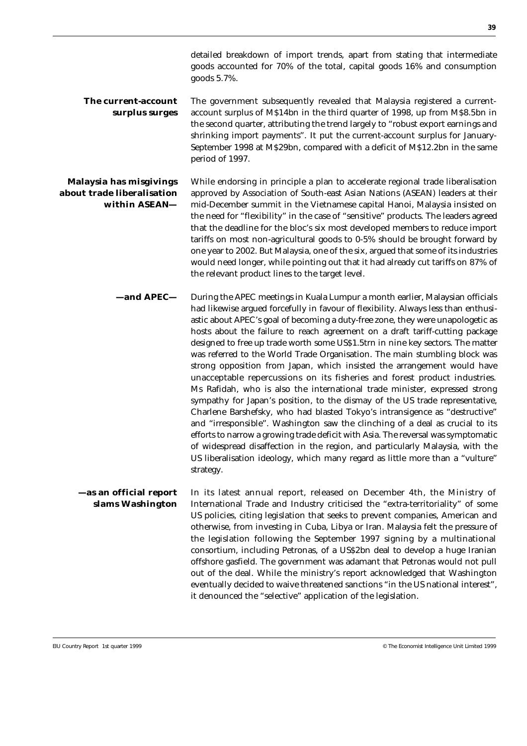detailed breakdown of import trends, apart from stating that intermediate goods accounted for 70% of the total, capital goods 16% and consumption goods 5.7%.

**The current-account surplus surges**

The government subsequently revealed that Malaysia registered a current-account surplus of M$14bn in the third quarter of 1998, up from M$8.5bn in the second quarter, attributing the trend largely to "robust export earnings and shrinking import payments". It put the current-account surplus for January-September 1998 at M$29bn, compared with a deficit of M$12.2bn in the same period of 1997.

**Malaysia has misgivings about trade liberalisation within ASEAN—**

While endorsing in principle a plan to accelerate regional trade liberalisation approved by Association of South-east Asian Nations (ASEAN) leaders at their mid-December summit in the Vietnamese capital Hanoi, Malaysia insisted on the need for "flexibility" in the case of "sensitive" products. The leaders agreed that the deadline for the bloc's six most developed members to reduce import tariffs on most non-agricultural goods to 0-5% should be brought forward by one year to 2002. But Malaysia, one of the six, argued that some of its industries would need longer, while pointing out that it had already cut tariffs on 87% of the relevant product lines to the target level.

**—and APEC—**

During the APEC meetings in Kuala Lumpur a month earlier, Malaysian officials had likewise argued forcefully in favour of flexibility. Always less than enthusiastic about APEC's goal of becoming a duty-free zone, they were unapologetic as hosts about the failure to reach agreement on a draft tariff-cutting package designed to free up trade worth some US$1.5trn in nine key sectors. The matter was referred to the World Trade Organisation. The main stumbling block was strong opposition from Japan, which insisted the arrangement would have unacceptable repercussions on its fisheries and forest product industries. Ms Rafidah, who is also the international trade minister, expressed strong sympathy for Japan's position, to the dismay of the US trade representative, Charlene Barshefsky, who had blasted Tokyo's intransigence as "destructive" and "irresponsible". Washington saw the clinching of a deal as crucial to its efforts to narrow a growing trade deficit with Asia. The reversal was symptomatic of widespread disaffection in the region, and particularly Malaysia, with the US liberalisation ideology, which many regard as little more than a "vulture" strategy.

**—as an official report slams Washington**

In its latest annual report, released on December 4th, the Ministry of International Trade and Industry criticised the "extra-territoriality" of some US policies, citing legislation that seeks to prevent companies, American and otherwise, from investing in Cuba, Libya or Iran. Malaysia felt the pressure of the legislation following the September 1997 signing by a multinational consortium, including Petronas, of a US$2bn deal to develop a huge Iranian offshore gasfield. The government was adamant that Petronas would not pull out of the deal. While the ministry's report acknowledged that Washington eventually decided to waive threatened sanctions "in the US national interest", it denounced the "selective" application of the legislation.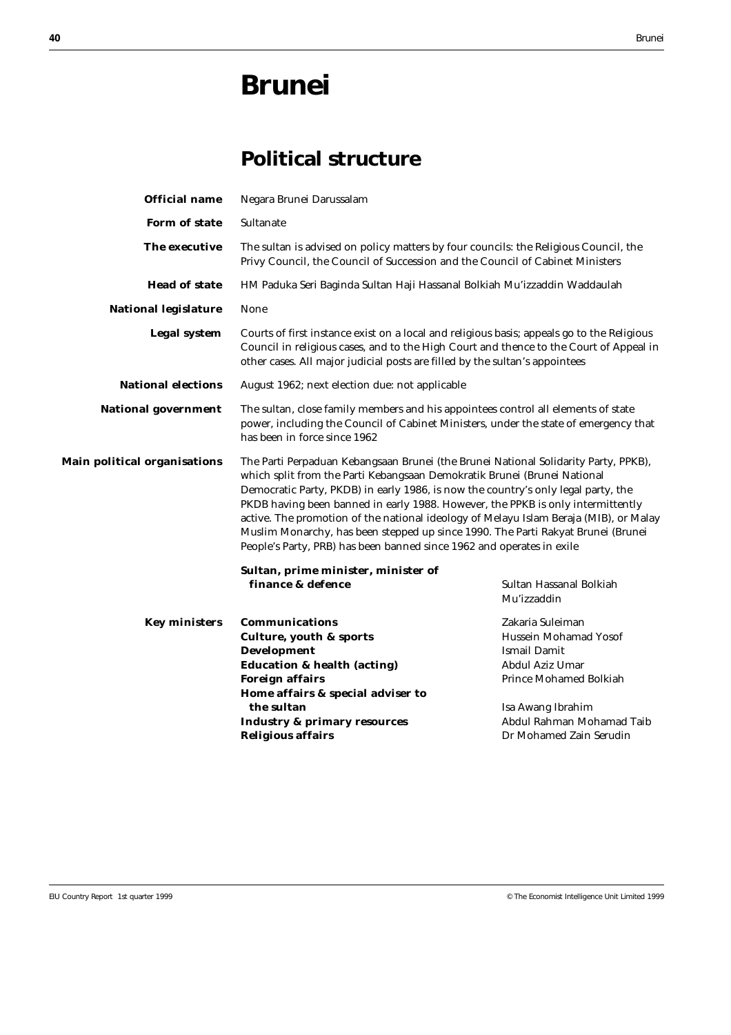# Brunei

## Political structure

| | |
|---|---|
| **Official name** | Negara Brunei Darussalam |
| **Form of state** | Sultanate |
| **The executive** | The sultan is advised on policy matters by four councils: the Religious Council, the Privy Council, the Council of Succession and the Council of Cabinet Ministers |
| **Head of state** | HM Paduka Seri Baginda Sultan Haji Hassanal Bolkiah Mu'izzaddin Waddaulah |
| **National legislature** | None |
| **Legal system** | Courts of first instance exist on a local and religious basis; appeals go to the Religious Council in religious cases, and to the High Court and thence to the Court of Appeal in other cases. All major judicial posts are filled by the sultan's appointees |
| **National elections** | August 1962; next election due: not applicable |
| **National government** | The sultan, close family members and his appointees control all elements of state power, including the Council of Cabinet Ministers, under the state of emergency that has been in force since 1962 |
| **Main political organisations** | The Parti Perpaduan Kebangsaan Brunei (the Brunei National Solidarity Party, PPKB), which split from the Parti Kebangsaan Demokratik Brunei (Brunei National Democratic Party, PKDB) in early 1986, is now the country's only legal party, the PKDB having been banned in early 1988. However, the PPKB is only intermittently active. The promotion of the national ideology of Melayu Islam Beraja (MIB), or Malay Muslim Monarchy, has been stepped up since 1990. The Parti Rakyat Brunei (Brunei People's Party, PRB) has been banned since 1962 and operates in exile |

| | | |
|---|---|---|
| | **Sultan, prime minister, minister of finance & defence** | Sultan Hassanal Bolkiah Mu'izzaddin |
| **Key ministers** | **Communications** | Zakaria Suleiman |
| | **Culture, youth & sports** | Hussein Mohamad Yosof |
| | **Development** | Ismail Damit |
| | **Education & health (acting)** | Abdul Aziz Umar |
| | **Foreign affairs** | Prince Mohamed Bolkiah |
| | **Home affairs & special adviser to the sultan** | Isa Awang Ibrahim |
| | **Industry & primary resources** | Abdul Rahman Mohamad Taib |
| | **Religious affairs** | Dr Mohamed Zain Serudin |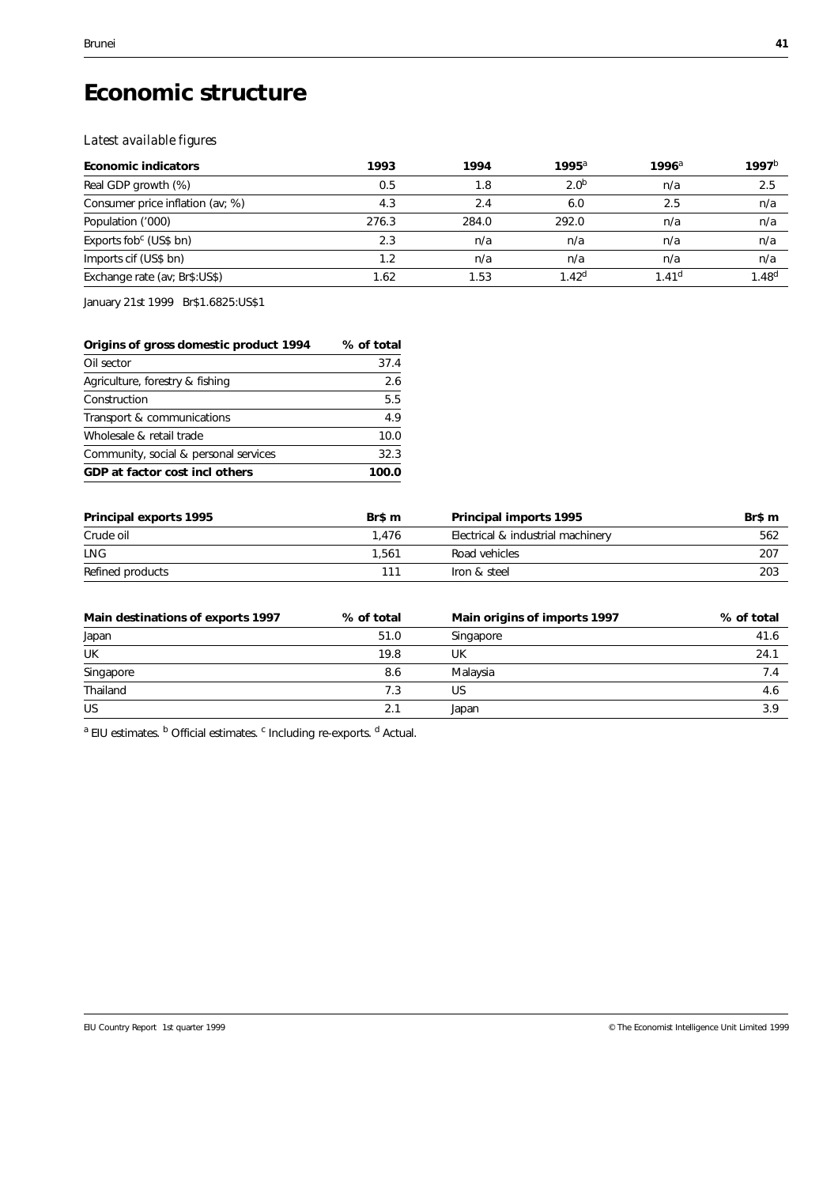# Economic structure

*Latest available figures*

| Economic indicators | 1993 | 1994 | 1995[a] | 1996[a] | 1997[b] |
|---|---|---|---|---|---|
| Real GDP growth (%) | 0.5 | 1.8 | 2.0[b] | n/a | 2.5 |
| Consumer price inflation (av; %) | 4.3 | 2.4 | 6.0 | 2.5 | n/a |
| Population ('000) | 276.3 | 284.0 | 292.0 | n/a | n/a |
| Exports fob[c] (US$ bn) | 2.3 | n/a | n/a | n/a | n/a |
| Imports cif (US$ bn) | 1.2 | n/a | n/a | n/a | n/a |
| Exchange rate (av; Br$:US$) | 1.62 | 1.53 | 1.42[d] | 1.41[d] | 1.48[d] |

January 21st 1999 Br$1.6825:US$1

| Origins of gross domestic product 1994 | % of total |
|---|---|
| Oil sector | 37.4 |
| Agriculture, forestry & fishing | 2.6 |
| Construction | 5.5 |
| Transport & communications | 4.9 |
| Wholesale & retail trade | 10.0 |
| Community, social & personal services | 32.3 |
| **GDP at factor cost incl others** | **100.0** |

| Principal exports 1995 | Br$ m | Principal imports 1995 | Br$ m |
|---|---|---|---|
| Crude oil | 1,476 | Electrical & industrial machinery | 562 |
| LNG | 1,561 | Road vehicles | 207 |
| Refined products | 111 | Iron & steel | 203 |

| Main destinations of exports 1997 | % of total | Main origins of imports 1997 | % of total |
|---|---|---|---|
| Japan | 51.0 | Singapore | 41.6 |
| UK | 19.8 | UK | 24.1 |
| Singapore | 8.6 | Malaysia | 7.4 |
| Thailand | 7.3 | US | 4.6 |
| US | 2.1 | Japan | 3.9 |

[a] EIU estimates. [b] Official estimates. [c] Including re-exports. [d] Actual.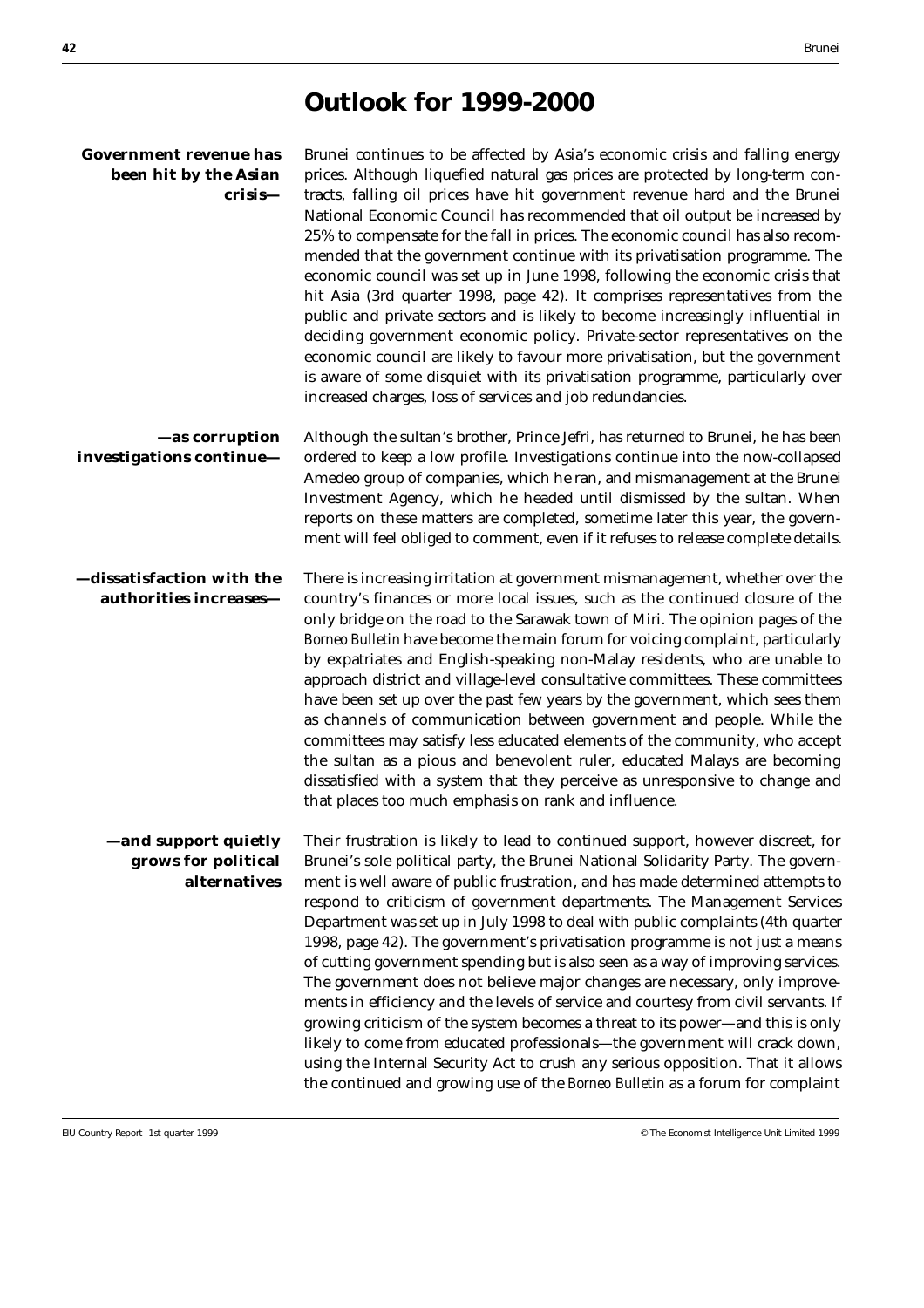# Outlook for 1999-2000

**Government revenue has been hit by the Asian crisis—**

Brunei continues to be affected by Asia's economic crisis and falling energy prices. Although liquefied natural gas prices are protected by long-term contracts, falling oil prices have hit government revenue hard and the Brunei National Economic Council has recommended that oil output be increased by 25% to compensate for the fall in prices. The economic council has also recommended that the government continue with its privatisation programme. The economic council was set up in June 1998, following the economic crisis that hit Asia (3rd quarter 1998, page 42). It comprises representatives from the public and private sectors and is likely to become increasingly influential in deciding government economic policy. Private-sector representatives on the economic council are likely to favour more privatisation, but the government is aware of some disquiet with its privatisation programme, particularly over increased charges, loss of services and job redundancies.

**—as corruption investigations continue—**

Although the sultan's brother, Prince Jefri, has returned to Brunei, he has been ordered to keep a low profile. Investigations continue into the now-collapsed Amedeo group of companies, which he ran, and mismanagement at the Brunei Investment Agency, which he headed until dismissed by the sultan. When reports on these matters are completed, sometime later this year, the government will feel obliged to comment, even if it refuses to release complete details.

**—dissatisfaction with the authorities increases—**

There is increasing irritation at government mismanagement, whether over the country's finances or more local issues, such as the continued closure of the only bridge on the road to the Sarawak town of Miri. The opinion pages of the *Borneo Bulletin* have become the main forum for voicing complaint, particularly by expatriates and English-speaking non-Malay residents, who are unable to approach district and village-level consultative committees. These committees have been set up over the past few years by the government, which sees them as channels of communication between government and people. While the committees may satisfy less educated elements of the community, who accept the sultan as a pious and benevolent ruler, educated Malays are becoming dissatisfied with a system that they perceive as unresponsive to change and that places too much emphasis on rank and influence.

**—and support quietly grows for political alternatives**

Their frustration is likely to lead to continued support, however discreet, for Brunei's sole political party, the Brunei National Solidarity Party. The government is well aware of public frustration, and has made determined attempts to respond to criticism of government departments. The Management Services Department was set up in July 1998 to deal with public complaints (4th quarter 1998, page 42). The government's privatisation programme is not just a means of cutting government spending but is also seen as a way of improving services. The government does not believe major changes are necessary, only improvements in efficiency and the levels of service and courtesy from civil servants. If growing criticism of the system becomes a threat to its power—and this is only likely to come from educated professionals—the government will crack down, using the Internal Security Act to crush any serious opposition. That it allows the continued and growing use of the *Borneo Bulletin* as a forum for complaint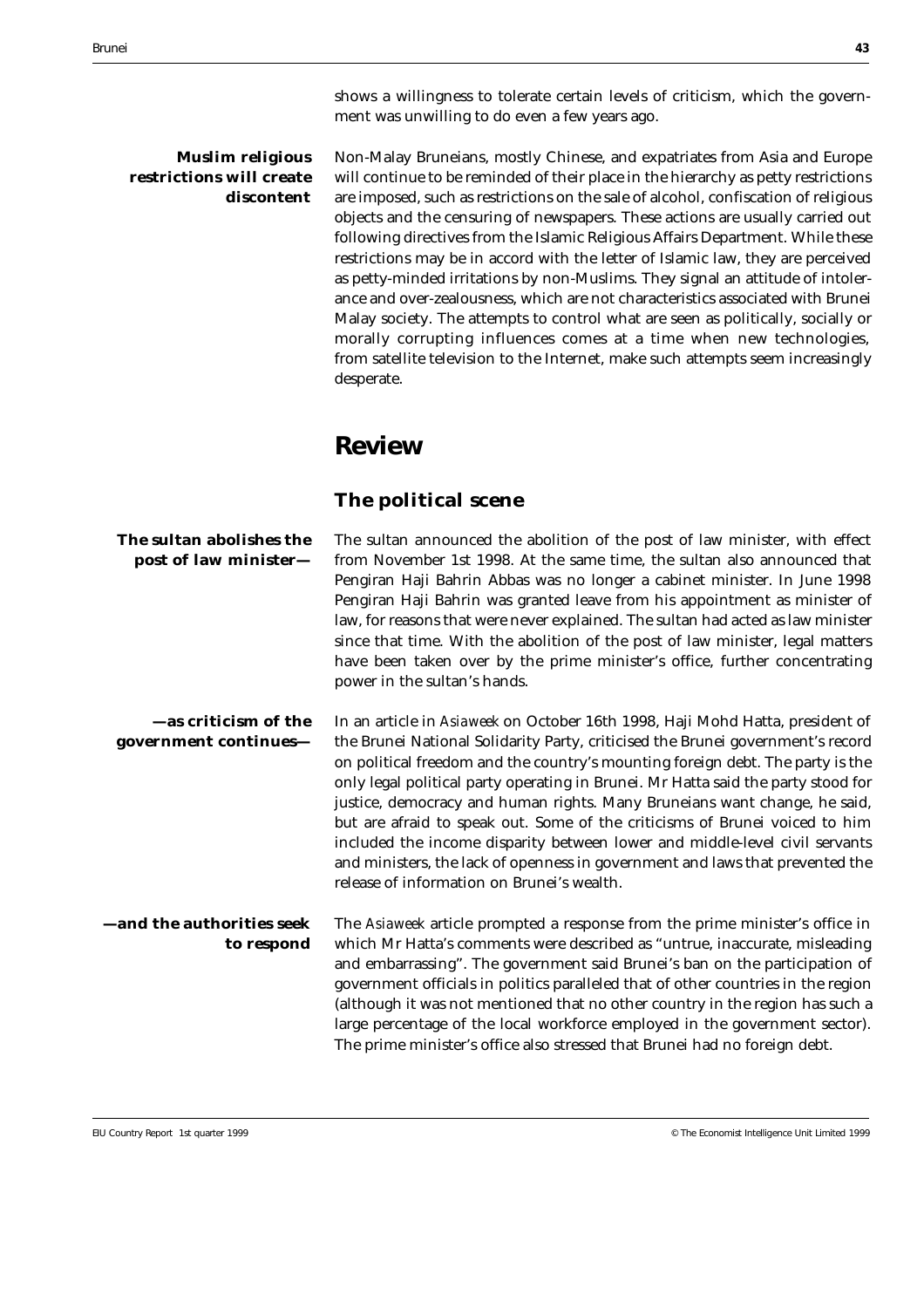shows a willingness to tolerate certain levels of criticism, which the government was unwilling to do even a few years ago.

**Muslim religious restrictions will create discontent**

Non-Malay Bruneians, mostly Chinese, and expatriates from Asia and Europe will continue to be reminded of their place in the hierarchy as petty restrictions are imposed, such as restrictions on the sale of alcohol, confiscation of religious objects and the censuring of newspapers. These actions are usually carried out following directives from the Islamic Religious Affairs Department. While these restrictions may be in accord with the letter of Islamic law, they are perceived as petty-minded irritations by non-Muslims. They signal an attitude of intolerance and over-zealousness, which are not characteristics associated with Brunei Malay society. The attempts to control what are seen as politically, socially or morally corrupting influences comes at a time when new technologies, from satellite television to the Internet, make such attempts seem increasingly desperate.

# Review

## The political scene

**The sultan abolishes the post of law minister—**

The sultan announced the abolition of the post of law minister, with effect from November 1st 1998. At the same time, the sultan also announced that Pengiran Haji Bahrin Abbas was no longer a cabinet minister. In June 1998 Pengiran Haji Bahrin was granted leave from his appointment as minister of law, for reasons that were never explained. The sultan had acted as law minister since that time. With the abolition of the post of law minister, legal matters have been taken over by the prime minister's office, further concentrating power in the sultan's hands.

**—as criticism of the government continues—**

In an article in *Asiaweek* on October 16th 1998, Haji Mohd Hatta, president of the Brunei National Solidarity Party, criticised the Brunei government's record on political freedom and the country's mounting foreign debt. The party is the only legal political party operating in Brunei. Mr Hatta said the party stood for justice, democracy and human rights. Many Bruneians want change, he said, but are afraid to speak out. Some of the criticisms of Brunei voiced to him included the income disparity between lower and middle-level civil servants and ministers, the lack of openness in government and laws that prevented the release of information on Brunei's wealth.

**—and the authorities seek to respond**

The *Asiaweek* article prompted a response from the prime minister's office in which Mr Hatta's comments were described as "untrue, inaccurate, misleading and embarrassing". The government said Brunei's ban on the participation of government officials in politics paralleled that of other countries in the region (although it was not mentioned that no other country in the region has such a large percentage of the local workforce employed in the government sector). The prime minister's office also stressed that Brunei had no foreign debt.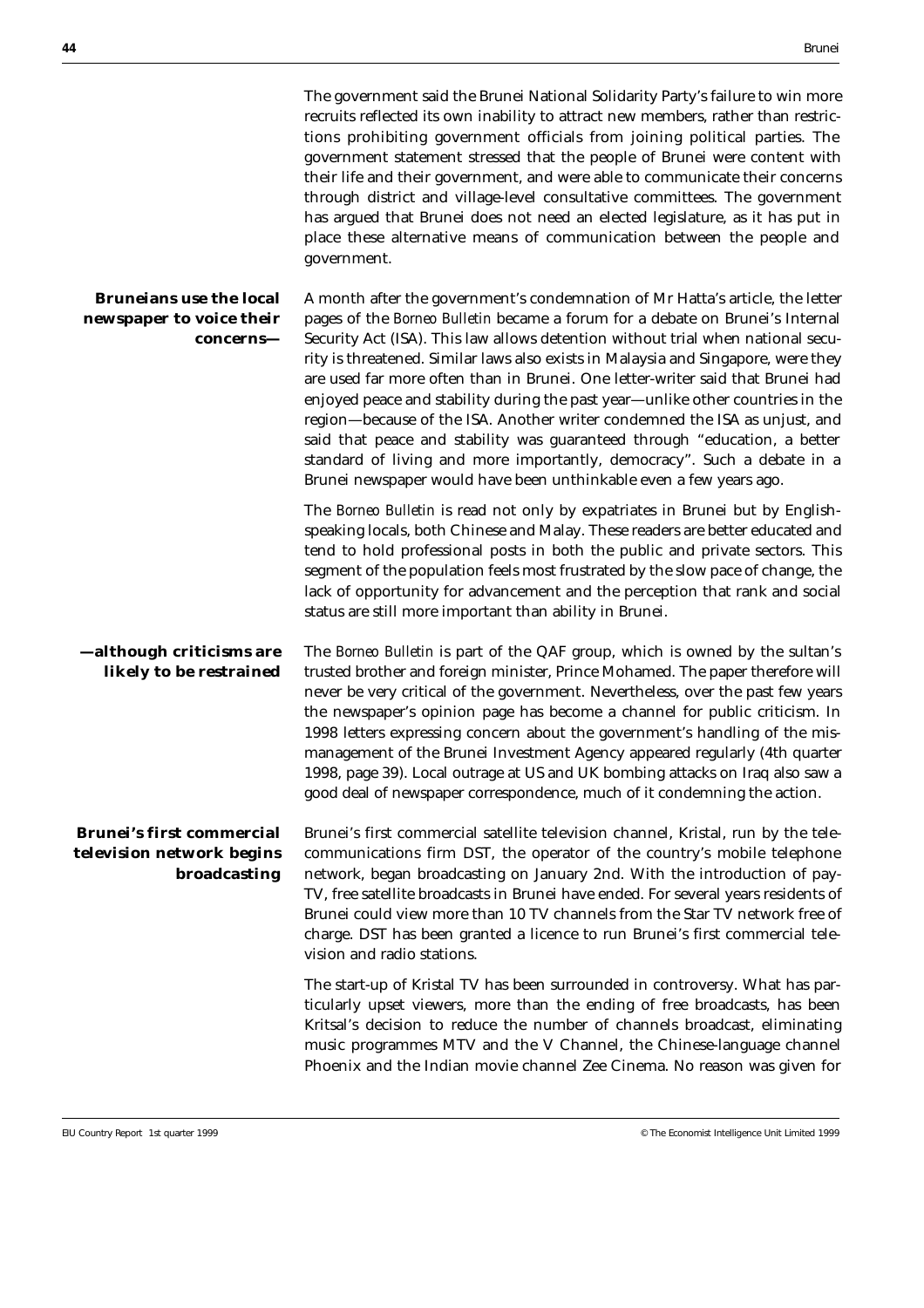The government said the Brunei National Solidarity Party's failure to win more recruits reflected its own inability to attract new members, rather than restrictions prohibiting government officials from joining political parties. The government statement stressed that the people of Brunei were content with their life and their government, and were able to communicate their concerns through district and village-level consultative committees. The government has argued that Brunei does not need an elected legislature, as it has put in place these alternative means of communication between the people and government.

**Bruneians use the local newspaper to voice their concerns—**

A month after the government's condemnation of Mr Hatta's article, the letter pages of the *Borneo Bulletin* became a forum for a debate on Brunei's Internal Security Act (ISA). This law allows detention without trial when national security is threatened. Similar laws also exists in Malaysia and Singapore, were they are used far more often than in Brunei. One letter-writer said that Brunei had enjoyed peace and stability during the past year—unlike other countries in the region—because of the ISA. Another writer condemned the ISA as unjust, and said that peace and stability was guaranteed through "education, a better standard of living and more importantly, democracy". Such a debate in a Brunei newspaper would have been unthinkable even a few years ago.

The *Borneo Bulletin* is read not only by expatriates in Brunei but by English-speaking locals, both Chinese and Malay. These readers are better educated and tend to hold professional posts in both the public and private sectors. This segment of the population feels most frustrated by the slow pace of change, the lack of opportunity for advancement and the perception that rank and social status are still more important than ability in Brunei.

**—although criticisms are likely to be restrained**

The *Borneo Bulletin* is part of the QAF group, which is owned by the sultan's trusted brother and foreign minister, Prince Mohamed. The paper therefore will never be very critical of the government. Nevertheless, over the past few years the newspaper's opinion page has become a channel for public criticism. In 1998 letters expressing concern about the government's handling of the mismanagement of the Brunei Investment Agency appeared regularly (4th quarter 1998, page 39). Local outrage at US and UK bombing attacks on Iraq also saw a good deal of newspaper correspondence, much of it condemning the action.

**Brunei's first commercial television network begins broadcasting**

Brunei's first commercial satellite television channel, Kristal, run by the telecommunications firm DST, the operator of the country's mobile telephone network, began broadcasting on January 2nd. With the introduction of pay-TV, free satellite broadcasts in Brunei have ended. For several years residents of Brunei could view more than 10 TV channels from the Star TV network free of charge. DST has been granted a licence to run Brunei's first commercial television and radio stations.

The start-up of Kristal TV has been surrounded in controversy. What has particularly upset viewers, more than the ending of free broadcasts, has been Kritsal's decision to reduce the number of channels broadcast, eliminating music programmes MTV and the V Channel, the Chinese-language channel Phoenix and the Indian movie channel Zee Cinema. No reason was given for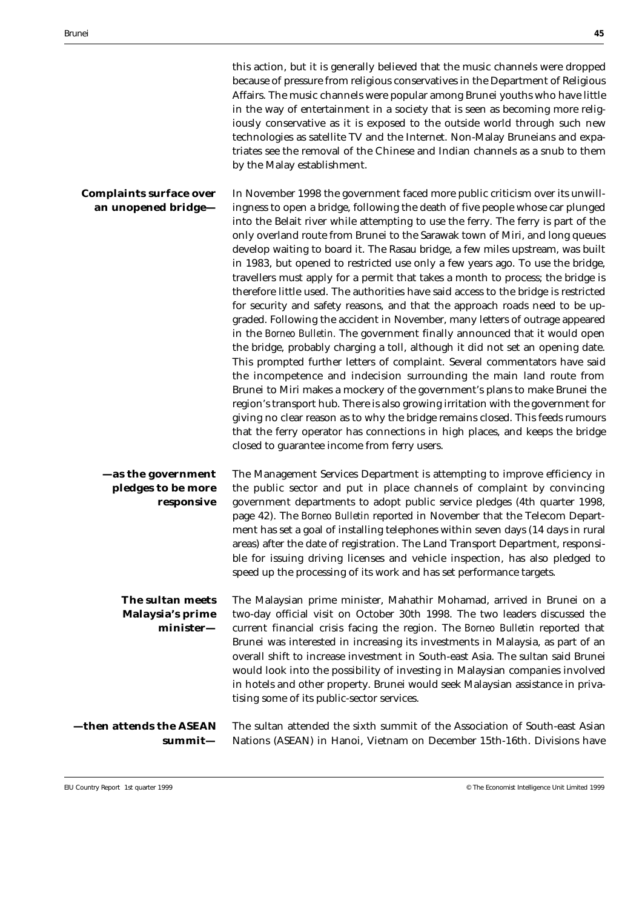this action, but it is generally believed that the music channels were dropped because of pressure from religious conservatives in the Department of Religious Affairs. The music channels were popular among Brunei youths who have little in the way of entertainment in a society that is seen as becoming more religiously conservative as it is exposed to the outside world through such new technologies as satellite TV and the Internet. Non-Malay Bruneians and expatriates see the removal of the Chinese and Indian channels as a snub to them by the Malay establishment.

**Complaints surface over an unopened bridge—**

In November 1998 the government faced more public criticism over its unwillingness to open a bridge, following the death of five people whose car plunged into the Belait river while attempting to use the ferry. The ferry is part of the only overland route from Brunei to the Sarawak town of Miri, and long queues develop waiting to board it. The Rasau bridge, a few miles upstream, was built in 1983, but opened to restricted use only a few years ago. To use the bridge, travellers must apply for a permit that takes a month to process; the bridge is therefore little used. The authorities have said access to the bridge is restricted for security and safety reasons, and that the approach roads need to be upgraded. Following the accident in November, many letters of outrage appeared in the *Borneo Bulletin*. The government finally announced that it would open the bridge, probably charging a toll, although it did not set an opening date. This prompted further letters of complaint. Several commentators have said the incompetence and indecision surrounding the main land route from Brunei to Miri makes a mockery of the government's plans to make Brunei the region's transport hub. There is also growing irritation with the government for giving no clear reason as to why the bridge remains closed. This feeds rumours that the ferry operator has connections in high places, and keeps the bridge closed to guarantee income from ferry users.

**—as the government pledges to be more responsive**

The Management Services Department is attempting to improve efficiency in the public sector and put in place channels of complaint by convincing government departments to adopt public service pledges (4th quarter 1998, page 42). The *Borneo Bulletin* reported in November that the Telecom Department has set a goal of installing telephones within seven days (14 days in rural areas) after the date of registration. The Land Transport Department, responsible for issuing driving licenses and vehicle inspection, has also pledged to speed up the processing of its work and has set performance targets.

**The sultan meets Malaysia's prime minister—**

The Malaysian prime minister, Mahathir Mohamad, arrived in Brunei on a two-day official visit on October 30th 1998. The two leaders discussed the current financial crisis facing the region. The *Borneo Bulletin* reported that Brunei was interested in increasing its investments in Malaysia, as part of an overall shift to increase investment in South-east Asia. The sultan said Brunei would look into the possibility of investing in Malaysian companies involved in hotels and other property. Brunei would seek Malaysian assistance in privatising some of its public-sector services.

**—then attends the ASEAN summit—**

The sultan attended the sixth summit of the Association of South-east Asian Nations (ASEAN) in Hanoi, Vietnam on December 15th-16th. Divisions have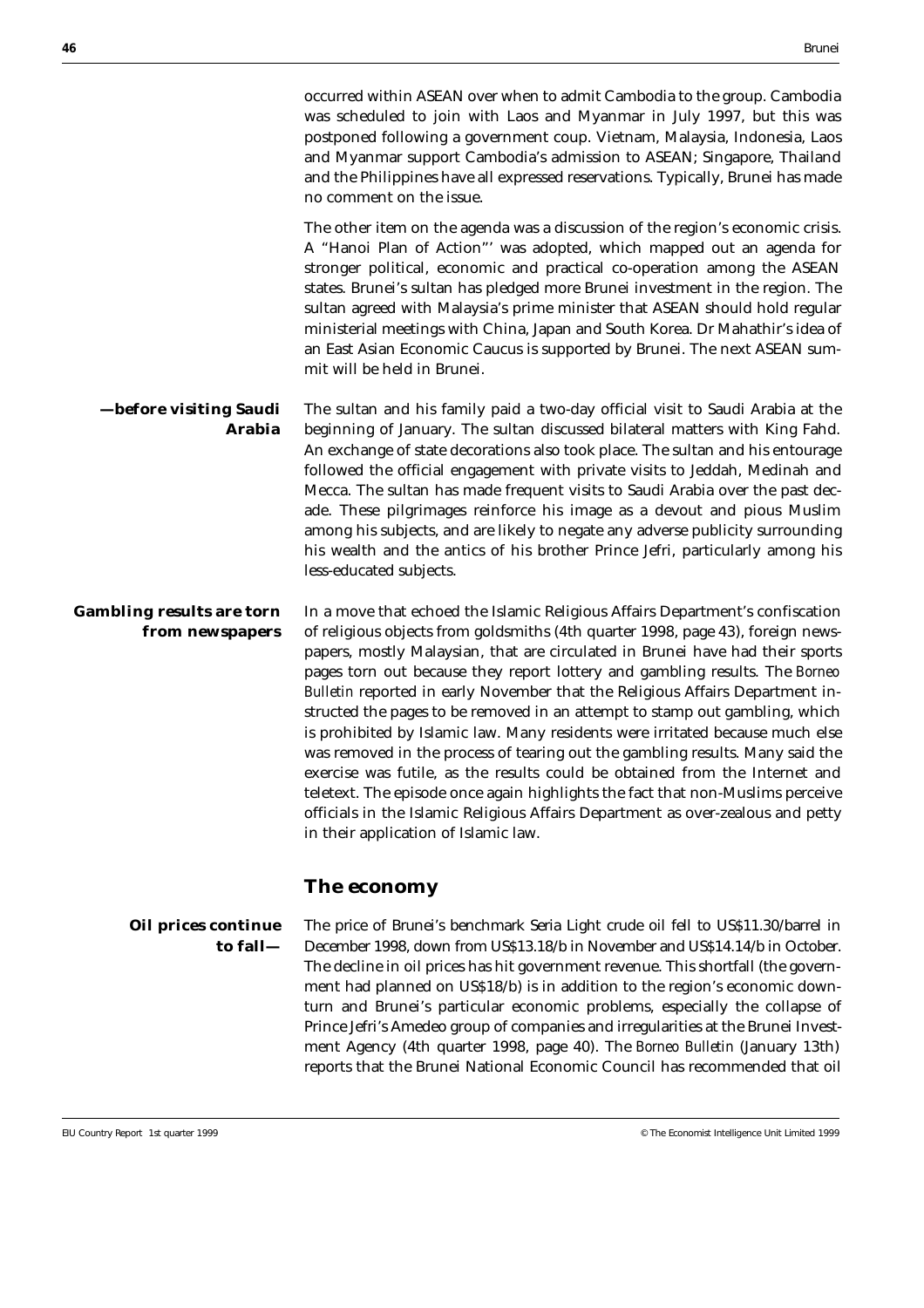occurred within ASEAN over when to admit Cambodia to the group. Cambodia was scheduled to join with Laos and Myanmar in July 1997, but this was postponed following a government coup. Vietnam, Malaysia, Indonesia, Laos and Myanmar support Cambodia's admission to ASEAN; Singapore, Thailand and the Philippines have all expressed reservations. Typically, Brunei has made no comment on the issue.

The other item on the agenda was a discussion of the region's economic crisis. A "Hanoi Plan of Action"' was adopted, which mapped out an agenda for stronger political, economic and practical co-operation among the ASEAN states. Brunei's sultan has pledged more Brunei investment in the region. The sultan agreed with Malaysia's prime minister that ASEAN should hold regular ministerial meetings with China, Japan and South Korea. Dr Mahathir's idea of an East Asian Economic Caucus is supported by Brunei. The next ASEAN summit will be held in Brunei.

**—before visiting Saudi Arabia**

The sultan and his family paid a two-day official visit to Saudi Arabia at the beginning of January. The sultan discussed bilateral matters with King Fahd. An exchange of state decorations also took place. The sultan and his entourage followed the official engagement with private visits to Jeddah, Medinah and Mecca. The sultan has made frequent visits to Saudi Arabia over the past decade. These pilgrimages reinforce his image as a devout and pious Muslim among his subjects, and are likely to negate any adverse publicity surrounding his wealth and the antics of his brother Prince Jefri, particularly among his less-educated subjects.

**Gambling results are torn from newspapers**

In a move that echoed the Islamic Religious Affairs Department's confiscation of religious objects from goldsmiths (4th quarter 1998, page 43), foreign newspapers, mostly Malaysian, that are circulated in Brunei have had their sports pages torn out because they report lottery and gambling results. The *Borneo Bulletin* reported in early November that the Religious Affairs Department instructed the pages to be removed in an attempt to stamp out gambling, which is prohibited by Islamic law. Many residents were irritated because much else was removed in the process of tearing out the gambling results. Many said the exercise was futile, as the results could be obtained from the Internet and teletext. The episode once again highlights the fact that non-Muslims perceive officials in the Islamic Religious Affairs Department as over-zealous and petty in their application of Islamic law.

## The economy

**Oil prices continue to fall—**

The price of Brunei's benchmark Seria Light crude oil fell to US$11.30/barrel in December 1998, down from US$13.18/b in November and US$14.14/b in October. The decline in oil prices has hit government revenue. This shortfall (the government had planned on US$18/b) is in addition to the region's economic downturn and Brunei's particular economic problems, especially the collapse of Prince Jefri's Amedeo group of companies and irregularities at the Brunei Investment Agency (4th quarter 1998, page 40). The *Borneo Bulletin* (January 13th) reports that the Brunei National Economic Council has recommended that oil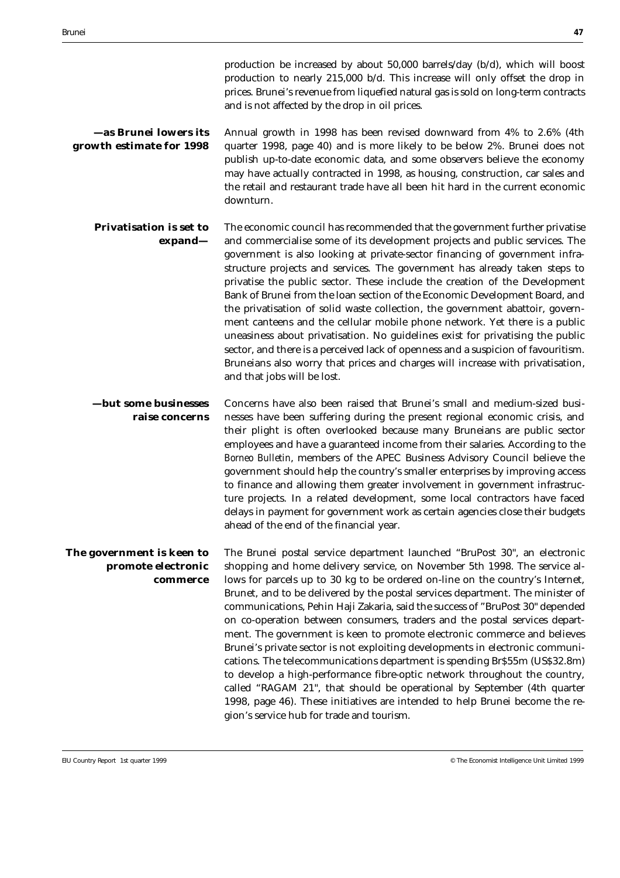production be increased by about 50,000 barrels/day (b/d), which will boost production to nearly 215,000 b/d. This increase will only offset the drop in prices. Brunei's revenue from liquefied natural gas is sold on long-term contracts and is not affected by the drop in oil prices.

**—as Brunei lowers its growth estimate for 1998**

Annual growth in 1998 has been revised downward from 4% to 2.6% (4th quarter 1998, page 40) and is more likely to be below 2%. Brunei does not publish up-to-date economic data, and some observers believe the economy may have actually contracted in 1998, as housing, construction, car sales and the retail and restaurant trade have all been hit hard in the current economic downturn.

**Privatisation is set to expand—**

The economic council has recommended that the government further privatise and commercialise some of its development projects and public services. The government is also looking at private-sector financing of government infrastructure projects and services. The government has already taken steps to privatise the public sector. These include the creation of the Development Bank of Brunei from the loan section of the Economic Development Board, and the privatisation of solid waste collection, the government abattoir, government canteens and the cellular mobile phone network. Yet there is a public uneasiness about privatisation. No guidelines exist for privatising the public sector, and there is a perceived lack of openness and a suspicion of favouritism. Bruneians also worry that prices and charges will increase with privatisation, and that jobs will be lost.

**—but some businesses raise concerns**

Concerns have also been raised that Brunei's small and medium-sized businesses have been suffering during the present regional economic crisis, and their plight is often overlooked because many Bruneians are public sector employees and have a guaranteed income from their salaries. According to the *Borneo Bulletin*, members of the APEC Business Advisory Council believe the government should help the country's smaller enterprises by improving access to finance and allowing them greater involvement in government infrastructure projects. In a related development, some local contractors have faced delays in payment for government work as certain agencies close their budgets ahead of the end of the financial year.

**The government is keen to promote electronic commerce**

The Brunei postal service department launched "BruPost 30", an electronic shopping and home delivery service, on November 5th 1998. The service allows for parcels up to 30 kg to be ordered on-line on the country's Internet, Brunet, and to be delivered by the postal services department. The minister of communications, Pehin Haji Zakaria, said the success of "BruPost 30" depended on co-operation between consumers, traders and the postal services department. The government is keen to promote electronic commerce and believes Brunei's private sector is not exploiting developments in electronic communications. The telecommunications department is spending Br$55m (US$32.8m) to develop a high-performance fibre-optic network throughout the country, called "RAGAM 21", that should be operational by September (4th quarter 1998, page 46). These initiatives are intended to help Brunei become the region's service hub for trade and tourism.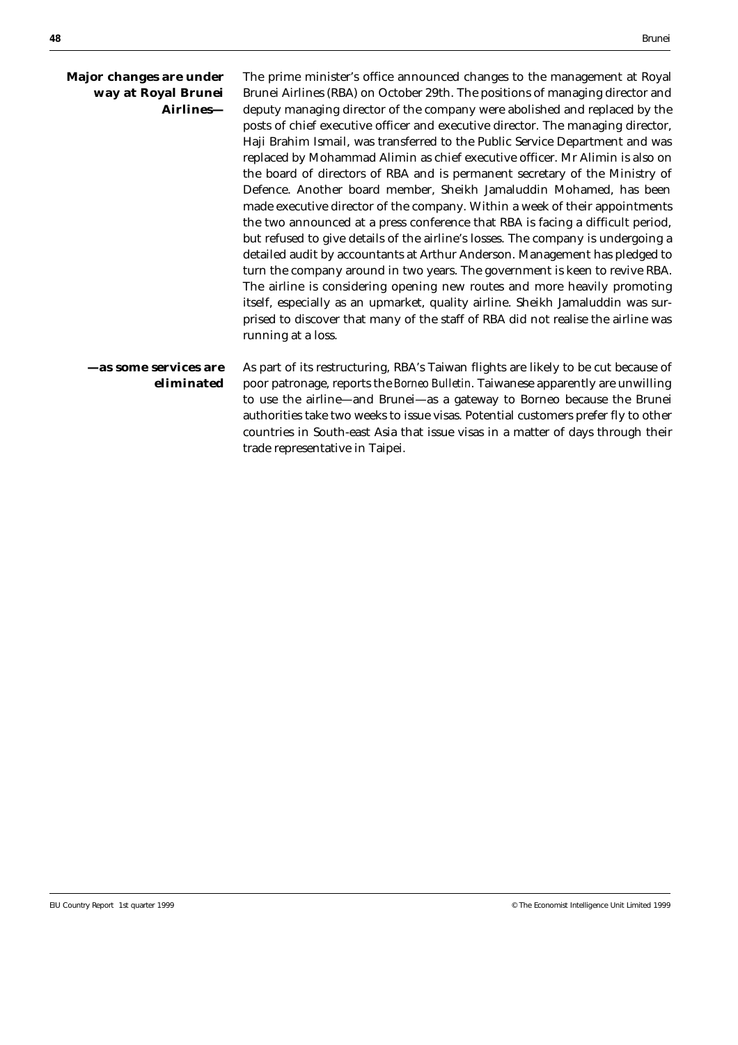**Major changes are under way at Royal Brunei Airlines—**

The prime minister's office announced changes to the management at Royal Brunei Airlines (RBA) on October 29th. The positions of managing director and deputy managing director of the company were abolished and replaced by the posts of chief executive officer and executive director. The managing director, Haji Brahim Ismail, was transferred to the Public Service Department and was replaced by Mohammad Alimin as chief executive officer. Mr Alimin is also on the board of directors of RBA and is permanent secretary of the Ministry of Defence. Another board member, Sheikh Jamaluddin Mohamed, has been made executive director of the company. Within a week of their appointments the two announced at a press conference that RBA is facing a difficult period, but refused to give details of the airline's losses. The company is undergoing a detailed audit by accountants at Arthur Anderson. Management has pledged to turn the company around in two years. The government is keen to revive RBA. The airline is considering opening new routes and more heavily promoting itself, especially as an upmarket, quality airline. Sheikh Jamaluddin was surprised to discover that many of the staff of RBA did not realise the airline was running at a loss.

**—as some services are eliminated**

As part of its restructuring, RBA's Taiwan flights are likely to be cut because of poor patronage, reports the *Borneo Bulletin*. Taiwanese apparently are unwilling to use the airline—and Brunei—as a gateway to Borneo because the Brunei authorities take two weeks to issue visas. Potential customers prefer fly to other countries in South-east Asia that issue visas in a matter of days through their trade representative in Taipei.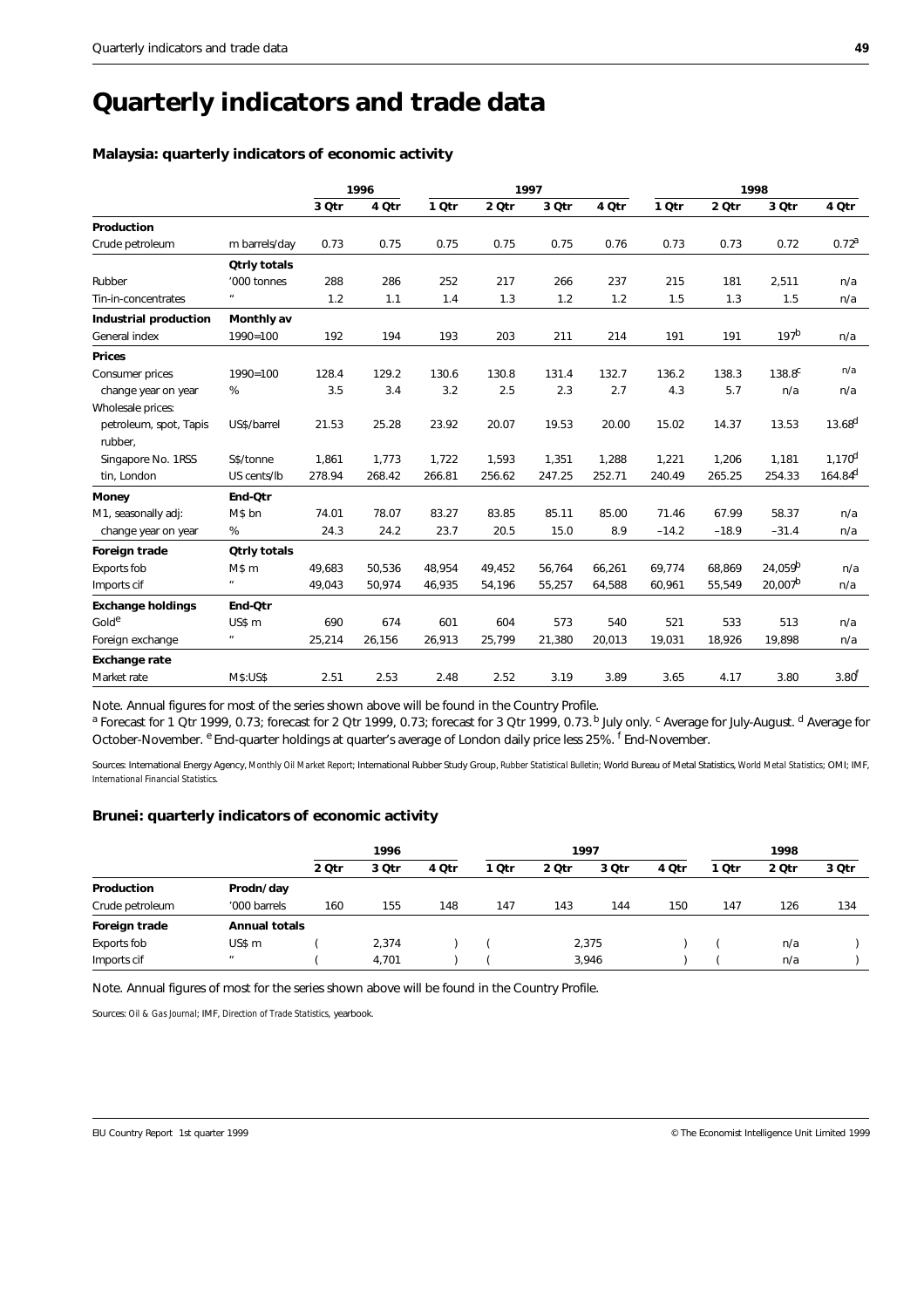# Quarterly indicators and trade data

### Malaysia: quarterly indicators of economic activity

| | | 1996 | | 1997 | | | | 1998 | | | |
|---|---|---|---|---|---|---|---|---|---|---|---|
| | | 3 Qtr | 4 Qtr | 1 Qtr | 2 Qtr | 3 Qtr | 4 Qtr | 1 Qtr | 2 Qtr | 3 Qtr | 4 Qtr |
| **Production** | | | | | | | | | | | |
| Crude petroleum | m barrels/day | 0.73 | 0.75 | 0.75 | 0.75 | 0.75 | 0.76 | 0.73 | 0.73 | 0.72 | 0.72[a] |
| | **Qtrly totals** | | | | | | | | | | |
| Rubber | '000 tonnes | 288 | 286 | 252 | 217 | 266 | 237 | 215 | 181 | 2,511 | n/a |
| Tin-in-concentrates | " | 1.2 | 1.1 | 1.4 | 1.3 | 1.2 | 1.2 | 1.5 | 1.3 | 1.5 | n/a |
| **Industrial production** | **Monthly av** | | | | | | | | | | |
| General index | 1990=100 | 192 | 194 | 193 | 203 | 211 | 214 | 191 | 191 | 197[b] | n/a |
| **Prices** | | | | | | | | | | | |
| Consumer prices | 1990=100 | 128.4 | 129.2 | 130.6 | 130.8 | 131.4 | 132.7 | 136.2 | 138.3 | 138.8[c] | n/a |
| change year on year | % | 3.5 | 3.4 | 3.2 | 2.5 | 2.3 | 2.7 | 4.3 | 5.7 | n/a | n/a |
| Wholesale prices: | | | | | | | | | | | |
| petroleum, spot, Tapis | US$/barrel | 21.53 | 25.28 | 23.92 | 20.07 | 19.53 | 20.00 | 15.02 | 14.37 | 13.53 | 13.68[d] |
| rubber, | | | | | | | | | | | |
| Singapore No. 1RSS | S$/tonne | 1,861 | 1,773 | 1,722 | 1,593 | 1,351 | 1,288 | 1,221 | 1,206 | 1,181 | 1,170[d] |
| tin, London | US cents/lb | 278.94 | 268.42 | 266.81 | 256.62 | 247.25 | 252.71 | 240.49 | 265.25 | 254.33 | 164.84[d] |
| **Money** | **End-Qtr** | | | | | | | | | | |
| M1, seasonally adj: | M$ bn | 74.01 | 78.07 | 83.27 | 83.85 | 85.11 | 85.00 | 71.46 | 67.99 | 58.37 | n/a |
| change year on year | % | 24.3 | 24.2 | 23.7 | 20.5 | 15.0 | 8.9 | –14.2 | –18.9 | –31.4 | n/a |
| **Foreign trade** | **Qtrly totals** | | | | | | | | | | |
| Exports fob | M$ m | 49,683 | 50,536 | 48,954 | 49,452 | 56,764 | 66,261 | 69,774 | 68,869 | 24,059[b] | n/a |
| Imports cif | " | 49,043 | 50,974 | 46,935 | 54,196 | 55,257 | 64,588 | 60,961 | 55,549 | 20,007[b] | n/a |
| **Exchange holdings** | **End-Qtr** | | | | | | | | | | |
| Gold[e] | US$ m | 690 | 674 | 601 | 604 | 573 | 540 | 521 | 533 | 513 | n/a |
| Foreign exchange | " | 25,214 | 26,156 | 26,913 | 25,799 | 21,380 | 20,013 | 19,031 | 18,926 | 19,898 | n/a |
| **Exchange rate** | | | | | | | | | | | |
| Market rate | M$:US$ | 2.51 | 2.53 | 2.48 | 2.52 | 3.19 | 3.89 | 3.65 | 4.17 | 3.80 | 3.80[f] |

Note. Annual figures for most of the series shown above will be found in the Country Profile.
[a] Forecast for 1 Qtr 1999, 0.73; forecast for 2 Qtr 1999, 0.73; forecast for 3 Qtr 1999, 0.73. [b] July only. [c] Average for July-August. [d] Average for October-November. [e] End-quarter holdings at quarter's average of London daily price less 25%. [f] End-November.

Sources: International Energy Agency, *Monthly Oil Market Report*; International Rubber Study Group, *Rubber Statistical Bulletin*; World Bureau of Metal Statistics, *World Metal Statistics*; OMI; IMF, *International Financial Statistics*.

### Brunei: quarterly indicators of economic activity

| | | 1996 | | | 1997 | | | | 1998 | | |
|---|---|---|---|---|---|---|---|---|---|---|---|
| | | 2 Qtr | 3 Qtr | 4 Qtr | 1 Qtr | 2 Qtr | 3 Qtr | 4 Qtr | 1 Qtr | 2 Qtr | 3 Qtr |
| **Production** | **Prodn/day** | | | | | | | | | | |
| Crude petroleum | '000 barrels | 160 | 155 | 148 | 147 | 143 | 144 | 150 | 147 | 126 | 134 |
| **Foreign trade** | **Annual totals** | | | | | | | | | | |
| Exports fob | US$ m | ( | 2,374 | ) | ( | | 2,375 | ) | ( | n/a | ) |
| Imports cif | " | ( | 4,701 | ) | ( | | 3,946 | ) | ( | n/a | ) |

Note. Annual figures of most for the series shown above will be found in the Country Profile.

Sources: *Oil & Gas Journal*; IMF, *Direction of Trade Statistics*, yearbook.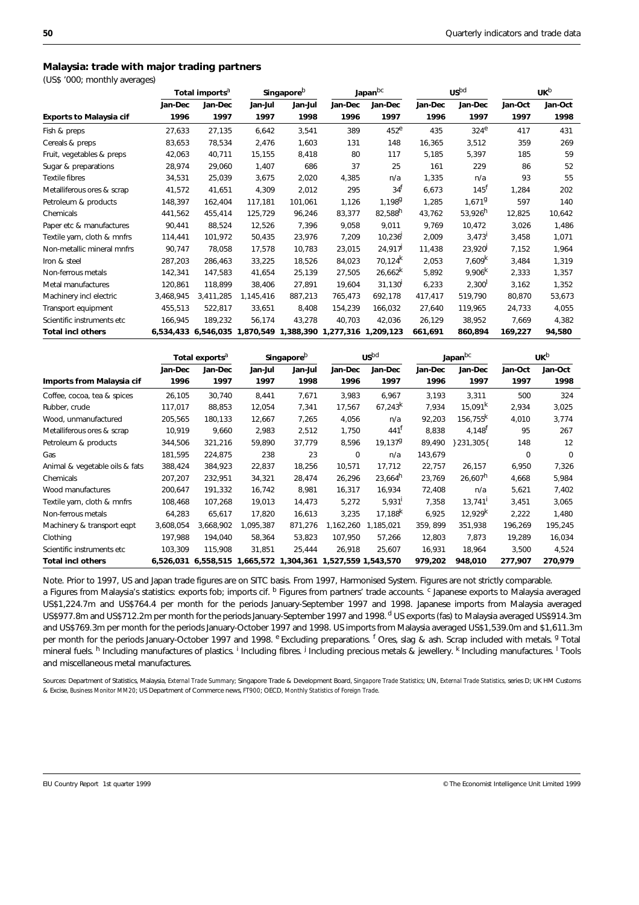## Malaysia: trade with major trading partners

(US$ '000; monthly averages)

| | Total imports[a] | | Singapore[b] | | Japan[bc] | | US[bd] | | UK[b] | |
|---|---|---|---|---|---|---|---|---|---|---|
| | Jan-Dec | Jan-Dec | Jan-Jul | Jan-Jul | Jan-Dec | Jan-Dec | Jan-Dec | Jan-Dec | Jan-Oct | Jan-Oct |
| **Exports to Malaysia cif** | 1996 | 1997 | 1997 | 1998 | 1996 | 1997 | 1996 | 1997 | 1997 | 1998 |
| Fish & preps | 27,633 | 27,135 | 6,642 | 3,541 | 389 | 452[e] | 435 | 324[e] | 417 | 431 |
| Cereals & preps | 83,653 | 78,534 | 2,476 | 1,603 | 131 | 148 | 16,365 | 3,512 | 359 | 269 |
| Fruit, vegetables & preps | 42,063 | 40,711 | 15,155 | 8,418 | 80 | 117 | 5,185 | 5,397 | 185 | 59 |
| Sugar & preparations | 28,974 | 29,060 | 1,407 | 686 | 37 | 25 | 161 | 229 | 86 | 52 |
| Textile fibres | 34,531 | 25,039 | 3,675 | 2,020 | 4,385 | n/a | 1,335 | n/a | 93 | 55 |
| Metalliferous ores & scrap | 41,572 | 41,651 | 4,309 | 2,012 | 295 | 34[f] | 6,673 | 145[f] | 1,284 | 202 |
| Petroleum & products | 148,397 | 162,404 | 117,181 | 101,061 | 1,126 | 1,198[g] | 1,285 | 1,671[g] | 597 | 140 |
| Chemicals | 441,562 | 455,414 | 125,729 | 96,246 | 83,377 | 82,588[h] | 43,762 | 53,926[h] | 12,825 | 10,642 |
| Paper etc & manufactures | 90,441 | 88,524 | 12,526 | 7,396 | 9,058 | 9,011 | 9,769 | 10,472 | 3,026 | 1,486 |
| Textile yarn, cloth & mnfrs | 114,441 | 101,972 | 50,435 | 23,976 | 7,209 | 10,236[i] | 2,009 | 3,473[i] | 3,458 | 1,071 |
| Non-metallic mineral mnfrs | 90,747 | 78,058 | 17,578 | 10,783 | 23,015 | 24,917[j] | 11,438 | 23,920[j] | 7,152 | 1,964 |
| Iron & steel | 287,203 | 286,463 | 33,225 | 18,526 | 84,023 | 70,124[k] | 2,053 | 7,609[k] | 3,484 | 1,319 |
| Non-ferrous metals | 142,341 | 147,583 | 41,654 | 25,139 | 27,505 | 26,662[k] | 5,892 | 9,906[k] | 2,333 | 1,357 |
| Metal manufactures | 120,861 | 118,899 | 38,406 | 27,891 | 19,604 | 31,130[l] | 6,233 | 2,300[l] | 3,162 | 1,352 |
| Machinery incl electric | 3,468,945 | 3,411,285 | 1,145,416 | 887,213 | 765,473 | 692,178 | 417,417 | 519,790 | 80,870 | 53,673 |
| Transport equipment | 455,513 | 522,817 | 33,651 | 8,408 | 154,239 | 166,032 | 27,640 | 119,965 | 24,733 | 4,055 |
| Scientific instruments etc | 166,945 | 189,232 | 56,174 | 43,278 | 40,703 | 42,036 | 26,129 | 38,952 | 7,669 | 4,382 |
| **Total incl others** | **6,534,433** | **6,546,035** | **1,870,549** | **1,388,390** | **1,277,316** | **1,209,123** | **661,691** | **860,894** | **169,227** | **94,580** |

| | Total exports[a] | | Singapore[b] | | US[bd] | | Japan[bc] | | UK[b] | |
|---|---|---|---|---|---|---|---|---|---|---|
| | Jan-Dec | Jan-Dec | Jan-Jul | Jan-Jul | Jan-Dec | Jan-Dec | Jan-Dec | Jan-Dec | Jan-Oct | Jan-Oct |
| **Imports from Malaysia cif** | 1996 | 1997 | 1997 | 1998 | 1996 | 1997 | 1996 | 1997 | 1997 | 1998 |
| Coffee, cocoa, tea & spices | 26,105 | 30,740 | 8,441 | 7,671 | 3,983 | 6,967 | 3,193 | 3,311 | 500 | 324 |
| Rubber, crude | 117,017 | 88,853 | 12,054 | 7,341 | 17,567 | 67,243[k] | 7,934 | 15,091[k] | 2,934 | 3,025 |
| Wood, unmanufactured | 205,565 | 180,133 | 12,667 | 7,265 | 4,056 | n/a | 92,203 | 156,755[k] | 4,010 | 3,774 |
| Metalliferous ores & scrap | 10,919 | 9,660 | 2,983 | 2,512 | 1,750 | 441[f] | 8,838 | 4,148[f] | 95 | 267 |
| Petroleum & products | 344,506 | 321,216 | 59,890 | 37,779 | 8,596 | 19,137[g] | 89,490 | }231,305{ | 148 | 12 |
| Gas | 181,595 | 224,875 | 238 | 23 | 0 | n/a | 143,679 | | 0 | 0 |
| Animal & vegetable oils & fats | 388,424 | 384,923 | 22,837 | 18,256 | 10,571 | 17,712 | 22,757 | 26,157 | 6,950 | 7,326 |
| Chemicals | 207,207 | 232,951 | 34,321 | 28,474 | 26,296 | 23,664[h] | 23,769 | 26,607[h] | 4,668 | 5,984 |
| Wood manufactures | 200,647 | 191,332 | 16,742 | 8,981 | 16,317 | 16,934 | 72,408 | n/a | 5,621 | 7,402 |
| Textile yarn, cloth & mnfrs | 108,468 | 107,268 | 19,013 | 14,473 | 5,272 | 5,931[i] | 7,358 | 13,741[i] | 3,451 | 3,065 |
| Non-ferrous metals | 64,283 | 65,617 | 17,820 | 16,613 | 3,235 | 17,188[k] | 6,925 | 12,929[k] | 2,222 | 1,480 |
| Machinery & transport eqpt | 3,608,054 | 3,668,902 | 1,095,387 | 871,276 | 1,162,260 | 1,185,021 | 359, 899 | 351,938 | 196,269 | 195,245 |
| Clothing | 197,988 | 194,040 | 58,364 | 53,823 | 107,950 | 57,266 | 12,803 | 7,873 | 19,289 | 16,034 |
| Scientific instruments etc | 103,309 | 115,908 | 31,851 | 25,444 | 26,918 | 25,607 | 16,931 | 18,964 | 3,500 | 4,524 |
| **Total incl others** | **6,526,031** | **6,558,515** | **1,665,572** | **1,304,361** | **1,527,559** | **1,543,570** | **979,202** | **948,010** | **277,907** | **270,979** |

Note. Prior to 1997, US and Japan trade figures are on SITC basis. From 1997, Harmonised System. Figures are not strictly comparable.
a Figures from Malaysia's statistics: exports fob; imports cif. b Figures from partners' trade accounts. c Japanese exports to Malaysia averaged US$1,224.7m and US$764.4 per month for the periods January-September 1997 and 1998. Japanese imports from Malaysia averaged US$977.8m and US$712.2m per month for the periods January-September 1997 and 1998. d US exports (fas) to Malaysia averaged US$914.3m and US$769.3m per month for the periods January-October 1997 and 1998. US imports from Malaysia averaged US$1,539.0m and $1,611.3m per month for the periods January-October 1997 and 1998. e Excluding preparations. f Ores, slag & ash. Scrap included with metals. g Total mineral fuels. h Including manufactures of plastics. i Including fibres. j Including precious metals & jewellery. k Including manufactures. l Tools and miscellaneous metal manufactures.

Sources: Department of Statistics, Malaysia, *External Trade Summary*; Singapore Trade & Development Board, *Singapore Trade Statistics*; UN, *External Trade Statistics*, series D; UK HM Customs & Excise, *Business Monitor MM20*; US Department of Commerce news, *FT900*; OECD, *Monthly Statistics of Foreign Trade*.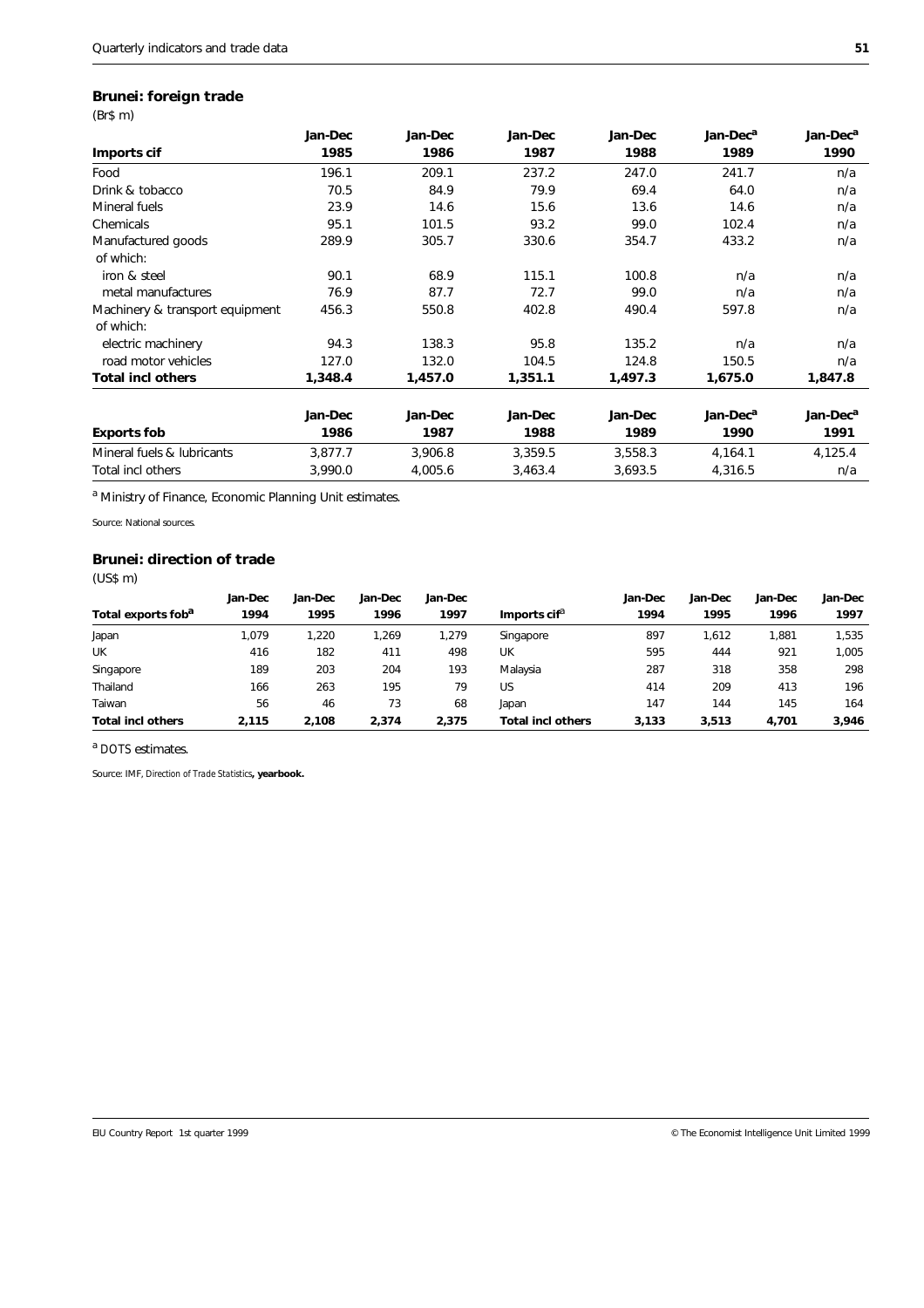## Brunei: foreign trade

(Br$ m)

| Imports cif | Jan-Dec 1985 | Jan-Dec 1986 | Jan-Dec 1987 | Jan-Dec 1988 | Jan-Dec[a] 1989 | Jan-Dec[a] 1990 |
|---|---|---|---|---|---|---|
| Food | 196.1 | 209.1 | 237.2 | 247.0 | 241.7 | n/a |
| Drink & tobacco | 70.5 | 84.9 | 79.9 | 69.4 | 64.0 | n/a |
| Mineral fuels | 23.9 | 14.6 | 15.6 | 13.6 | 14.6 | n/a |
| Chemicals | 95.1 | 101.5 | 93.2 | 99.0 | 102.4 | n/a |
| Manufactured goods | 289.9 | 305.7 | 330.6 | 354.7 | 433.2 | n/a |
| of which: | | | | | | |
| iron & steel | 90.1 | 68.9 | 115.1 | 100.8 | n/a | n/a |
| metal manufactures | 76.9 | 87.7 | 72.7 | 99.0 | n/a | n/a |
| Machinery & transport equipment | 456.3 | 550.8 | 402.8 | 490.4 | 597.8 | n/a |
| of which: | | | | | | |
| electric machinery | 94.3 | 138.3 | 95.8 | 135.2 | n/a | n/a |
| road motor vehicles | 127.0 | 132.0 | 104.5 | 124.8 | 150.5 | n/a |
| **Total incl others** | **1,348.4** | **1,457.0** | **1,351.1** | **1,497.3** | **1,675.0** | **1,847.8** |

| Exports fob | Jan-Dec 1986 | Jan-Dec 1987 | Jan-Dec 1988 | Jan-Dec 1989 | Jan-Dec[a] 1990 | Jan-Dec[a] 1991 |
|---|---|---|---|---|---|---|
| Mineral fuels & lubricants | 3,877.7 | 3,906.8 | 3,359.5 | 3,558.3 | 4,164.1 | 4,125.4 |
| Total incl others | 3,990.0 | 4,005.6 | 3,463.4 | 3,693.5 | 4,316.5 | n/a |

[a] Ministry of Finance, Economic Planning Unit estimates.

Source: National sources.

## Brunei: direction of trade

(US$ m)

| Total exports fob[a] | Jan-Dec 1994 | Jan-Dec 1995 | Jan-Dec 1996 | Jan-Dec 1997 | Imports cif[a] | Jan-Dec 1994 | Jan-Dec 1995 | Jan-Dec 1996 | Jan-Dec 1997 |
|---|---|---|---|---|---|---|---|---|---|
| Japan | 1,079 | 1,220 | 1,269 | 1,279 | Singapore | 897 | 1,612 | 1,881 | 1,535 |
| UK | 416 | 182 | 411 | 498 | UK | 595 | 444 | 921 | 1,005 |
| Singapore | 189 | 203 | 204 | 193 | Malaysia | 287 | 318 | 358 | 298 |
| Thailand | 166 | 263 | 195 | 79 | US | 414 | 209 | 413 | 196 |
| Taiwan | 56 | 46 | 73 | 68 | Japan | 147 | 144 | 145 | 164 |
| **Total incl others** | **2,115** | **2,108** | **2,374** | **2,375** | **Total incl others** | **3,133** | **3,513** | **4,701** | **3,946** |

[a] DOTS estimates.

Source: IMF, *Direction of Trade Statistics*, **yearbook.**